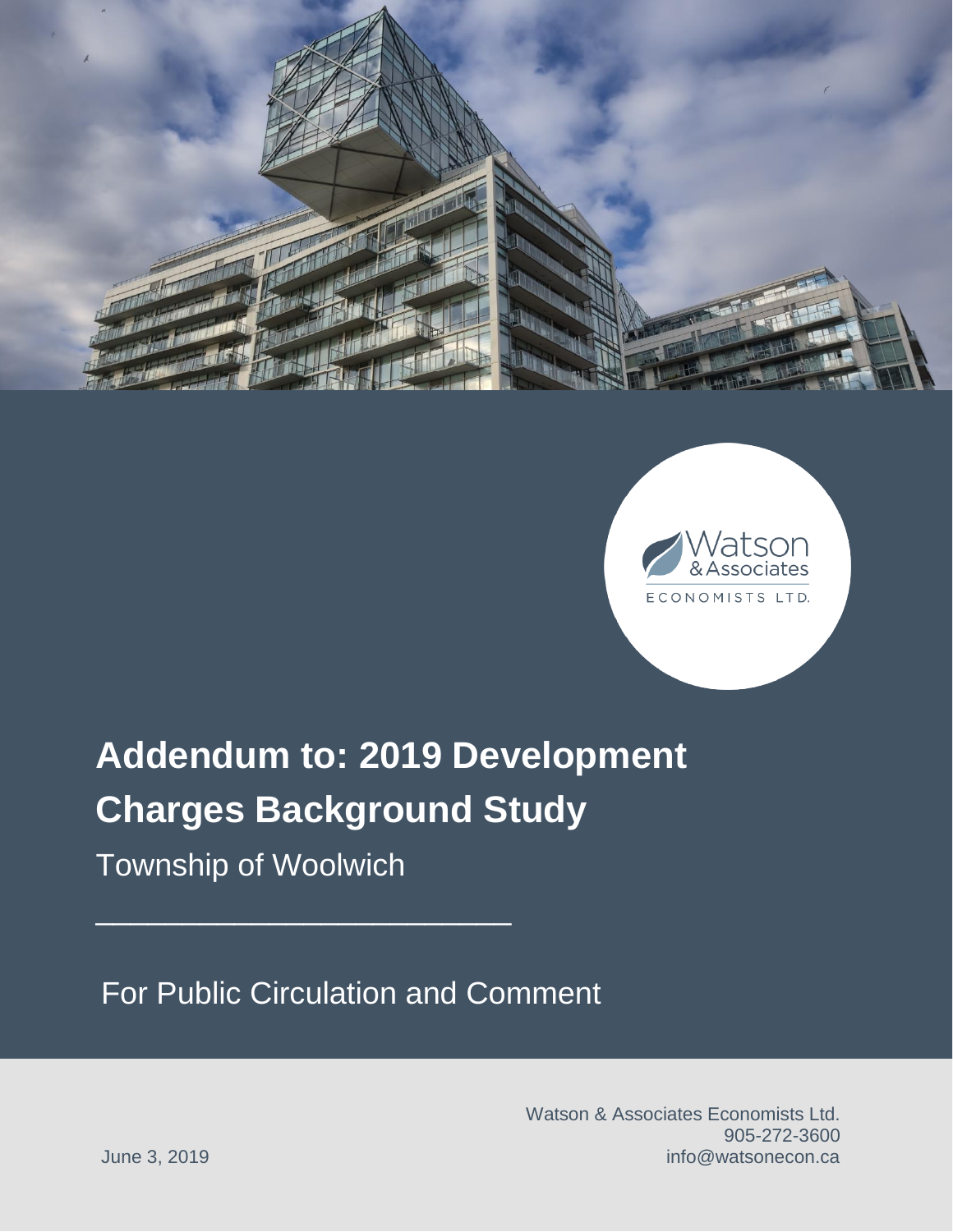# Addendum to: 2019 Development Charges Background Study

Township of Woolwich

For Public Circulation and Comment

Watson & Associates Economists Ltd.
905-272-3600
info@watsonecon.ca

June 3, 2019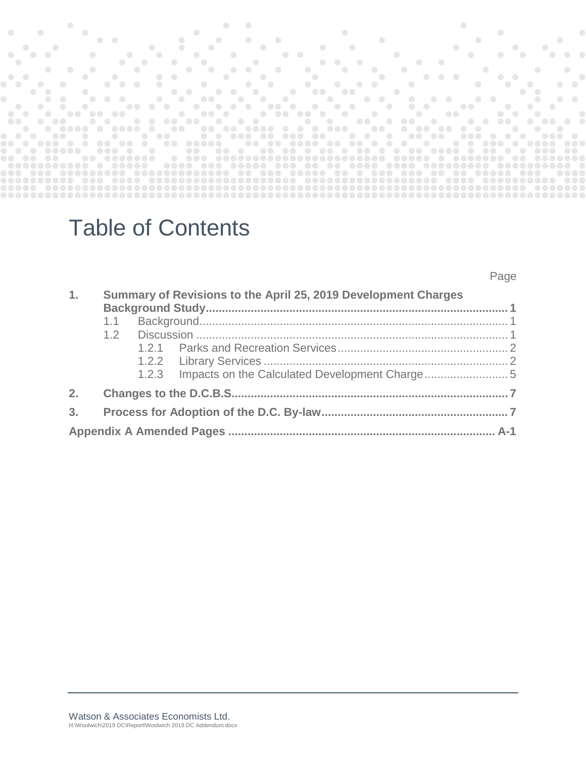# Table of Contents

Page

**1. Summary of Revisions to the April 25, 2019 Development Charges Background Study ............................................................................................. 1**

- 1.1 Background................................................................................................ 1
- 1.2 Discussion ................................................................................................. 1
  - 1.2.1 Parks and Recreation Services.................................................... 2
  - 1.2.2 Library Services ........................................................................... 2
  - 1.2.3 Impacts on the Calculated Development Charge.......................... 5

**2. Changes to the D.C.B.S.................................................................................... 7**

**3. Process for Adoption of the D.C. By-law......................................................... 7**

**Appendix A Amended Pages ................................................................................. A-1**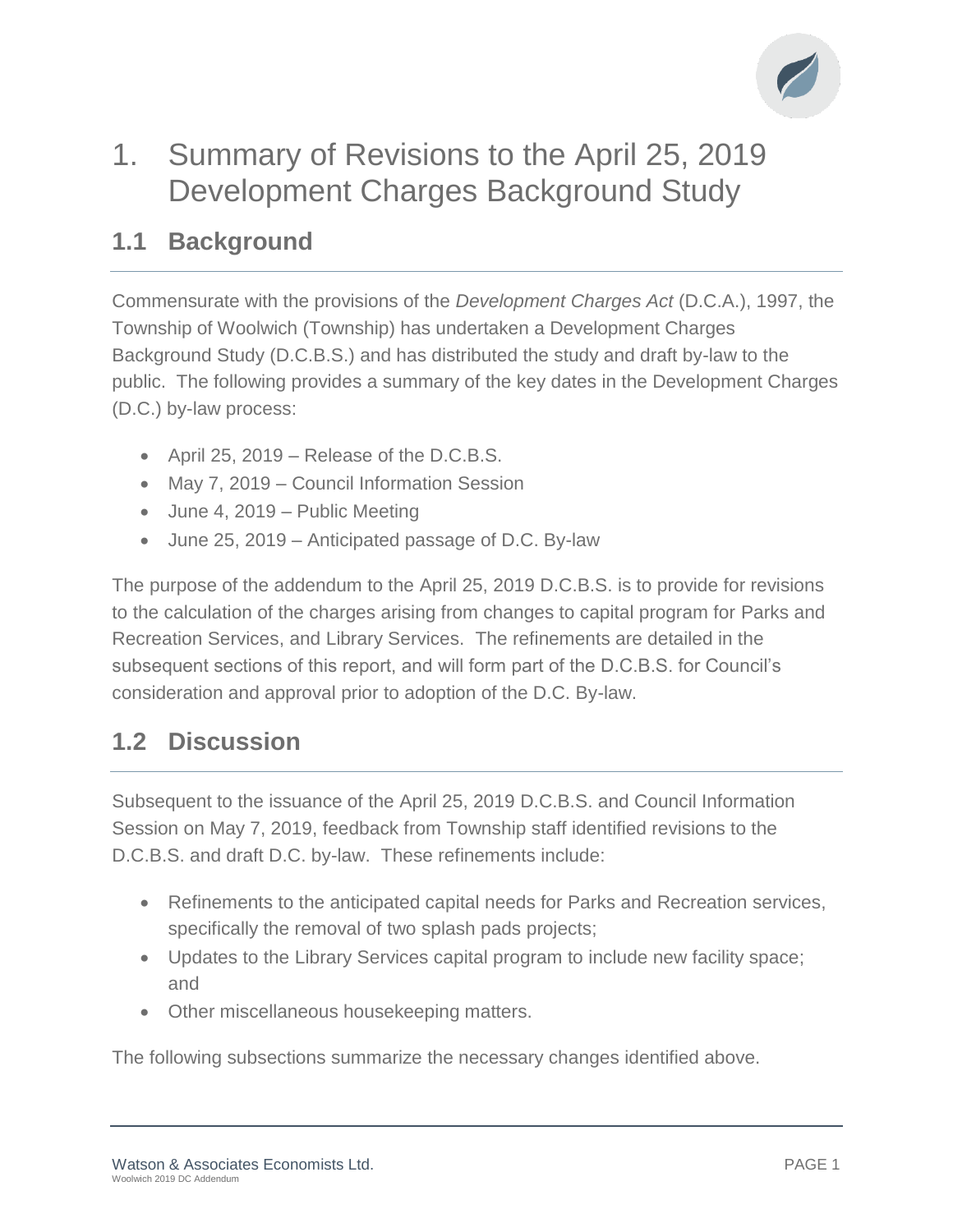# 1. Summary of Revisions to the April 25, 2019 Development Charges Background Study

## 1.1 Background

Commensurate with the provisions of the *Development Charges Act* (D.C.A.), 1997, the Township of Woolwich (Township) has undertaken a Development Charges Background Study (D.C.B.S.) and has distributed the study and draft by-law to the public. The following provides a summary of the key dates in the Development Charges (D.C.) by-law process:

- April 25, 2019 – Release of the D.C.B.S.
- May 7, 2019 – Council Information Session
- June 4, 2019 – Public Meeting
- June 25, 2019 – Anticipated passage of D.C. By-law

The purpose of the addendum to the April 25, 2019 D.C.B.S. is to provide for revisions to the calculation of the charges arising from changes to capital program for Parks and Recreation Services, and Library Services. The refinements are detailed in the subsequent sections of this report, and will form part of the D.C.B.S. for Council's consideration and approval prior to adoption of the D.C. By-law.

## 1.2 Discussion

Subsequent to the issuance of the April 25, 2019 D.C.B.S. and Council Information Session on May 7, 2019, feedback from Township staff identified revisions to the D.C.B.S. and draft D.C. by-law. These refinements include:

- Refinements to the anticipated capital needs for Parks and Recreation services, specifically the removal of two splash pads projects;
- Updates to the Library Services capital program to include new facility space; and
- Other miscellaneous housekeeping matters.

The following subsections summarize the necessary changes identified above.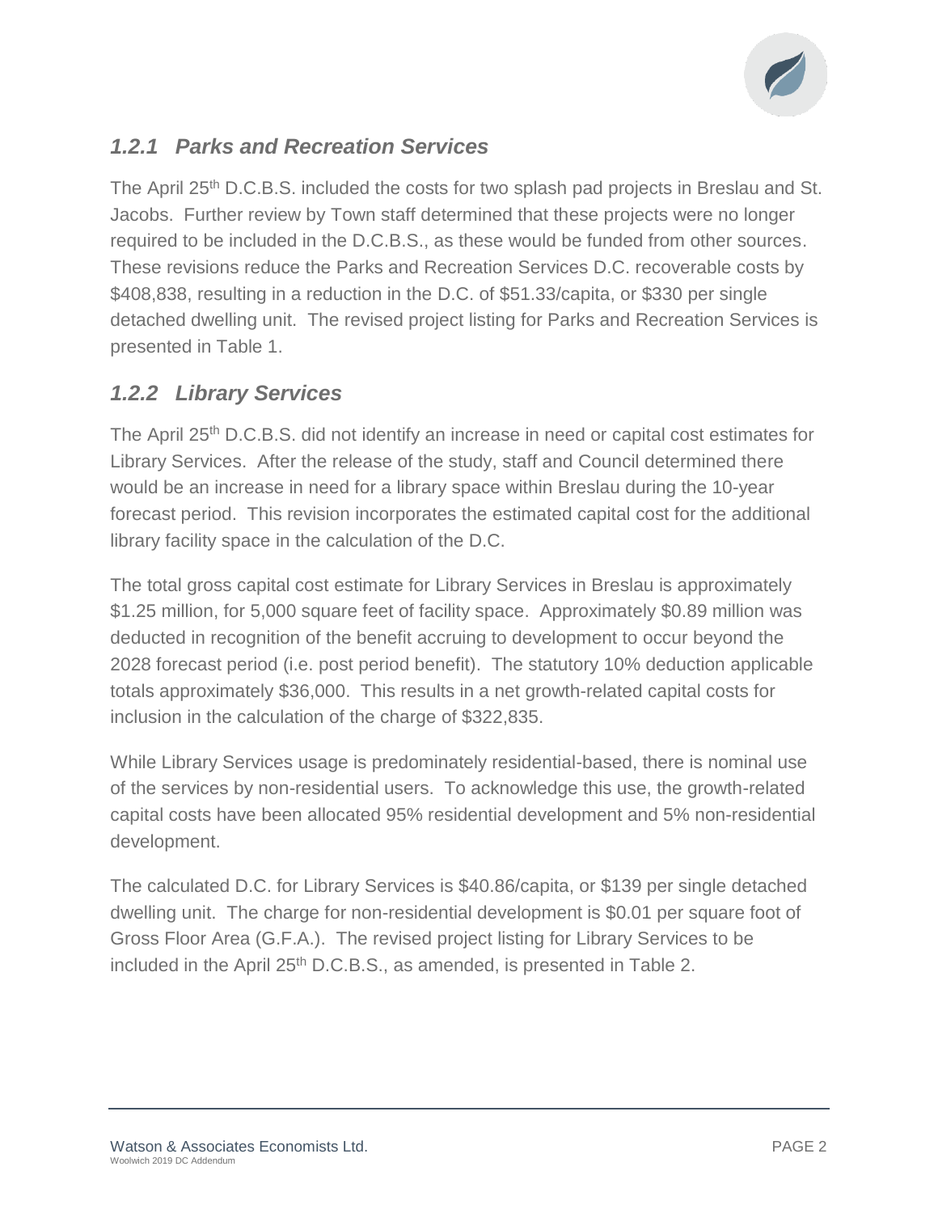### *1.2.1 Parks and Recreation Services*

The April 25th D.C.B.S. included the costs for two splash pad projects in Breslau and St. Jacobs. Further review by Town staff determined that these projects were no longer required to be included in the D.C.B.S., as these would be funded from other sources. These revisions reduce the Parks and Recreation Services D.C. recoverable costs by $408,838, resulting in a reduction in the D.C. of $51.33/capita, or $330 per single detached dwelling unit. The revised project listing for Parks and Recreation Services is presented in Table 1.

### *1.2.2 Library Services*

The April 25th D.C.B.S. did not identify an increase in need or capital cost estimates for Library Services. After the release of the study, staff and Council determined there would be an increase in need for a library space within Breslau during the 10-year forecast period. This revision incorporates the estimated capital cost for the additional library facility space in the calculation of the D.C.

The total gross capital cost estimate for Library Services in Breslau is approximately $1.25 million, for 5,000 square feet of facility space. Approximately $0.89 million was deducted in recognition of the benefit accruing to development to occur beyond the 2028 forecast period (i.e. post period benefit). The statutory 10% deduction applicable totals approximately $36,000. This results in a net growth-related capital costs for inclusion in the calculation of the charge of $322,835.

While Library Services usage is predominately residential-based, there is nominal use of the services by non-residential users. To acknowledge this use, the growth-related capital costs have been allocated 95% residential development and 5% non-residential development.

The calculated D.C. for Library Services is $40.86/capita, or $139 per single detached dwelling unit. The charge for non-residential development is $0.01 per square foot of Gross Floor Area (G.F.A.). The revised project listing for Library Services to be included in the April 25th D.C.B.S., as amended, is presented in Table 2.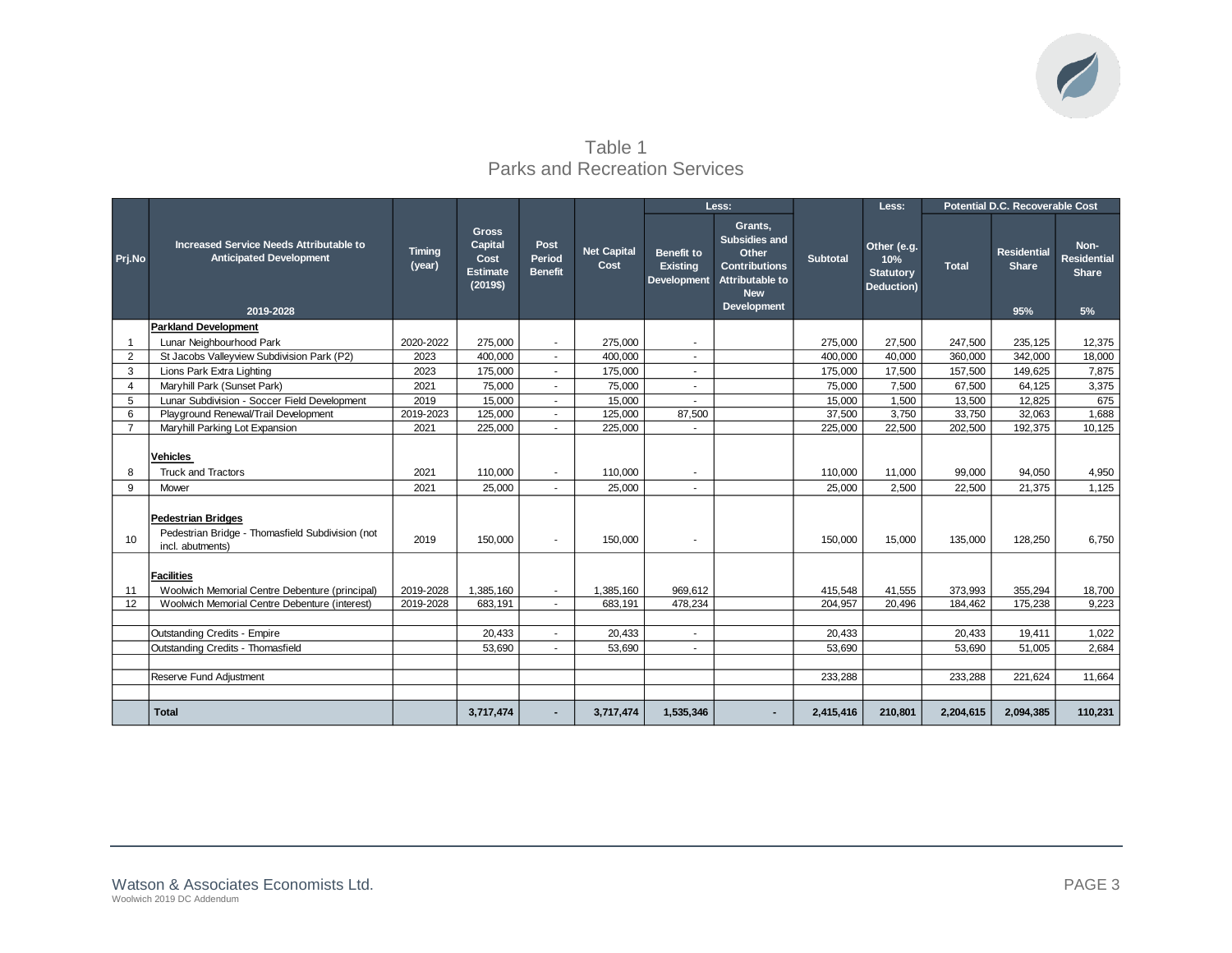# Table 1
## Parks and Recreation Services

| Prj.No | Increased Service Needs Attributable to Anticipated Development 2019-2028 | Timing (year) | Gross Capital Cost Estimate (2019$) | Post Period Benefit | Net Capital Cost | Less: Benefit to Existing Development | Less: Grants, Subsidies and Other Contributions Attributable to New Development | Subtotal | Less: Other (e.g. 10% Statutory Deduction) | Potential D.C. Recoverable Cost: Total | Potential D.C. Recoverable Cost: Residential Share 95% | Potential D.C. Recoverable Cost: Non-Residential Share 5% |
|---|---|---|---|---|---|---|---|---|---|---|---|---|
| | **Parkland Development** | | | | | | | | | | | |
| 1 | Lunar Neighbourhood Park | 2020-2022 | 275,000 | - | 275,000 | - | | 275,000 | 27,500 | 247,500 | 235,125 | 12,375 |
| 2 | St Jacobs Valleyview Subdivision Park (P2) | 2023 | 400,000 | - | 400,000 | - | | 400,000 | 40,000 | 360,000 | 342,000 | 18,000 |
| 3 | Lions Park Extra Lighting | 2023 | 175,000 | - | 175,000 | - | | 175,000 | 17,500 | 157,500 | 149,625 | 7,875 |
| 4 | Maryhill Park (Sunset Park) | 2021 | 75,000 | - | 75,000 | - | | 75,000 | 7,500 | 67,500 | 64,125 | 3,375 |
| 5 | Lunar Subdivision - Soccer Field Development | 2019 | 15,000 | - | 15,000 | - | | 15,000 | 1,500 | 13,500 | 12,825 | 675 |
| 6 | Playground Renewal/Trail Development | 2019-2023 | 125,000 | - | 125,000 | 87,500 | | 37,500 | 3,750 | 33,750 | 32,063 | 1,688 |
| 7 | Maryhill Parking Lot Expansion | 2021 | 225,000 | - | 225,000 | - | | 225,000 | 22,500 | 202,500 | 192,375 | 10,125 |
| | **Vehicles** | | | | | | | | | | | |
| 8 | Truck and Tractors | 2021 | 110,000 | - | 110,000 | - | | 110,000 | 11,000 | 99,000 | 94,050 | 4,950 |
| 9 | Mower | 2021 | 25,000 | - | 25,000 | - | | 25,000 | 2,500 | 22,500 | 21,375 | 1,125 |
| | **Pedestrian Bridges** | | | | | | | | | | | |
| 10 | Pedestrian Bridge - Thomasfield Subdivision (not incl. abutments) | 2019 | 150,000 | - | 150,000 | - | | 150,000 | 15,000 | 135,000 | 128,250 | 6,750 |
| | **Facilities** | | | | | | | | | | | |
| 11 | Woolwich Memorial Centre Debenture (principal) | 2019-2028 | 1,385,160 | - | 1,385,160 | 969,612 | | 415,548 | 41,555 | 373,993 | 355,294 | 18,700 |
| 12 | Woolwich Memorial Centre Debenture (interest) | 2019-2028 | 683,191 | - | 683,191 | 478,234 | | 204,957 | 20,496 | 184,462 | 175,238 | 9,223 |
| | | | | | | | | | | | | |
| | Outstanding Credits - Empire | | 20,433 | - | 20,433 | - | | 20,433 | | 20,433 | 19,411 | 1,022 |
| | Outstanding Credits - Thomasfield | | 53,690 | - | 53,690 | - | | 53,690 | | 53,690 | 51,005 | 2,684 |
| | | | | | | | | | | | | |
| | Reserve Fund Adjustment | | | | | | | 233,288 | | 233,288 | 221,624 | 11,664 |
| | | | | | | | | | | | | |
| | **Total** | | **3,717,474** | **-** | **3,717,474** | **1,535,346** | **-** | **2,415,416** | **210,801** | **2,204,615** | **2,094,385** | **110,231** |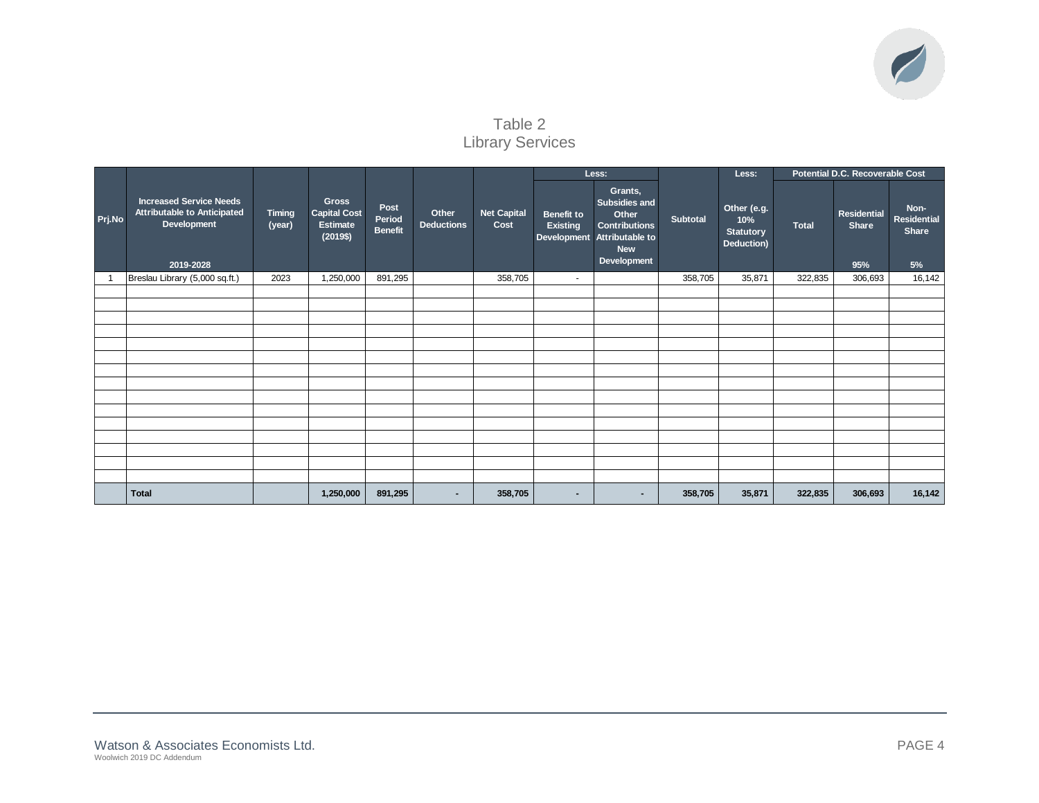# Table 2
## Library Services

| Prj.No | Increased Service Needs Attributable to Anticipated Development 2019-2028 | Timing (year) | Gross Capital Cost Estimate (2019$) | Post Period Benefit | Other Deductions | Net Capital Cost | Less: Benefit to Existing Development | Less: Grants, Subsidies and Other Contributions Attributable to New Development | Subtotal | Less: Other (e.g. 10% Statutory Deduction) | Potential D.C. Recoverable Cost: Total | Potential D.C. Recoverable Cost: Residential Share 95% | Potential D.C. Recoverable Cost: Non-Residential Share 5% |
|---|---|---|---|---|---|---|---|---|---|---|---|---|---|
| 1 | Breslau Library (5,000 sq.ft.) | 2023 | 1,250,000 | 891,295 | | 358,705 | - | | 358,705 | 35,871 | 322,835 | 306,693 | 16,142 |
| | **Total** | | **1,250,000** | **891,295** | **-** | **358,705** | **-** | **-** | **358,705** | **35,871** | **322,835** | **306,693** | **16,142** |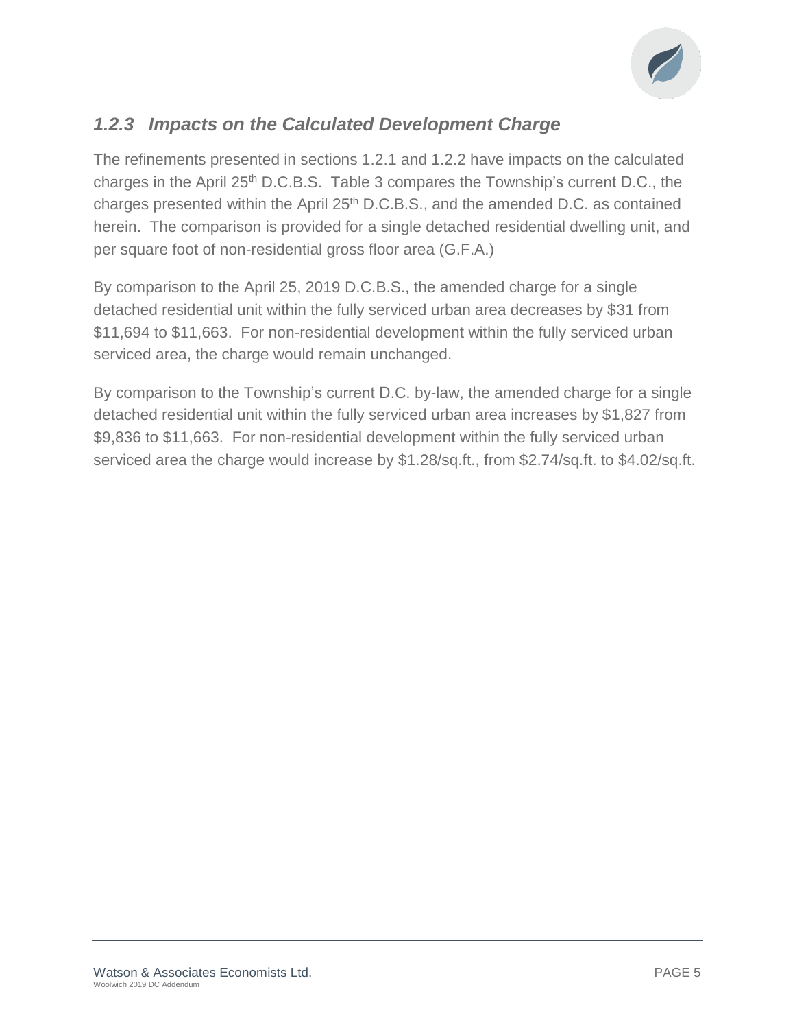### *1.2.3 Impacts on the Calculated Development Charge*

The refinements presented in sections 1.2.1 and 1.2.2 have impacts on the calculated charges in the April 25th D.C.B.S. Table 3 compares the Township's current D.C., the charges presented within the April 25th D.C.B.S., and the amended D.C. as contained herein. The comparison is provided for a single detached residential dwelling unit, and per square foot of non-residential gross floor area (G.F.A.)

By comparison to the April 25, 2019 D.C.B.S., the amended charge for a single detached residential unit within the fully serviced urban area decreases by $31 from $11,694 to $11,663. For non-residential development within the fully serviced urban serviced area, the charge would remain unchanged.

By comparison to the Township's current D.C. by-law, the amended charge for a single detached residential unit within the fully serviced urban area increases by $1,827 from $9,836 to $11,663. For non-residential development within the fully serviced urban serviced area the charge would increase by $1.28/sq.ft., from $2.74/sq.ft. to $4.02/sq.ft.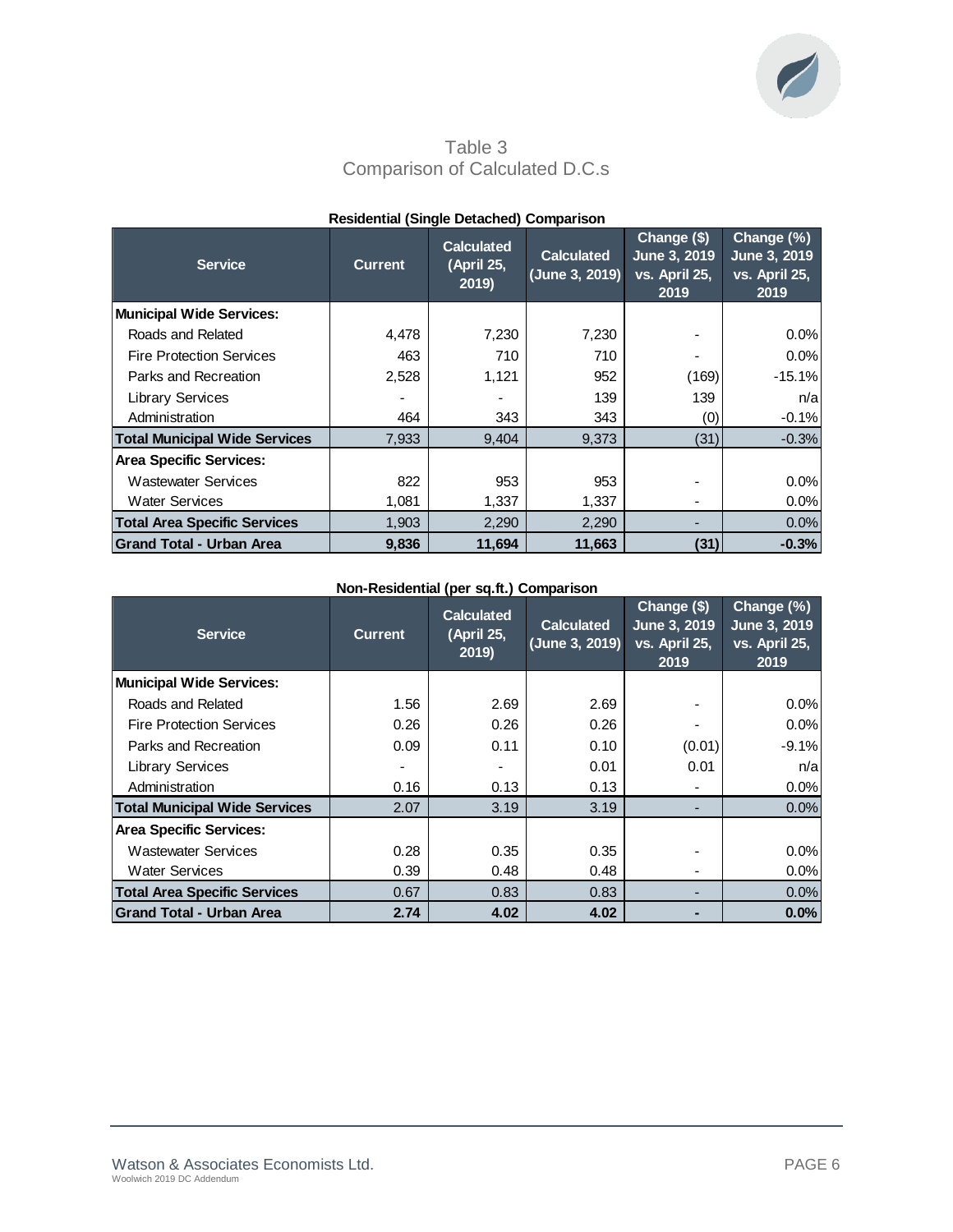# Table 3
## Comparison of Calculated D.C.s

**Residential (Single Detached) Comparison**

| Service | Current | Calculated (April 25, 2019) | Calculated (June 3, 2019) | Change ($) June 3, 2019 vs. April 25, 2019 | Change (%) June 3, 2019 vs. April 25, 2019 |
|---|---|---|---|---|---|
| **Municipal Wide Services:** | | | | | |
| Roads and Related | 4,478 | 7,230 | 7,230 | - | 0.0% |
| Fire Protection Services | 463 | 710 | 710 | - | 0.0% |
| Parks and Recreation | 2,528 | 1,121 | 952 | (169) | -15.1% |
| Library Services | - | - | 139 | 139 | n/a |
| Administration | 464 | 343 | 343 | (0) | -0.1% |
| **Total Municipal Wide Services** | 7,933 | 9,404 | 9,373 | (31) | -0.3% |
| **Area Specific Services:** | | | | | |
| Wastewater Services | 822 | 953 | 953 | - | 0.0% |
| Water Services | 1,081 | 1,337 | 1,337 | - | 0.0% |
| **Total Area Specific Services** | 1,903 | 2,290 | 2,290 | - | 0.0% |
| **Grand Total - Urban Area** | **9,836** | **11,694** | **11,663** | **(31)** | **-0.3%** |

**Non-Residential (per sq.ft.) Comparison**

| Service | Current | Calculated (April 25, 2019) | Calculated (June 3, 2019) | Change ($) June 3, 2019 vs. April 25, 2019 | Change (%) June 3, 2019 vs. April 25, 2019 |
|---|---|---|---|---|---|
| **Municipal Wide Services:** | | | | | |
| Roads and Related | 1.56 | 2.69 | 2.69 | - | 0.0% |
| Fire Protection Services | 0.26 | 0.26 | 0.26 | - | 0.0% |
| Parks and Recreation | 0.09 | 0.11 | 0.10 | (0.01) | -9.1% |
| Library Services | - | - | 0.01 | 0.01 | n/a |
| Administration | 0.16 | 0.13 | 0.13 | - | 0.0% |
| **Total Municipal Wide Services** | 2.07 | 3.19 | 3.19 | - | 0.0% |
| **Area Specific Services:** | | | | | |
| Wastewater Services | 0.28 | 0.35 | 0.35 | - | 0.0% |
| Water Services | 0.39 | 0.48 | 0.48 | - | 0.0% |
| **Total Area Specific Services** | 0.67 | 0.83 | 0.83 | - | 0.0% |
| **Grand Total - Urban Area** | **2.74** | **4.02** | **4.02** | **-** | **0.0%** |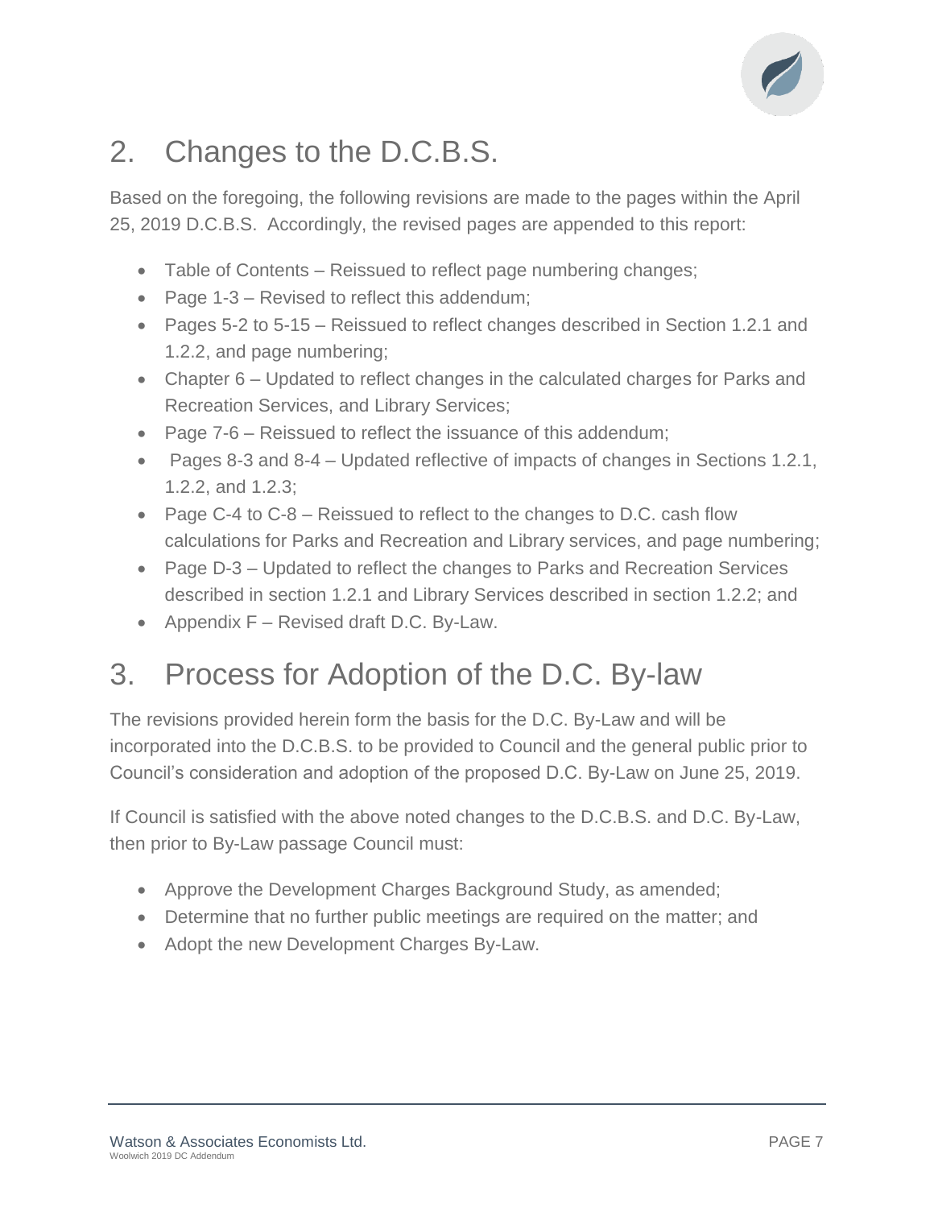## 2. Changes to the D.C.B.S.

Based on the foregoing, the following revisions are made to the pages within the April 25, 2019 D.C.B.S. Accordingly, the revised pages are appended to this report:

- Table of Contents – Reissued to reflect page numbering changes;
- Page 1-3 – Revised to reflect this addendum;
- Pages 5-2 to 5-15 – Reissued to reflect changes described in Section 1.2.1 and 1.2.2, and page numbering;
- Chapter 6 – Updated to reflect changes in the calculated charges for Parks and Recreation Services, and Library Services;
- Page 7-6 – Reissued to reflect the issuance of this addendum;
- Pages 8-3 and 8-4 – Updated reflective of impacts of changes in Sections 1.2.1, 1.2.2, and 1.2.3;
- Page C-4 to C-8 – Reissued to reflect to the changes to D.C. cash flow calculations for Parks and Recreation and Library services, and page numbering;
- Page D-3 – Updated to reflect the changes to Parks and Recreation Services described in section 1.2.1 and Library Services described in section 1.2.2; and
- Appendix F – Revised draft D.C. By-Law.

## 3. Process for Adoption of the D.C. By-law

The revisions provided herein form the basis for the D.C. By-Law and will be incorporated into the D.C.B.S. to be provided to Council and the general public prior to Council's consideration and adoption of the proposed D.C. By-Law on June 25, 2019.

If Council is satisfied with the above noted changes to the D.C.B.S. and D.C. By-Law, then prior to By-Law passage Council must:

- Approve the Development Charges Background Study, as amended;
- Determine that no further public meetings are required on the matter; and
- Adopt the new Development Charges By-Law.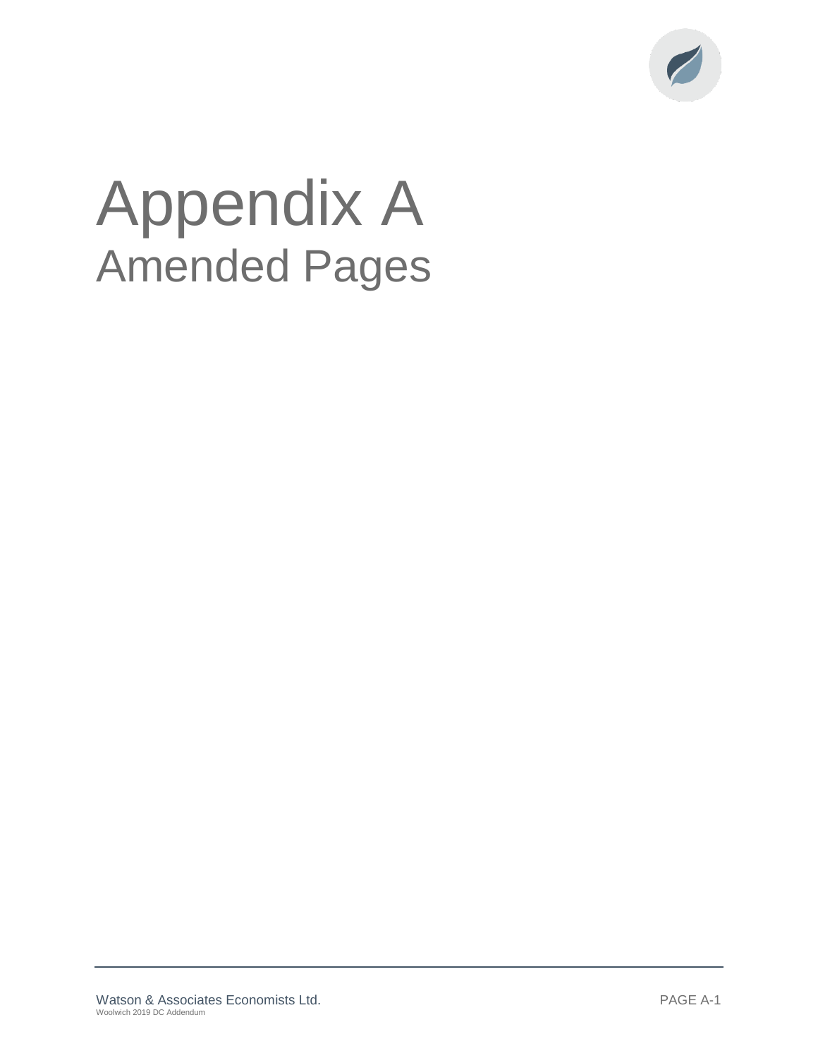# Appendix A
## Amended Pages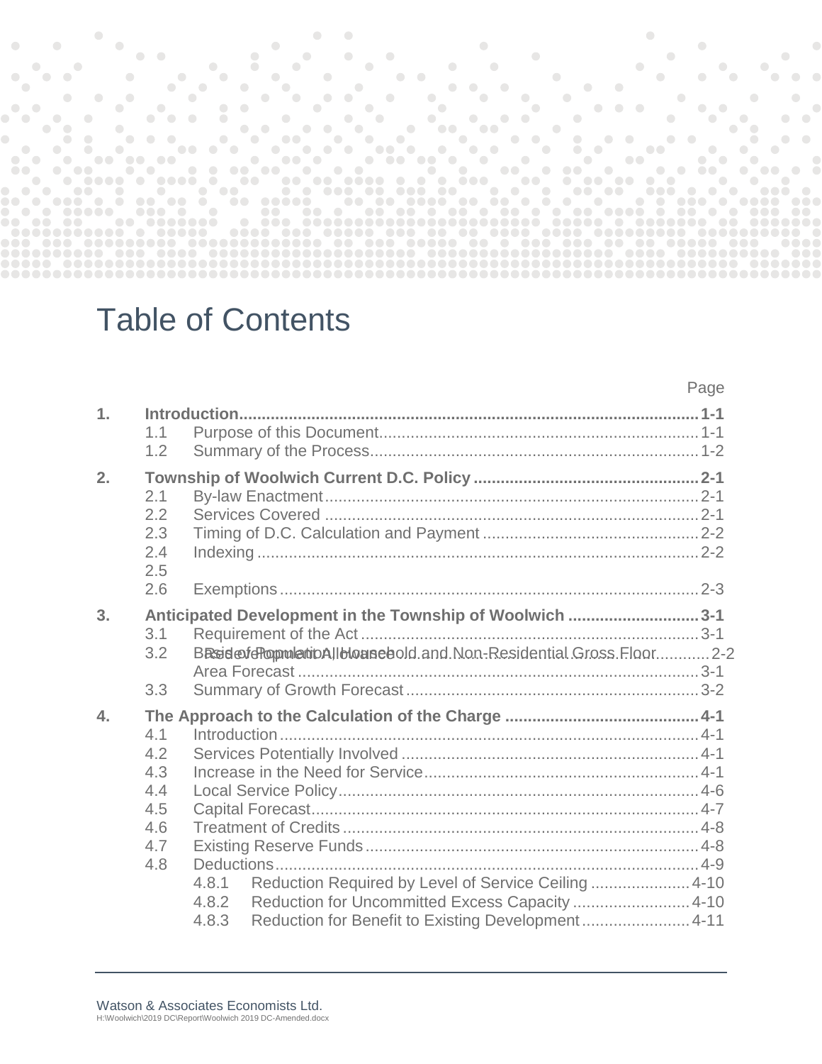# Table of Contents

| | | | Page |
|---|---|---|---|
| **1.** | **Introduction** | | **1-1** |
| | 1.1 | Purpose of this Document | 1-1 |
| | 1.2 | Summary of the Process | 1-2 |
| **2.** | **Township of Woolwich Current D.C. Policy** | | **2-1** |
| | 2.1 | By-law Enactment | 2-1 |
| | 2.2 | Services Covered | 2-1 |
| | 2.3 | Timing of D.C. Calculation and Payment | 2-2 |
| | 2.4 | Indexing | 2-2 |
| | 2.5 | Redevelopment Allowance | 2-2 |
| | 2.6 | Exemptions | 2-3 |
| **3.** | **Anticipated Development in the Township of Woolwich** | | **3-1** |
| | 3.1 | Requirement of the Act | 3-1 |
| | 3.2 | Basis of Population, Household and Non-Residential Gross Floor Area Forecast | 3-1 |
| | 3.3 | Summary of Growth Forecast | 3-2 |
| **4.** | **The Approach to the Calculation of the Charge** | | **4-1** |
| | 4.1 | Introduction | 4-1 |
| | 4.2 | Services Potentially Involved | 4-1 |
| | 4.3 | Increase in the Need for Service | 4-1 |
| | 4.4 | Local Service Policy | 4-6 |
| | 4.5 | Capital Forecast | 4-7 |
| | 4.6 | Treatment of Credits | 4-8 |
| | 4.7 | Existing Reserve Funds | 4-8 |
| | 4.8 | Deductions | 4-9 |
| | | 4.8.1 Reduction Required by Level of Service Ceiling | 4-10 |
| | | 4.8.2 Reduction for Uncommitted Excess Capacity | 4-10 |
| | | 4.8.3 Reduction for Benefit to Existing Development | 4-11 |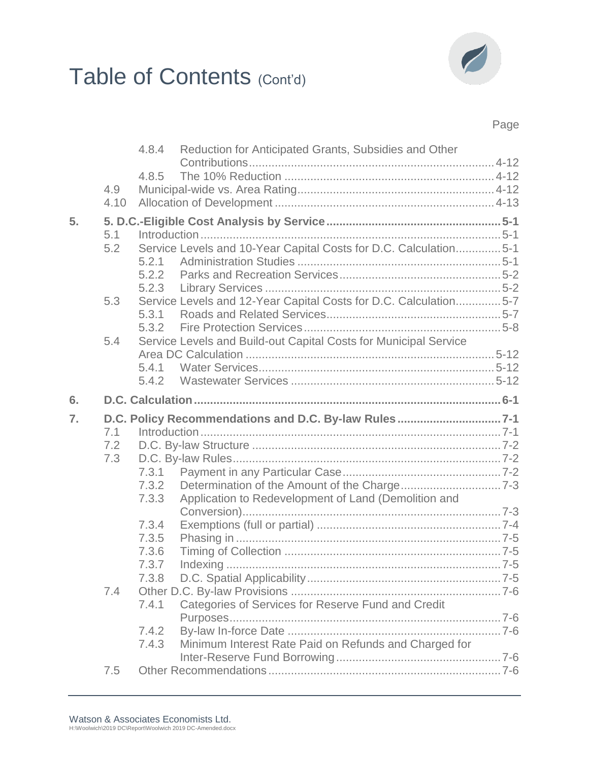# Table of Contents (Cont'd)

Page

| | | | |
|---|---|---|---|
| | 4.8.4 | Reduction for Anticipated Grants, Subsidies and Other Contributions | 4-12 |
| | 4.8.5 | The 10% Reduction | 4-12 |
| 4.9 | | Municipal-wide vs. Area Rating | 4-12 |
| 4.10 | | Allocation of Development | 4-13 |
| **5.** | | **5. D.C.-Eligible Cost Analysis by Service** | **5-1** |
| 5.1 | | Introduction | 5-1 |
| 5.2 | | Service Levels and 10-Year Capital Costs for D.C. Calculation | 5-1 |
| | 5.2.1 | Administration Studies | 5-1 |
| | 5.2.2 | Parks and Recreation Services | 5-2 |
| | 5.2.3 | Library Services | 5-2 |
| 5.3 | | Service Levels and 12-Year Capital Costs for D.C. Calculation | 5-7 |
| | 5.3.1 | Roads and Related Services | 5-7 |
| | 5.3.2 | Fire Protection Services | 5-8 |
| 5.4 | | Service Levels and Build-out Capital Costs for Municipal Service Area DC Calculation | 5-12 |
| | 5.4.1 | Water Services | 5-12 |
| | 5.4.2 | Wastewater Services | 5-12 |
| **6.** | | **D.C. Calculation** | **6-1** |
| **7.** | | **D.C. Policy Recommendations and D.C. By-law Rules** | **7-1** |
| 7.1 | | Introduction | 7-1 |
| 7.2 | | D.C. By-law Structure | 7-2 |
| 7.3 | | D.C. By-law Rules | 7-2 |
| | 7.3.1 | Payment in any Particular Case | 7-2 |
| | 7.3.2 | Determination of the Amount of the Charge | 7-3 |
| | 7.3.3 | Application to Redevelopment of Land (Demolition and Conversion) | 7-3 |
| | 7.3.4 | Exemptions (full or partial) | 7-4 |
| | 7.3.5 | Phasing in | 7-5 |
| | 7.3.6 | Timing of Collection | 7-5 |
| | 7.3.7 | Indexing | 7-5 |
| | 7.3.8 | D.C. Spatial Applicability | 7-5 |
| 7.4 | | Other D.C. By-law Provisions | 7-6 |
| | 7.4.1 | Categories of Services for Reserve Fund and Credit Purposes | 7-6 |
| | 7.4.2 | By-law In-force Date | 7-6 |
| | 7.4.3 | Minimum Interest Rate Paid on Refunds and Charged for Inter-Reserve Fund Borrowing | 7-6 |
| 7.5 | | Other Recommendations | 7-6 |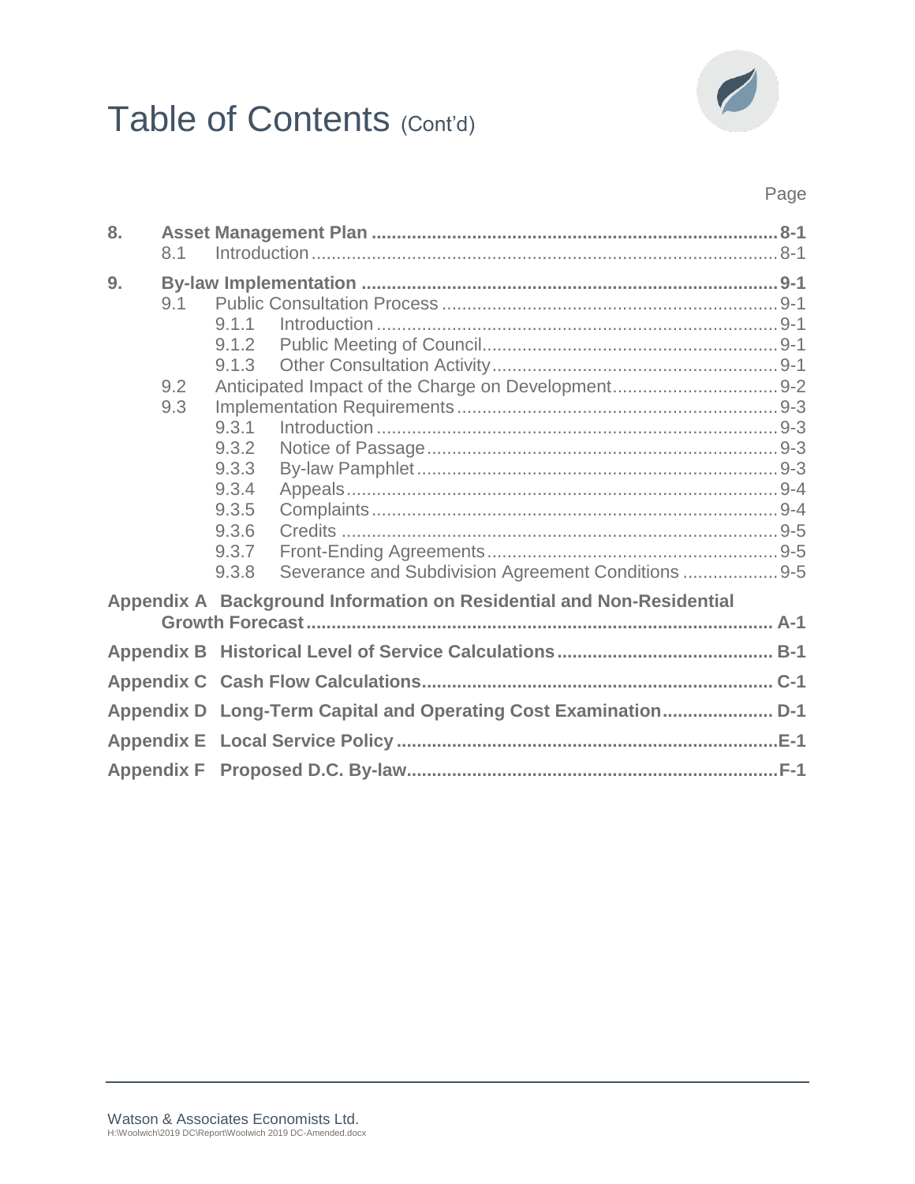# Table of Contents (Cont'd)

Page

**8. Asset Management Plan** .......... **8-1**
- 8.1 Introduction .......... 8-1

**9. By-law Implementation** .......... **9-1**
- 9.1 Public Consultation Process .......... 9-1
  - 9.1.1 Introduction .......... 9-1
  - 9.1.2 Public Meeting of Council .......... 9-1
  - 9.1.3 Other Consultation Activity .......... 9-1
- 9.2 Anticipated Impact of the Charge on Development .......... 9-2
- 9.3 Implementation Requirements .......... 9-3
  - 9.3.1 Introduction .......... 9-3
  - 9.3.2 Notice of Passage .......... 9-3
  - 9.3.3 By-law Pamphlet .......... 9-3
  - 9.3.4 Appeals .......... 9-4
  - 9.3.5 Complaints .......... 9-4
  - 9.3.6 Credits .......... 9-5
  - 9.3.7 Front-Ending Agreements .......... 9-5
  - 9.3.8 Severance and Subdivision Agreement Conditions .......... 9-5

**Appendix A Background Information on Residential and Non-Residential Growth Forecast** .......... **A-1**

**Appendix B Historical Level of Service Calculations** .......... **B-1**

**Appendix C Cash Flow Calculations** .......... **C-1**

**Appendix D Long-Term Capital and Operating Cost Examination** .......... **D-1**

**Appendix E Local Service Policy** .......... **E-1**

**Appendix F Proposed D.C. By-law** .......... **F-1**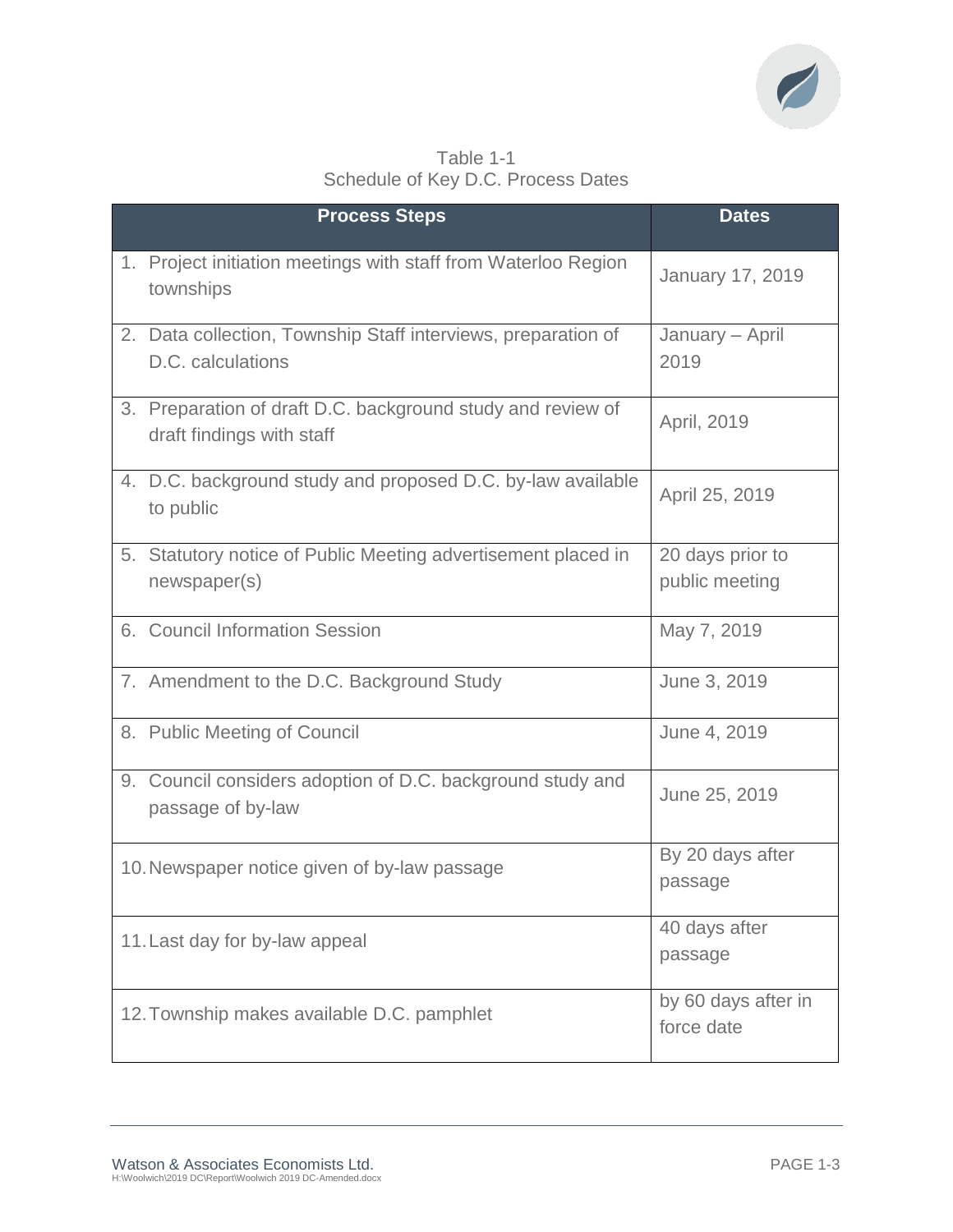Table 1-1
Schedule of Key D.C. Process Dates

| Process Steps | Dates |
|---|---|
| 1. Project initiation meetings with staff from Waterloo Region townships | January 17, 2019 |
| 2. Data collection, Township Staff interviews, preparation of D.C. calculations | January – April 2019 |
| 3. Preparation of draft D.C. background study and review of draft findings with staff | April, 2019 |
| 4. D.C. background study and proposed D.C. by-law available to public | April 25, 2019 |
| 5. Statutory notice of Public Meeting advertisement placed in newspaper(s) | 20 days prior to public meeting |
| 6. Council Information Session | May 7, 2019 |
| 7. Amendment to the D.C. Background Study | June 3, 2019 |
| 8. Public Meeting of Council | June 4, 2019 |
| 9. Council considers adoption of D.C. background study and passage of by-law | June 25, 2019 |
| 10. Newspaper notice given of by-law passage | By 20 days after passage |
| 11. Last day for by-law appeal | 40 days after passage |
| 12. Township makes available D.C. pamphlet | by 60 days after in force date |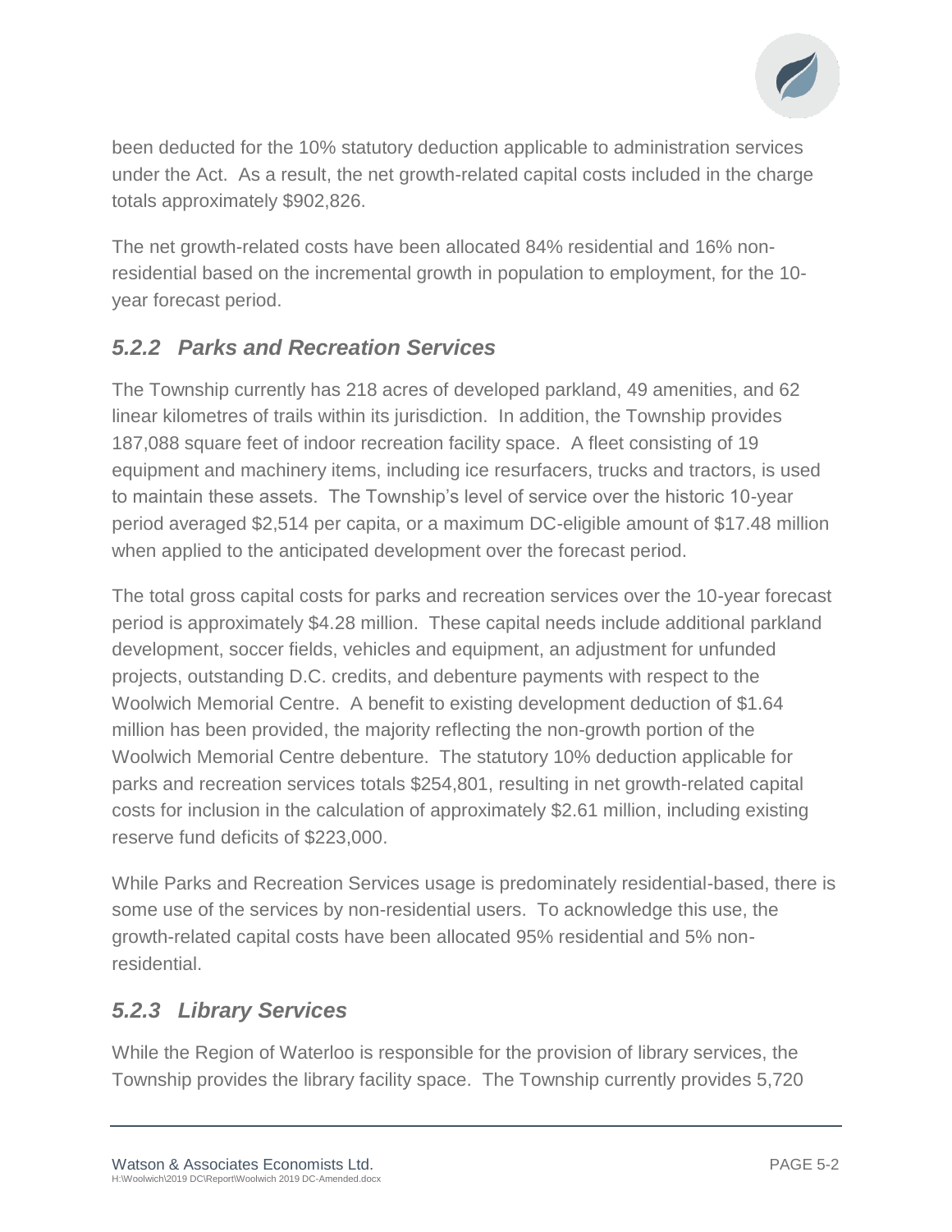been deducted for the 10% statutory deduction applicable to administration services under the Act. As a result, the net growth-related capital costs included in the charge totals approximately $902,826.

The net growth-related costs have been allocated 84% residential and 16% non-residential based on the incremental growth in population to employment, for the 10-year forecast period.

### *5.2.2 Parks and Recreation Services*

The Township currently has 218 acres of developed parkland, 49 amenities, and 62 linear kilometres of trails within its jurisdiction. In addition, the Township provides 187,088 square feet of indoor recreation facility space. A fleet consisting of 19 equipment and machinery items, including ice resurfacers, trucks and tractors, is used to maintain these assets. The Township's level of service over the historic 10-year period averaged $2,514 per capita, or a maximum DC-eligible amount of $17.48 million when applied to the anticipated development over the forecast period.

The total gross capital costs for parks and recreation services over the 10-year forecast period is approximately $4.28 million. These capital needs include additional parkland development, soccer fields, vehicles and equipment, an adjustment for unfunded projects, outstanding D.C. credits, and debenture payments with respect to the Woolwich Memorial Centre. A benefit to existing development deduction of $1.64 million has been provided, the majority reflecting the non-growth portion of the Woolwich Memorial Centre debenture. The statutory 10% deduction applicable for parks and recreation services totals $254,801, resulting in net growth-related capital costs for inclusion in the calculation of approximately $2.61 million, including existing reserve fund deficits of $223,000.

While Parks and Recreation Services usage is predominately residential-based, there is some use of the services by non-residential users. To acknowledge this use, the growth-related capital costs have been allocated 95% residential and 5% non-residential.

### *5.2.3 Library Services*

While the Region of Waterloo is responsible for the provision of library services, the Township provides the library facility space. The Township currently provides 5,720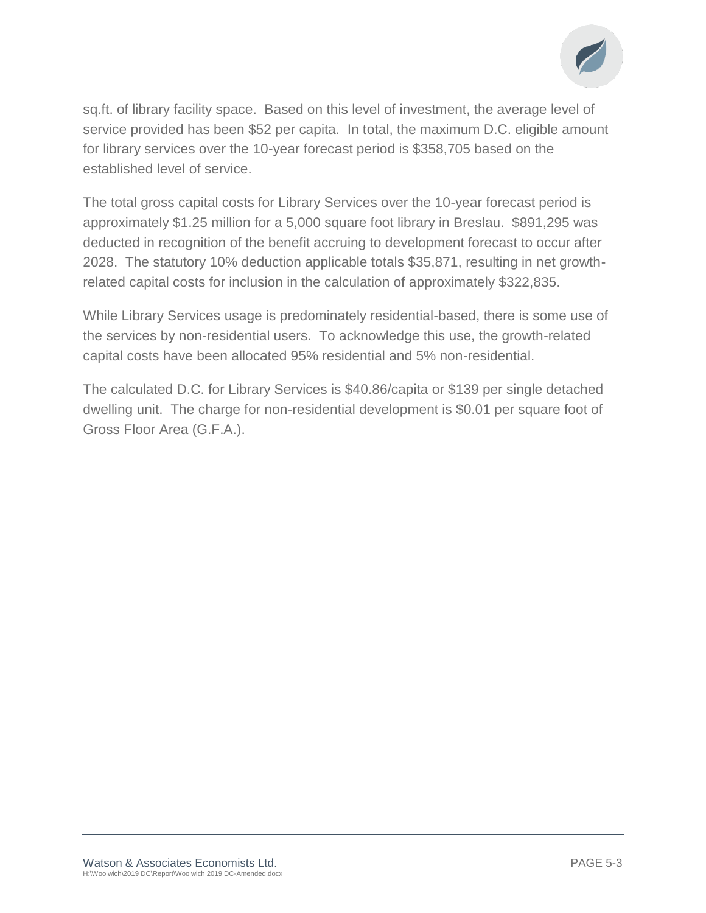sq.ft. of library facility space. Based on this level of investment, the average level of service provided has been $52 per capita. In total, the maximum D.C. eligible amount for library services over the 10-year forecast period is $358,705 based on the established level of service.

The total gross capital costs for Library Services over the 10-year forecast period is approximately $1.25 million for a 5,000 square foot library in Breslau. $891,295 was deducted in recognition of the benefit accruing to development forecast to occur after 2028. The statutory 10% deduction applicable totals $35,871, resulting in net growth-related capital costs for inclusion in the calculation of approximately $322,835.

While Library Services usage is predominately residential-based, there is some use of the services by non-residential users. To acknowledge this use, the growth-related capital costs have been allocated 95% residential and 5% non-residential.

The calculated D.C. for Library Services is $40.86/capita or $139 per single detached dwelling unit. The charge for non-residential development is $0.01 per square foot of Gross Floor Area (G.F.A.).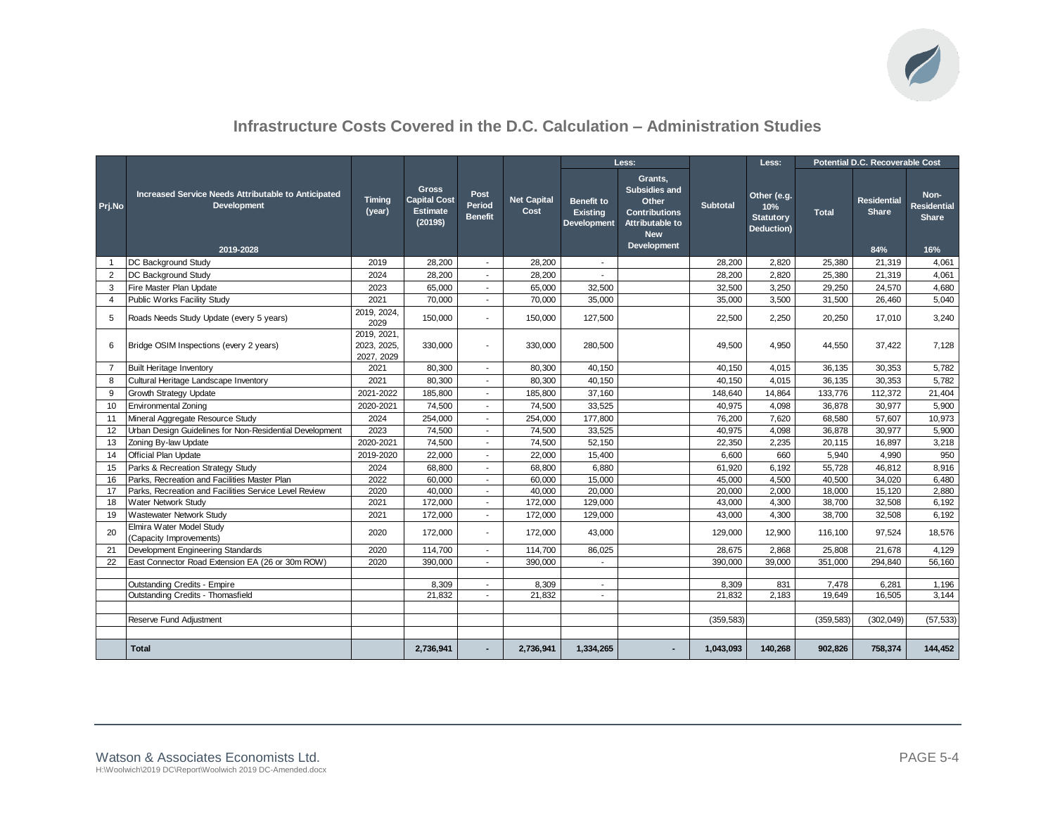## Infrastructure Costs Covered in the D.C. Calculation – Administration Studies

| Prj.No | Increased Service Needs Attributable to Anticipated Development 2019-2028 | Timing (year) | Gross Capital Cost Estimate (2019$) | Post Period Benefit | Net Capital Cost | Less: Benefit to Existing Development | Less: Grants, Subsidies and Other Contributions Attributable to New Development | Subtotal | Less: Other (e.g. 10% Statutory Deduction) | Potential D.C. Recoverable Cost: Total | Residential Share 84% | Non-Residential Share 16% |
|---|---|---|---|---|---|---|---|---|---|---|---|---|
| 1 | DC Background Study | 2019 | 28,200 | - | 28,200 | - | | 28,200 | 2,820 | 25,380 | 21,319 | 4,061 |
| 2 | DC Background Study | 2024 | 28,200 | - | 28,200 | - | | 28,200 | 2,820 | 25,380 | 21,319 | 4,061 |
| 3 | Fire Master Plan Update | 2023 | 65,000 | - | 65,000 | 32,500 | | 32,500 | 3,250 | 29,250 | 24,570 | 4,680 |
| 4 | Public Works Facility Study | 2021 | 70,000 | - | 70,000 | 35,000 | | 35,000 | 3,500 | 31,500 | 26,460 | 5,040 |
| 5 | Roads Needs Study Update (every 5 years) | 2019, 2024, 2029 | 150,000 | - | 150,000 | 127,500 | | 22,500 | 2,250 | 20,250 | 17,010 | 3,240 |
| 6 | Bridge OSIM Inspections (every 2 years) | 2019, 2021, 2023, 2025, 2027, 2029 | 330,000 | - | 330,000 | 280,500 | | 49,500 | 4,950 | 44,550 | 37,422 | 7,128 |
| 7 | Built Heritage Inventory | 2021 | 80,300 | - | 80,300 | 40,150 | | 40,150 | 4,015 | 36,135 | 30,353 | 5,782 |
| 8 | Cultural Heritage Landscape Inventory | 2021 | 80,300 | - | 80,300 | 40,150 | | 40,150 | 4,015 | 36,135 | 30,353 | 5,782 |
| 9 | Growth Strategy Update | 2021-2022 | 185,800 | - | 185,800 | 37,160 | | 148,640 | 14,864 | 133,776 | 112,372 | 21,404 |
| 10 | Environmental Zoning | 2020-2021 | 74,500 | - | 74,500 | 33,525 | | 40,975 | 4,098 | 36,878 | 30,977 | 5,900 |
| 11 | Mineral Aggregate Resource Study | 2024 | 254,000 | - | 254,000 | 177,800 | | 76,200 | 7,620 | 68,580 | 57,607 | 10,973 |
| 12 | Urban Design Guidelines for Non-Residential Development | 2023 | 74,500 | - | 74,500 | 33,525 | | 40,975 | 4,098 | 36,878 | 30,977 | 5,900 |
| 13 | Zoning By-law Update | 2020-2021 | 74,500 | - | 74,500 | 52,150 | | 22,350 | 2,235 | 20,115 | 16,897 | 3,218 |
| 14 | Official Plan Update | 2019-2020 | 22,000 | - | 22,000 | 15,400 | | 6,600 | 660 | 5,940 | 4,990 | 950 |
| 15 | Parks & Recreation Strategy Study | 2024 | 68,800 | - | 68,800 | 6,880 | | 61,920 | 6,192 | 55,728 | 46,812 | 8,916 |
| 16 | Parks, Recreation and Facilities Master Plan | 2022 | 60,000 | - | 60,000 | 15,000 | | 45,000 | 4,500 | 40,500 | 34,020 | 6,480 |
| 17 | Parks, Recreation and Facilities Service Level Review | 2020 | 40,000 | - | 40,000 | 20,000 | | 20,000 | 2,000 | 18,000 | 15,120 | 2,880 |
| 18 | Water Network Study | 2021 | 172,000 | - | 172,000 | 129,000 | | 43,000 | 4,300 | 38,700 | 32,508 | 6,192 |
| 19 | Wastewater Network Study | 2021 | 172,000 | - | 172,000 | 129,000 | | 43,000 | 4,300 | 38,700 | 32,508 | 6,192 |
| 20 | Elmira Water Model Study (Capacity Improvements) | 2020 | 172,000 | - | 172,000 | 43,000 | | 129,000 | 12,900 | 116,100 | 97,524 | 18,576 |
| 21 | Development Engineering Standards | 2020 | 114,700 | - | 114,700 | 86,025 | | 28,675 | 2,868 | 25,808 | 21,678 | 4,129 |
| 22 | East Connector Road Extension EA (26 or 30m ROW) | 2020 | 390,000 | - | 390,000 | - | | 390,000 | 39,000 | 351,000 | 294,840 | 56,160 |
| | | | | | | | | | | | | |
| | Outstanding Credits - Empire | | 8,309 | - | 8,309 | - | | 8,309 | 831 | 7,478 | 6,281 | 1,196 |
| | Outstanding Credits - Thomasfield | | 21,832 | - | 21,832 | - | | 21,832 | 2,183 | 19,649 | 16,505 | 3,144 |
| | | | | | | | | | | | | |
| | Reserve Fund Adjustment | | | | | | | (359,583) | | (359,583) | (302,049) | (57,533) |
| | | | | | | | | | | | | |
| | **Total** | | **2,736,941** | **-** | **2,736,941** | **1,334,265** | **-** | **1,043,093** | **140,268** | **902,826** | **758,374** | **144,452** |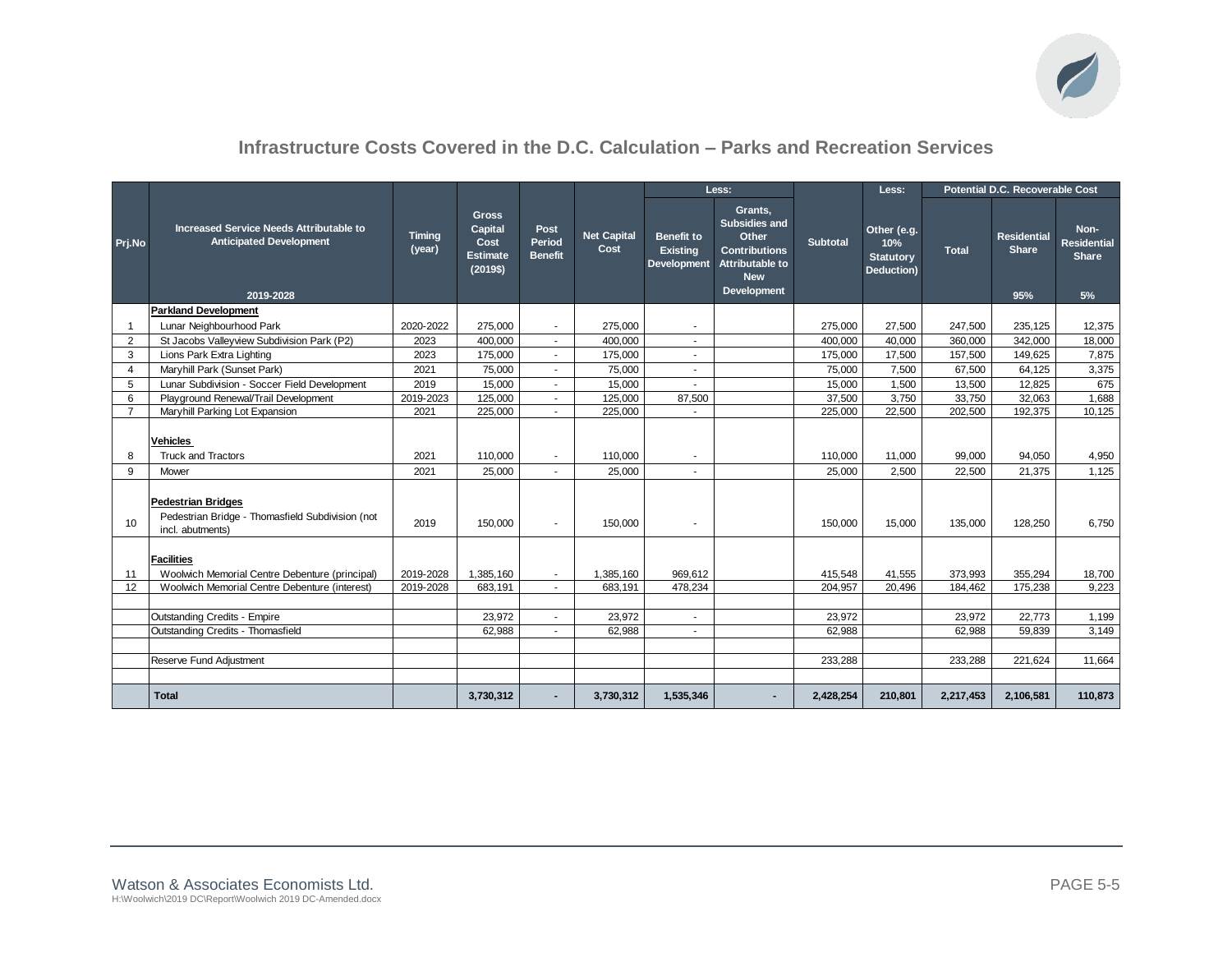## Infrastructure Costs Covered in the D.C. Calculation – Parks and Recreation Services

| Prj.No | Increased Service Needs Attributable to Anticipated Development 2019-2028 | Timing (year) | Gross Capital Cost Estimate (2019$) | Post Period Benefit | Net Capital Cost | Less: Benefit to Existing Development | Less: Grants, Subsidies and Other Contributions Attributable to New Development | Subtotal | Less: Other (e.g. 10% Statutory Deduction) | Potential D.C. Recoverable Cost: Total | Potential D.C. Recoverable Cost: Residential Share 95% | Potential D.C. Recoverable Cost: Non-Residential Share 5% |
|---|---|---|---|---|---|---|---|---|---|---|---|---|
| | **Parkland Development** | | | | | | | | | | | |
| 1 | Lunar Neighbourhood Park | 2020-2022 | 275,000 | - | 275,000 | - | | 275,000 | 27,500 | 247,500 | 235,125 | 12,375 |
| 2 | St Jacobs Valleyview Subdivision Park (P2) | 2023 | 400,000 | - | 400,000 | - | | 400,000 | 40,000 | 360,000 | 342,000 | 18,000 |
| 3 | Lions Park Extra Lighting | 2023 | 175,000 | - | 175,000 | - | | 175,000 | 17,500 | 157,500 | 149,625 | 7,875 |
| 4 | Maryhill Park (Sunset Park) | 2021 | 75,000 | - | 75,000 | - | | 75,000 | 7,500 | 67,500 | 64,125 | 3,375 |
| 5 | Lunar Subdivision - Soccer Field Development | 2019 | 15,000 | - | 15,000 | - | | 15,000 | 1,500 | 13,500 | 12,825 | 675 |
| 6 | Playground Renewal/Trail Development | 2019-2023 | 125,000 | - | 125,000 | 87,500 | | 37,500 | 3,750 | 33,750 | 32,063 | 1,688 |
| 7 | Maryhill Parking Lot Expansion | 2021 | 225,000 | - | 225,000 | - | | 225,000 | 22,500 | 202,500 | 192,375 | 10,125 |
| | **Vehicles** | | | | | | | | | | | |
| 8 | Truck and Tractors | 2021 | 110,000 | - | 110,000 | - | | 110,000 | 11,000 | 99,000 | 94,050 | 4,950 |
| 9 | Mower | 2021 | 25,000 | - | 25,000 | - | | 25,000 | 2,500 | 22,500 | 21,375 | 1,125 |
| | **Pedestrian Bridges** | | | | | | | | | | | |
| 10 | Pedestrian Bridge - Thomasfield Subdivision (not incl. abutments) | 2019 | 150,000 | - | 150,000 | - | | 150,000 | 15,000 | 135,000 | 128,250 | 6,750 |
| | **Facilities** | | | | | | | | | | | |
| 11 | Woolwich Memorial Centre Debenture (principal) | 2019-2028 | 1,385,160 | - | 1,385,160 | 969,612 | | 415,548 | 41,555 | 373,993 | 355,294 | 18,700 |
| 12 | Woolwich Memorial Centre Debenture (interest) | 2019-2028 | 683,191 | - | 683,191 | 478,234 | | 204,957 | 20,496 | 184,462 | 175,238 | 9,223 |
| | Outstanding Credits - Empire | | 23,972 | - | 23,972 | - | | 23,972 | | 23,972 | 22,773 | 1,199 |
| | Outstanding Credits - Thomasfield | | 62,988 | - | 62,988 | - | | 62,988 | | 62,988 | 59,839 | 3,149 |
| | Reserve Fund Adjustment | | | | | | | 233,288 | | 233,288 | 221,624 | 11,664 |
| | **Total** | | **3,730,312** | **-** | **3,730,312** | **1,535,346** | **-** | **2,428,254** | **210,801** | **2,217,453** | **2,106,581** | **110,873** |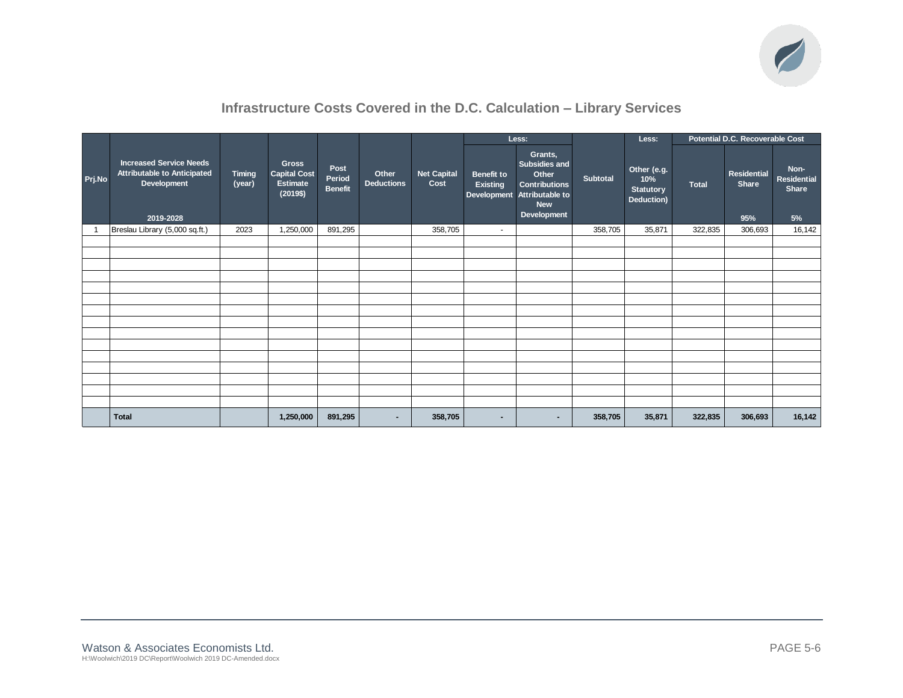## Infrastructure Costs Covered in the D.C. Calculation – Library Services

| Prj.No | Increased Service Needs Attributable to Anticipated Development 2019-2028 | Timing (year) | Gross Capital Cost Estimate (2019$) | Post Period Benefit | Other Deductions | Net Capital Cost | Less: Benefit to Existing Development | Less: Grants, Subsidies and Other Contributions Attributable to New Development | Subtotal | Less: Other (e.g. 10% Statutory Deduction) | Potential D.C. Recoverable Cost: Total | Potential D.C. Recoverable Cost: Residential Share 95% | Potential D.C. Recoverable Cost: Non-Residential Share 5% |
|---|---|---|---|---|---|---|---|---|---|---|---|---|---|
| 1 | Breslau Library (5,000 sq.ft.) | 2023 | 1,250,000 | 891,295 | | 358,705 | - | | 358,705 | 35,871 | 322,835 | 306,693 | 16,142 |
| | **Total** | | **1,250,000** | **891,295** | **-** | **358,705** | **-** | **-** | **358,705** | **35,871** | **322,835** | **306,693** | **16,142** |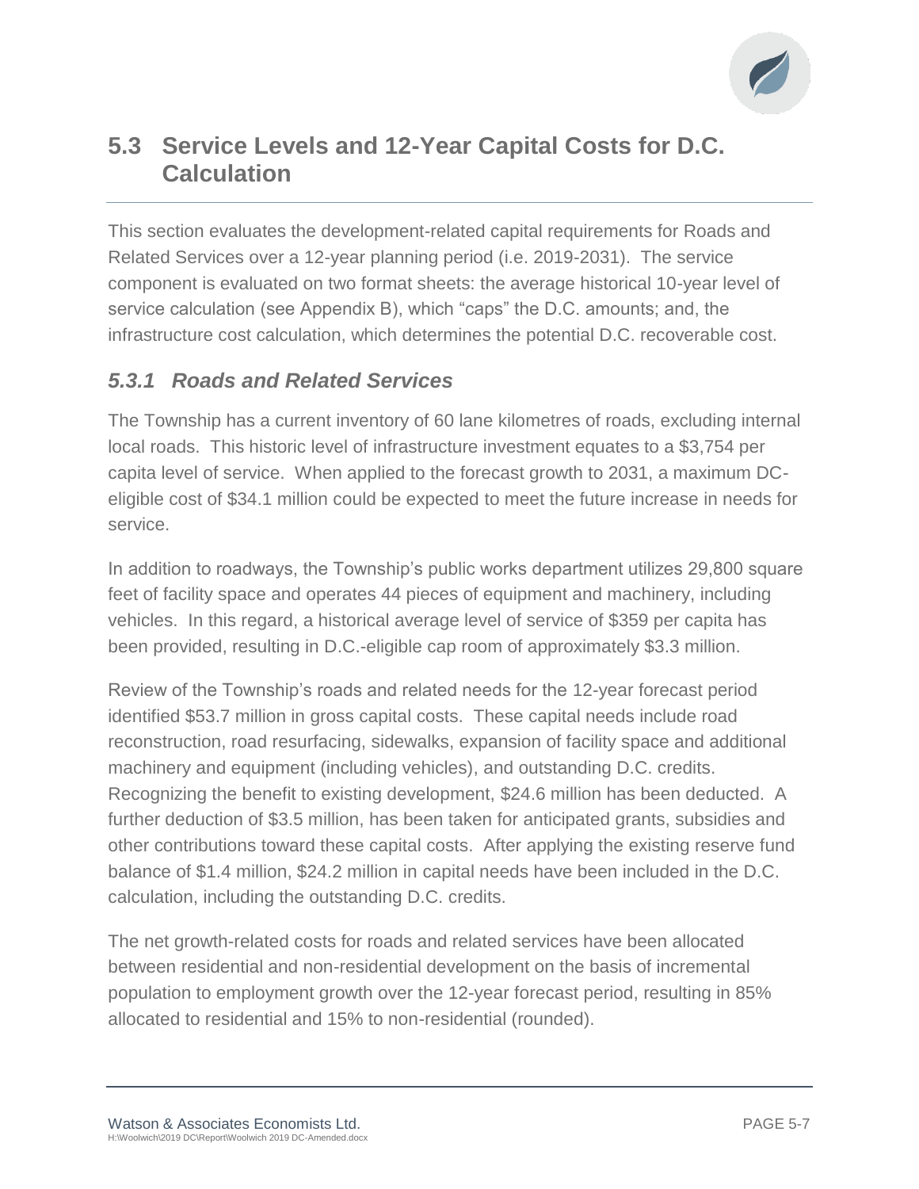## 5.3 Service Levels and 12-Year Capital Costs for D.C. Calculation

This section evaluates the development-related capital requirements for Roads and Related Services over a 12-year planning period (i.e. 2019-2031). The service component is evaluated on two format sheets: the average historical 10-year level of service calculation (see Appendix B), which "caps" the D.C. amounts; and, the infrastructure cost calculation, which determines the potential D.C. recoverable cost.

### *5.3.1 Roads and Related Services*

The Township has a current inventory of 60 lane kilometres of roads, excluding internal local roads. This historic level of infrastructure investment equates to a $3,754 per capita level of service. When applied to the forecast growth to 2031, a maximum DC-eligible cost of $34.1 million could be expected to meet the future increase in needs for service.

In addition to roadways, the Township's public works department utilizes 29,800 square feet of facility space and operates 44 pieces of equipment and machinery, including vehicles. In this regard, a historical average level of service of $359 per capita has been provided, resulting in D.C.-eligible cap room of approximately $3.3 million.

Review of the Township's roads and related needs for the 12-year forecast period identified $53.7 million in gross capital costs. These capital needs include road reconstruction, road resurfacing, sidewalks, expansion of facility space and additional machinery and equipment (including vehicles), and outstanding D.C. credits. Recognizing the benefit to existing development, $24.6 million has been deducted. A further deduction of $3.5 million, has been taken for anticipated grants, subsidies and other contributions toward these capital costs. After applying the existing reserve fund balance of $1.4 million, $24.2 million in capital needs have been included in the D.C. calculation, including the outstanding D.C. credits.

The net growth-related costs for roads and related services have been allocated between residential and non-residential development on the basis of incremental population to employment growth over the 12-year forecast period, resulting in 85% allocated to residential and 15% to non-residential (rounded).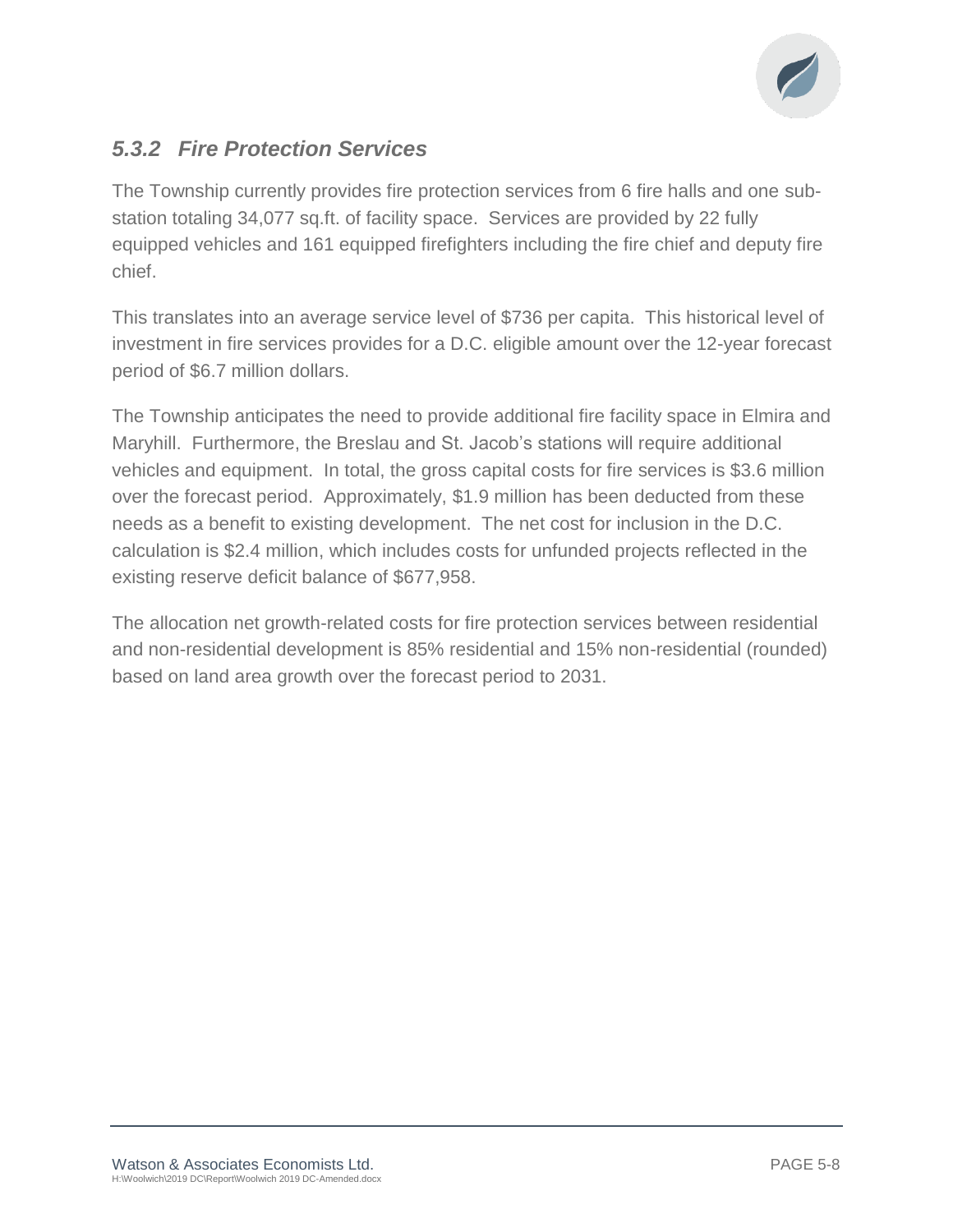### *5.3.2 Fire Protection Services*

The Township currently provides fire protection services from 6 fire halls and one sub-station totaling 34,077 sq.ft. of facility space. Services are provided by 22 fully equipped vehicles and 161 equipped firefighters including the fire chief and deputy fire chief.

This translates into an average service level of $736 per capita. This historical level of investment in fire services provides for a D.C. eligible amount over the 12-year forecast period of $6.7 million dollars.

The Township anticipates the need to provide additional fire facility space in Elmira and Maryhill. Furthermore, the Breslau and St. Jacob's stations will require additional vehicles and equipment. In total, the gross capital costs for fire services is $3.6 million over the forecast period. Approximately, $1.9 million has been deducted from these needs as a benefit to existing development. The net cost for inclusion in the D.C. calculation is $2.4 million, which includes costs for unfunded projects reflected in the existing reserve deficit balance of $677,958.

The allocation net growth-related costs for fire protection services between residential and non-residential development is 85% residential and 15% non-residential (rounded) based on land area growth over the forecast period to 2031.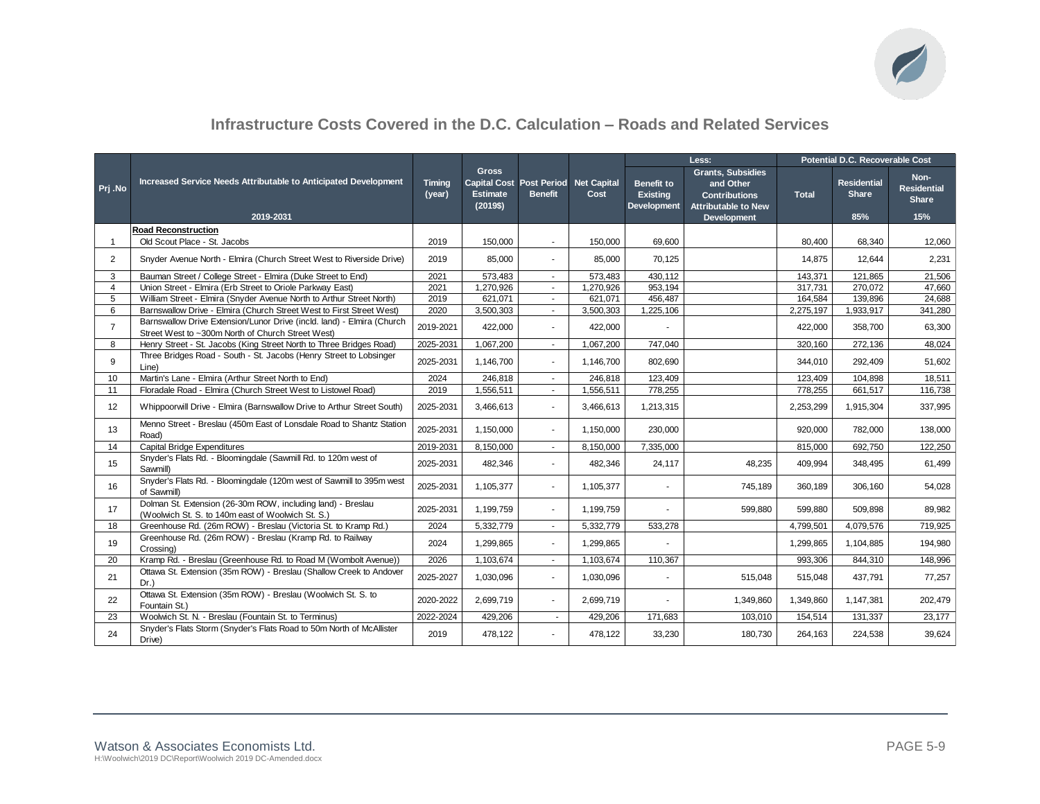## Infrastructure Costs Covered in the D.C. Calculation – Roads and Related Services

| Prj .No | Increased Service Needs Attributable to Anticipated Development 2019-2031 | Timing (year) | Gross Capital Cost Estimate (2019$) | Post Period Benefit | Net Capital Cost | Less: Benefit to Existing Development | Less: Grants, Subsidies and Other Contributions Attributable to New Development | Potential D.C. Recoverable Cost: Total | Residential Share 85% | Non-Residential Share 15% |
|---|---|---|---|---|---|---|---|---|---|---|
| | **Road Reconstruction** | | | | | | | | | |
| 1 | Old Scout Place - St. Jacobs | 2019 | 150,000 | - | 150,000 | 69,600 | | 80,400 | 68,340 | 12,060 |
| 2 | Snyder Avenue North - Elmira (Church Street West to Riverside Drive) | 2019 | 85,000 | - | 85,000 | 70,125 | | 14,875 | 12,644 | 2,231 |
| 3 | Bauman Street / College Street - Elmira (Duke Street to End) | 2021 | 573,483 | - | 573,483 | 430,112 | | 143,371 | 121,865 | 21,506 |
| 4 | Union Street - Elmira (Erb Street to Oriole Parkway East) | 2021 | 1,270,926 | - | 1,270,926 | 953,194 | | 317,731 | 270,072 | 47,660 |
| 5 | William Street - Elmira (Snyder Avenue North to Arthur Street North) | 2019 | 621,071 | - | 621,071 | 456,487 | | 164,584 | 139,896 | 24,688 |
| 6 | Barnswallow Drive - Elmira (Church Street West to First Street West) | 2020 | 3,500,303 | - | 3,500,303 | 1,225,106 | | 2,275,197 | 1,933,917 | 341,280 |
| 7 | Barnswallow Drive Extension/Lunor Drive (incld. land) - Elmira (Church Street West to ~300m North of Church Street West) | 2019-2021 | 422,000 | - | 422,000 | - | | 422,000 | 358,700 | 63,300 |
| 8 | Henry Street - St. Jacobs (King Street North to Three Bridges Road) | 2025-2031 | 1,067,200 | - | 1,067,200 | 747,040 | | 320,160 | 272,136 | 48,024 |
| 9 | Three Bridges Road - South - St. Jacobs (Henry Street to Lobsinger Line) | 2025-2031 | 1,146,700 | - | 1,146,700 | 802,690 | | 344,010 | 292,409 | 51,602 |
| 10 | Martin's Lane - Elmira (Arthur Street North to End) | 2024 | 246,818 | - | 246,818 | 123,409 | | 123,409 | 104,898 | 18,511 |
| 11 | Floradale Road - Elmira (Church Street West to Listowel Road) | 2019 | 1,556,511 | - | 1,556,511 | 778,255 | | 778,255 | 661,517 | 116,738 |
| 12 | Whippoorwill Drive - Elmira (Barnswallow Drive to Arthur Street South) | 2025-2031 | 3,466,613 | - | 3,466,613 | 1,213,315 | | 2,253,299 | 1,915,304 | 337,995 |
| 13 | Menno Street - Breslau (450m East of Lonsdale Road to Shantz Station Road) | 2025-2031 | 1,150,000 | - | 1,150,000 | 230,000 | | 920,000 | 782,000 | 138,000 |
| 14 | Capital Bridge Expenditures | 2019-2031 | 8,150,000 | - | 8,150,000 | 7,335,000 | | 815,000 | 692,750 | 122,250 |
| 15 | Snyder's Flats Rd. - Bloomingdale (Sawmill Rd. to 120m west of Sawmill) | 2025-2031 | 482,346 | - | 482,346 | 24,117 | 48,235 | 409,994 | 348,495 | 61,499 |
| 16 | Snyder's Flats Rd. - Bloomingdale (120m west of Sawmill to 395m west of Sawmill) | 2025-2031 | 1,105,377 | - | 1,105,377 | - | 745,189 | 360,189 | 306,160 | 54,028 |
| 17 | Dolman St. Extension (26-30m ROW, including land) - Breslau (Woolwich St. S. to 140m east of Woolwich St. S.) | 2025-2031 | 1,199,759 | - | 1,199,759 | - | 599,880 | 599,880 | 509,898 | 89,982 |
| 18 | Greenhouse Rd. (26m ROW) - Breslau (Victoria St. to Kramp Rd.) | 2024 | 5,332,779 | - | 5,332,779 | 533,278 | | 4,799,501 | 4,079,576 | 719,925 |
| 19 | Greenhouse Rd. (26m ROW) - Breslau (Kramp Rd. to Railway Crossing) | 2024 | 1,299,865 | - | 1,299,865 | - | | 1,299,865 | 1,104,885 | 194,980 |
| 20 | Kramp Rd. - Breslau (Greenhouse Rd. to Road M (Wombolt Avenue)) | 2026 | 1,103,674 | - | 1,103,674 | 110,367 | | 993,306 | 844,310 | 148,996 |
| 21 | Ottawa St. Extension (35m ROW) - Breslau (Shallow Creek to Andover Dr.) | 2025-2027 | 1,030,096 | - | 1,030,096 | - | 515,048 | 515,048 | 437,791 | 77,257 |
| 22 | Ottawa St. Extension (35m ROW) - Breslau (Woolwich St. S. to Fountain St.) | 2020-2022 | 2,699,719 | - | 2,699,719 | - | 1,349,860 | 1,349,860 | 1,147,381 | 202,479 |
| 23 | Woolwich St. N. - Breslau (Fountain St. to Terminus) | 2022-2024 | 429,206 | - | 429,206 | 171,683 | 103,010 | 154,514 | 131,337 | 23,177 |
| 24 | Snyder's Flats Storm (Snyder's Flats Road to 50m North of McAllister Drive) | 2019 | 478,122 | - | 478,122 | 33,230 | 180,730 | 264,163 | 224,538 | 39,624 |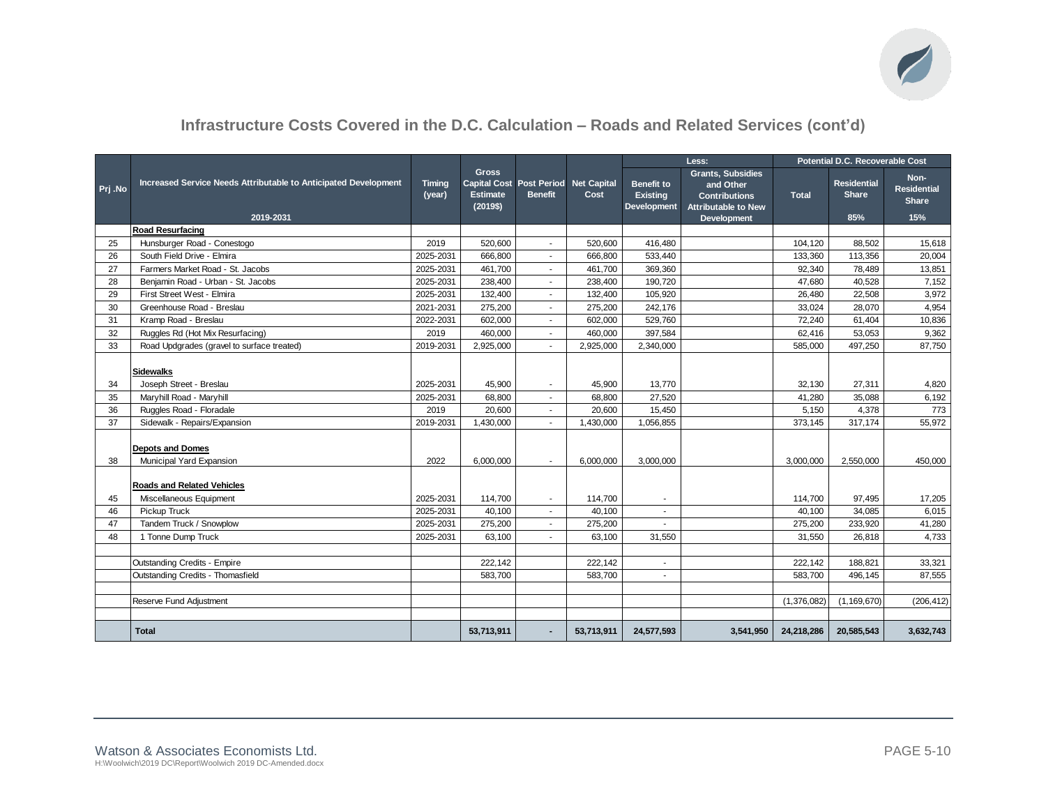## Infrastructure Costs Covered in the D.C. Calculation – Roads and Related Services (cont'd)

| Prj .No | Increased Service Needs Attributable to Anticipated Development 2019-2031 | Timing (year) | Gross Capital Cost Estimate (2019$) | Post Period Benefit | Net Capital Cost | Less: Benefit to Existing Development | Less: Grants, Subsidies and Other Contributions Attributable to New Development | Potential D.C. Recoverable Cost: Total | Residential Share 85% | Non-Residential Share 15% |
|---|---|---|---|---|---|---|---|---|---|---|
| | **Road Resurfacing** | | | | | | | | | |
| 25 | Hunsburger Road - Conestogo | 2019 | 520,600 | - | 520,600 | 416,480 | | 104,120 | 88,502 | 15,618 |
| 26 | South Field Drive - Elmira | 2025-2031 | 666,800 | - | 666,800 | 533,440 | | 133,360 | 113,356 | 20,004 |
| 27 | Farmers Market Road - St. Jacobs | 2025-2031 | 461,700 | - | 461,700 | 369,360 | | 92,340 | 78,489 | 13,851 |
| 28 | Benjamin Road - Urban - St. Jacobs | 2025-2031 | 238,400 | - | 238,400 | 190,720 | | 47,680 | 40,528 | 7,152 |
| 29 | First Street West - Elmira | 2025-2031 | 132,400 | - | 132,400 | 105,920 | | 26,480 | 22,508 | 3,972 |
| 30 | Greenhouse Road - Breslau | 2021-2031 | 275,200 | - | 275,200 | 242,176 | | 33,024 | 28,070 | 4,954 |
| 31 | Kramp Road - Breslau | 2022-2031 | 602,000 | - | 602,000 | 529,760 | | 72,240 | 61,404 | 10,836 |
| 32 | Ruggles Rd (Hot Mix Resurfacing) | 2019 | 460,000 | - | 460,000 | 397,584 | | 62,416 | 53,053 | 9,362 |
| 33 | Road Updgrades (gravel to surface treated) | 2019-2031 | 2,925,000 | - | 2,925,000 | 2,340,000 | | 585,000 | 497,250 | 87,750 |
| | **Sidewalks** | | | | | | | | | |
| 34 | Joseph Street - Breslau | 2025-2031 | 45,900 | - | 45,900 | 13,770 | | 32,130 | 27,311 | 4,820 |
| 35 | Maryhill Road - Maryhill | 2025-2031 | 68,800 | - | 68,800 | 27,520 | | 41,280 | 35,088 | 6,192 |
| 36 | Ruggles Road - Floradale | 2019 | 20,600 | - | 20,600 | 15,450 | | 5,150 | 4,378 | 773 |
| 37 | Sidewalk - Repairs/Expansion | 2019-2031 | 1,430,000 | - | 1,430,000 | 1,056,855 | | 373,145 | 317,174 | 55,972 |
| | **Depots and Domes** | | | | | | | | | |
| 38 | Municipal Yard Expansion | 2022 | 6,000,000 | - | 6,000,000 | 3,000,000 | | 3,000,000 | 2,550,000 | 450,000 |
| | **Roads and Related Vehicles** | | | | | | | | | |
| 45 | Miscellaneous Equipment | 2025-2031 | 114,700 | - | 114,700 | - | | 114,700 | 97,495 | 17,205 |
| 46 | Pickup Truck | 2025-2031 | 40,100 | - | 40,100 | - | | 40,100 | 34,085 | 6,015 |
| 47 | Tandem Truck / Snowplow | 2025-2031 | 275,200 | - | 275,200 | - | | 275,200 | 233,920 | 41,280 |
| 48 | 1 Tonne Dump Truck | 2025-2031 | 63,100 | - | 63,100 | 31,550 | | 31,550 | 26,818 | 4,733 |
| | | | | | | | | | | |
| | Outstanding Credits - Empire | | 222,142 | | 222,142 | - | | 222,142 | 188,821 | 33,321 |
| | Outstanding Credits - Thomasfield | | 583,700 | | 583,700 | - | | 583,700 | 496,145 | 87,555 |
| | | | | | | | | | | |
| | Reserve Fund Adjustment | | | | | | | (1,376,082) | (1,169,670) | (206,412) |
| | | | | | | | | | | |
| | **Total** | | **53,713,911** | **-** | **53,713,911** | **24,577,593** | **3,541,950** | **24,218,286** | **20,585,543** | **3,632,743** |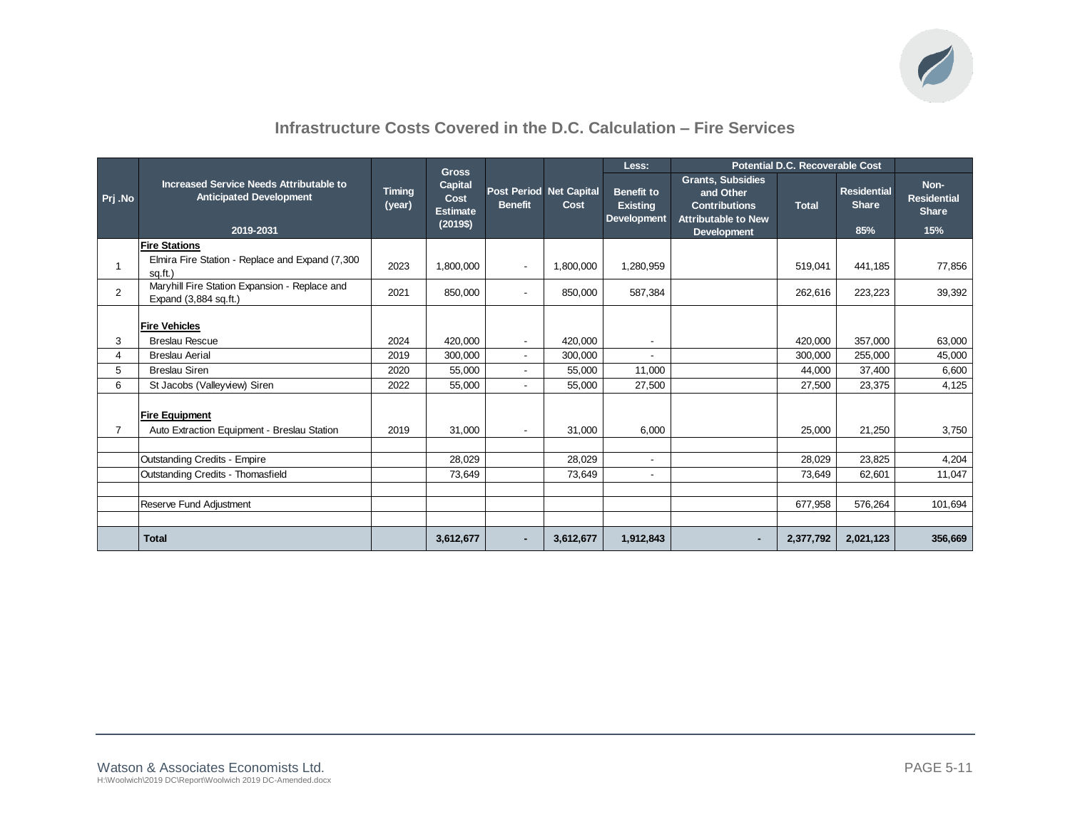## Infrastructure Costs Covered in the D.C. Calculation – Fire Services

| Prj .No | Increased Service Needs Attributable to Anticipated Development 2019-2031 | Timing (year) | Gross Capital Cost Estimate (2019$) | Post Period Benefit | Net Capital Cost | Less: Benefit to Existing Development | Potential D.C. Recoverable Cost: Grants, Subsidies and Other Contributions Attributable to New Development | Total | Residential Share 85% | Non-Residential Share 15% |
|---|---|---|---|---|---|---|---|---|---|---|
| | **Fire Stations** | | | | | | | | | |
| 1 | Elmira Fire Station - Replace and Expand (7,300 sq.ft.) | 2023 | 1,800,000 | - | 1,800,000 | 1,280,959 | | 519,041 | 441,185 | 77,856 |
| 2 | Maryhill Fire Station Expansion - Replace and Expand (3,884 sq.ft.) | 2021 | 850,000 | - | 850,000 | 587,384 | | 262,616 | 223,223 | 39,392 |
| | **Fire Vehicles** | | | | | | | | | |
| 3 | Breslau Rescue | 2024 | 420,000 | - | 420,000 | - | | 420,000 | 357,000 | 63,000 |
| 4 | Breslau Aerial | 2019 | 300,000 | - | 300,000 | - | | 300,000 | 255,000 | 45,000 |
| 5 | Breslau Siren | 2020 | 55,000 | - | 55,000 | 11,000 | | 44,000 | 37,400 | 6,600 |
| 6 | St Jacobs (Valleyview) Siren | 2022 | 55,000 | - | 55,000 | 27,500 | | 27,500 | 23,375 | 4,125 |
| | **Fire Equipment** | | | | | | | | | |
| 7 | Auto Extraction Equipment - Breslau Station | 2019 | 31,000 | - | 31,000 | 6,000 | | 25,000 | 21,250 | 3,750 |
| | Outstanding Credits - Empire | | 28,029 | | 28,029 | - | | 28,029 | 23,825 | 4,204 |
| | Outstanding Credits - Thomasfield | | 73,649 | | 73,649 | - | | 73,649 | 62,601 | 11,047 |
| | Reserve Fund Adjustment | | | | | | | 677,958 | 576,264 | 101,694 |
| | **Total** | | **3,612,677** | **-** | **3,612,677** | **1,912,843** | **-** | **2,377,792** | **2,021,123** | **356,669** |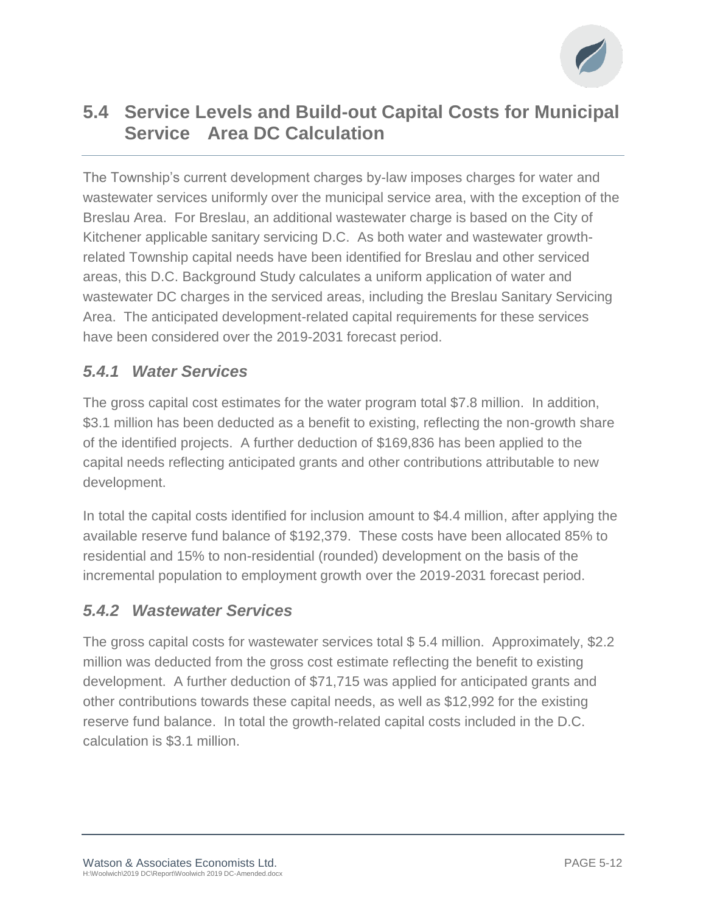## 5.4 Service Levels and Build-out Capital Costs for Municipal Service Area DC Calculation

The Township's current development charges by-law imposes charges for water and wastewater services uniformly over the municipal service area, with the exception of the Breslau Area. For Breslau, an additional wastewater charge is based on the City of Kitchener applicable sanitary servicing D.C. As both water and wastewater growth-related Township capital needs have been identified for Breslau and other serviced areas, this D.C. Background Study calculates a uniform application of water and wastewater DC charges in the serviced areas, including the Breslau Sanitary Servicing Area. The anticipated development-related capital requirements for these services have been considered over the 2019-2031 forecast period.

### *5.4.1 Water Services*

The gross capital cost estimates for the water program total $7.8 million. In addition, $3.1 million has been deducted as a benefit to existing, reflecting the non-growth share of the identified projects. A further deduction of $169,836 has been applied to the capital needs reflecting anticipated grants and other contributions attributable to new development.

In total the capital costs identified for inclusion amount to $4.4 million, after applying the available reserve fund balance of $192,379. These costs have been allocated 85% to residential and 15% to non-residential (rounded) development on the basis of the incremental population to employment growth over the 2019-2031 forecast period.

### *5.4.2 Wastewater Services*

The gross capital costs for wastewater services total $ 5.4 million. Approximately, $2.2 million was deducted from the gross cost estimate reflecting the benefit to existing development. A further deduction of $71,715 was applied for anticipated grants and other contributions towards these capital needs, as well as $12,992 for the existing reserve fund balance. In total the growth-related capital costs included in the D.C. calculation is $3.1 million.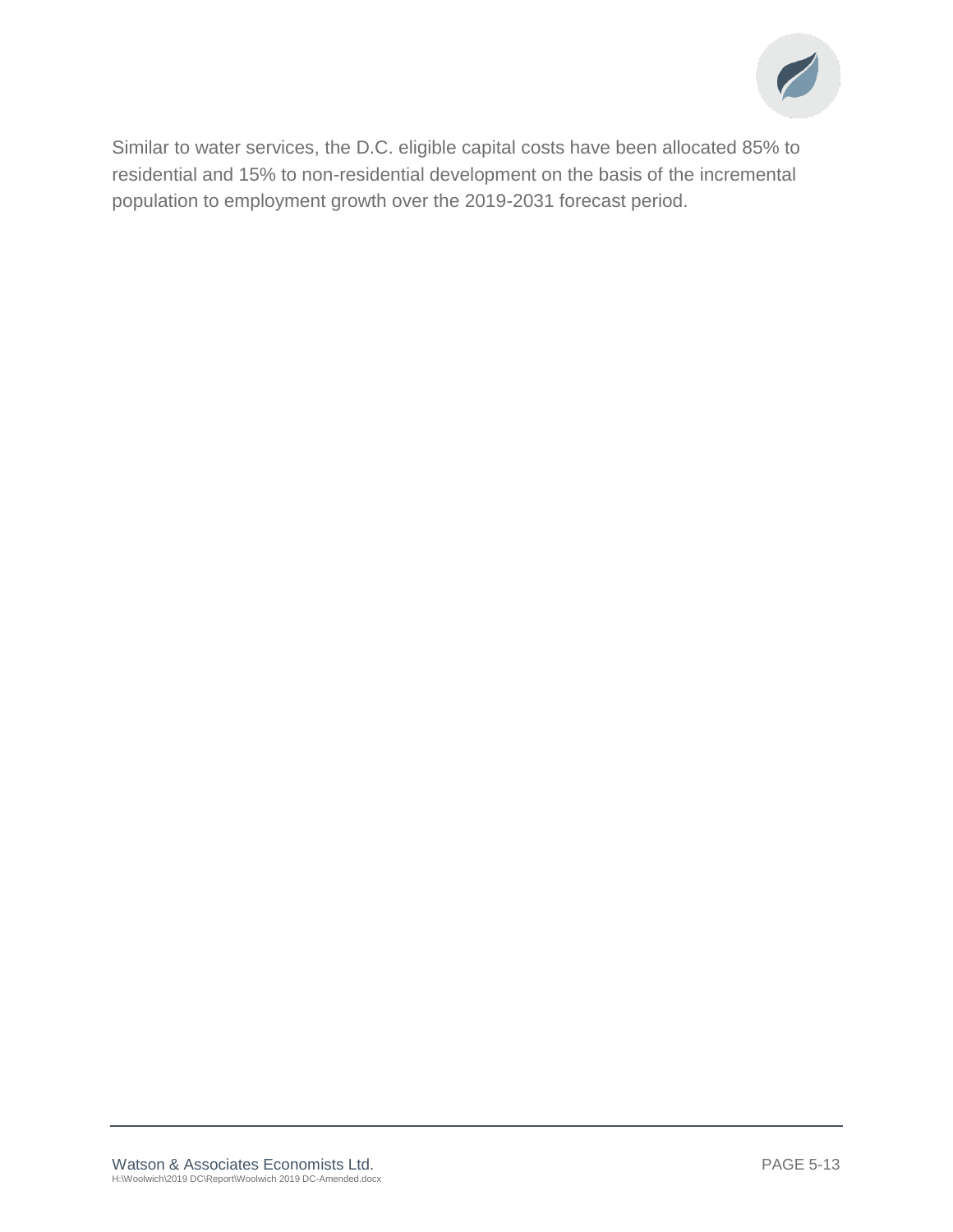Similar to water services, the D.C. eligible capital costs have been allocated 85% to residential and 15% to non-residential development on the basis of the incremental population to employment growth over the 2019-2031 forecast period.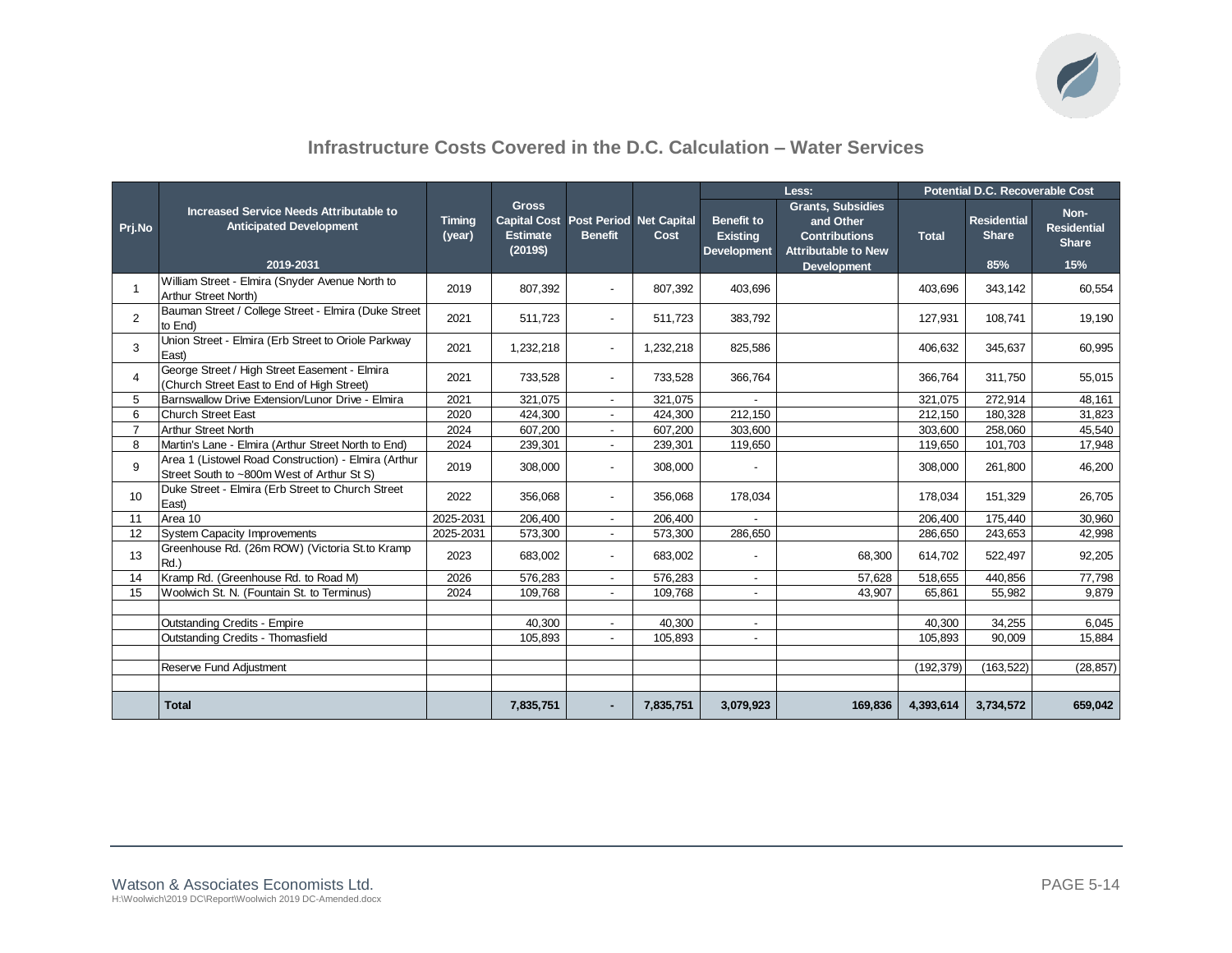## Infrastructure Costs Covered in the D.C. Calculation – Water Services

| Prj.No | Increased Service Needs Attributable to Anticipated Development 2019-2031 | Timing (year) | Gross Capital Cost Estimate (2019$) | Post Period Benefit | Net Capital Cost | Less: Benefit to Existing Development | Less: Grants, Subsidies and Other Contributions Attributable to New Development | Potential D.C. Recoverable Cost: Total | Residential Share 85% | Non-Residential Share 15% |
|---|---|---|---|---|---|---|---|---|---|---|
| 1 | William Street - Elmira (Snyder Avenue North to Arthur Street North) | 2019 | 807,392 | - | 807,392 | 403,696 | | 403,696 | 343,142 | 60,554 |
| 2 | Bauman Street / College Street - Elmira (Duke Street to End) | 2021 | 511,723 | - | 511,723 | 383,792 | | 127,931 | 108,741 | 19,190 |
| 3 | Union Street - Elmira (Erb Street to Oriole Parkway East) | 2021 | 1,232,218 | - | 1,232,218 | 825,586 | | 406,632 | 345,637 | 60,995 |
| 4 | George Street / High Street Easement - Elmira (Church Street East to End of High Street) | 2021 | 733,528 | - | 733,528 | 366,764 | | 366,764 | 311,750 | 55,015 |
| 5 | Barnswallow Drive Extension/Lunor Drive - Elmira | 2021 | 321,075 | - | 321,075 | - | | 321,075 | 272,914 | 48,161 |
| 6 | Church Street East | 2020 | 424,300 | - | 424,300 | 212,150 | | 212,150 | 180,328 | 31,823 |
| 7 | Arthur Street North | 2024 | 607,200 | - | 607,200 | 303,600 | | 303,600 | 258,060 | 45,540 |
| 8 | Martin's Lane - Elmira (Arthur Street North to End) | 2024 | 239,301 | - | 239,301 | 119,650 | | 119,650 | 101,703 | 17,948 |
| 9 | Area 1 (Listowel Road Construction) - Elmira (Arthur Street South to ~800m West of Arthur St S) | 2019 | 308,000 | - | 308,000 | - | | 308,000 | 261,800 | 46,200 |
| 10 | Duke Street - Elmira (Erb Street to Church Street East) | 2022 | 356,068 | - | 356,068 | 178,034 | | 178,034 | 151,329 | 26,705 |
| 11 | Area 10 | 2025-2031 | 206,400 | - | 206,400 | - | | 206,400 | 175,440 | 30,960 |
| 12 | System Capacity Improvements | 2025-2031 | 573,300 | - | 573,300 | 286,650 | | 286,650 | 243,653 | 42,998 |
| 13 | Greenhouse Rd. (26m ROW) (Victoria St.to Kramp Rd.) | 2023 | 683,002 | - | 683,002 | - | 68,300 | 614,702 | 522,497 | 92,205 |
| 14 | Kramp Rd. (Greenhouse Rd. to Road M) | 2026 | 576,283 | - | 576,283 | - | 57,628 | 518,655 | 440,856 | 77,798 |
| 15 | Woolwich St. N. (Fountain St. to Terminus) | 2024 | 109,768 | - | 109,768 | - | 43,907 | 65,861 | 55,982 | 9,879 |
| | | | | | | | | | | |
| | Outstanding Credits - Empire | | 40,300 | - | 40,300 | - | | 40,300 | 34,255 | 6,045 |
| | Outstanding Credits - Thomasfield | | 105,893 | - | 105,893 | - | | 105,893 | 90,009 | 15,884 |
| | | | | | | | | | | |
| | Reserve Fund Adjustment | | | | | | | (192,379) | (163,522) | (28,857) |
| | | | | | | | | | | |
| | **Total** | | **7,835,751** | **-** | **7,835,751** | **3,079,923** | **169,836** | **4,393,614** | **3,734,572** | **659,042** |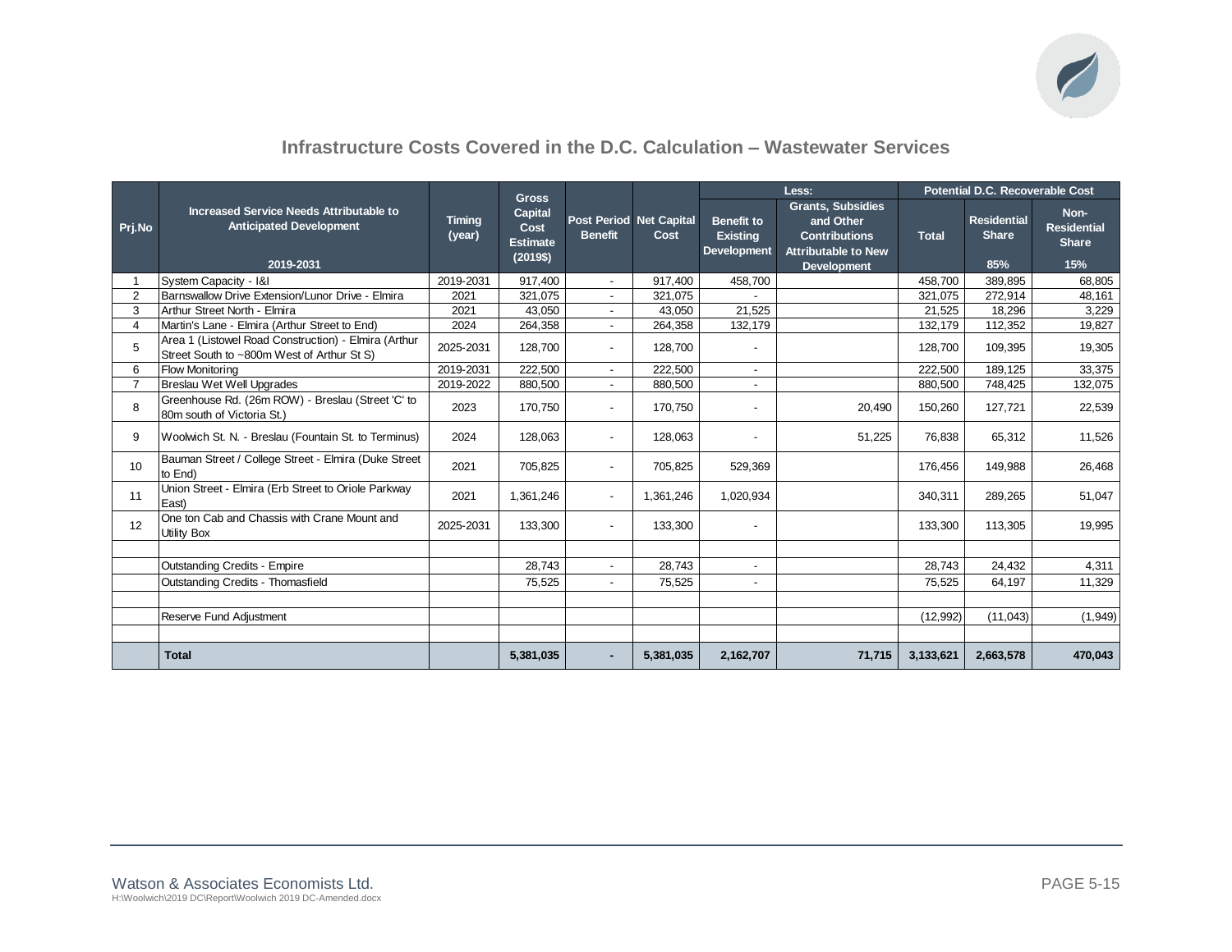## Infrastructure Costs Covered in the D.C. Calculation – Wastewater Services

| Prj.No | Increased Service Needs Attributable to Anticipated Development 2019-2031 | Timing (year) | Gross Capital Cost Estimate (2019$) | Post Period Benefit | Net Capital Cost | Less: Benefit to Existing Development | Less: Grants, Subsidies and Other Contributions Attributable to New Development | Potential D.C. Recoverable Cost: Total | Residential Share 85% | Non-Residential Share 15% |
|---|---|---|---|---|---|---|---|---|---|---|
| 1 | System Capacity - I&I | 2019-2031 | 917,400 | - | 917,400 | 458,700 | | 458,700 | 389,895 | 68,805 |
| 2 | Barnswallow Drive Extension/Lunor Drive - Elmira | 2021 | 321,075 | - | 321,075 | - | | 321,075 | 272,914 | 48,161 |
| 3 | Arthur Street North - Elmira | 2021 | 43,050 | - | 43,050 | 21,525 | | 21,525 | 18,296 | 3,229 |
| 4 | Martin's Lane - Elmira (Arthur Street to End) | 2024 | 264,358 | - | 264,358 | 132,179 | | 132,179 | 112,352 | 19,827 |
| 5 | Area 1 (Listowel Road Construction) - Elmira (Arthur Street South to ~800m West of Arthur St S) | 2025-2031 | 128,700 | - | 128,700 | - | | 128,700 | 109,395 | 19,305 |
| 6 | Flow Monitoring | 2019-2031 | 222,500 | - | 222,500 | - | | 222,500 | 189,125 | 33,375 |
| 7 | Breslau Wet Well Upgrades | 2019-2022 | 880,500 | - | 880,500 | - | | 880,500 | 748,425 | 132,075 |
| 8 | Greenhouse Rd. (26m ROW) - Breslau (Street 'C' to 80m south of Victoria St.) | 2023 | 170,750 | - | 170,750 | - | 20,490 | 150,260 | 127,721 | 22,539 |
| 9 | Woolwich St. N. - Breslau (Fountain St. to Terminus) | 2024 | 128,063 | - | 128,063 | - | 51,225 | 76,838 | 65,312 | 11,526 |
| 10 | Bauman Street / College Street - Elmira (Duke Street to End) | 2021 | 705,825 | - | 705,825 | 529,369 | | 176,456 | 149,988 | 26,468 |
| 11 | Union Street - Elmira (Erb Street to Oriole Parkway East) | 2021 | 1,361,246 | - | 1,361,246 | 1,020,934 | | 340,311 | 289,265 | 51,047 |
| 12 | One ton Cab and Chassis with Crane Mount and Utility Box | 2025-2031 | 133,300 | - | 133,300 | - | | 133,300 | 113,305 | 19,995 |
| | | | | | | | | | | |
| | Outstanding Credits - Empire | | 28,743 | - | 28,743 | - | | 28,743 | 24,432 | 4,311 |
| | Outstanding Credits - Thomasfield | | 75,525 | - | 75,525 | - | | 75,525 | 64,197 | 11,329 |
| | | | | | | | | | | |
| | Reserve Fund Adjustment | | | | | | | (12,992) | (11,043) | (1,949) |
| | | | | | | | | | | |
| | **Total** | | **5,381,035** | **-** | **5,381,035** | **2,162,707** | **71,715** | **3,133,621** | **2,663,578** | **470,043** |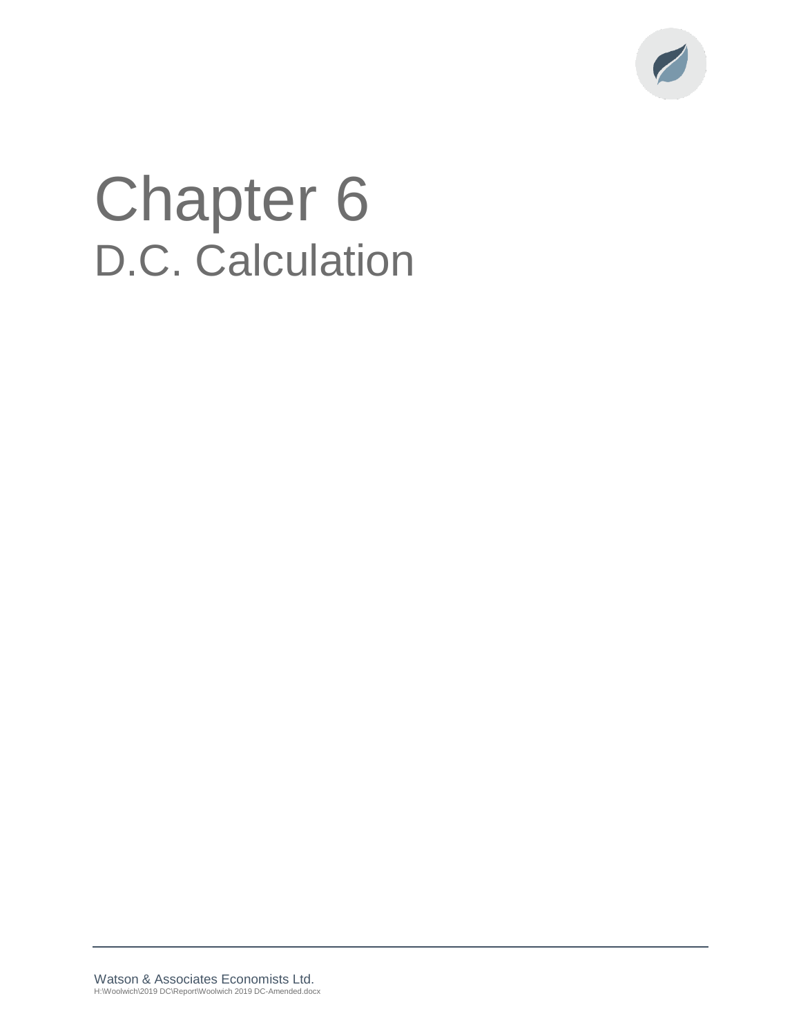# Chapter 6
## D.C. Calculation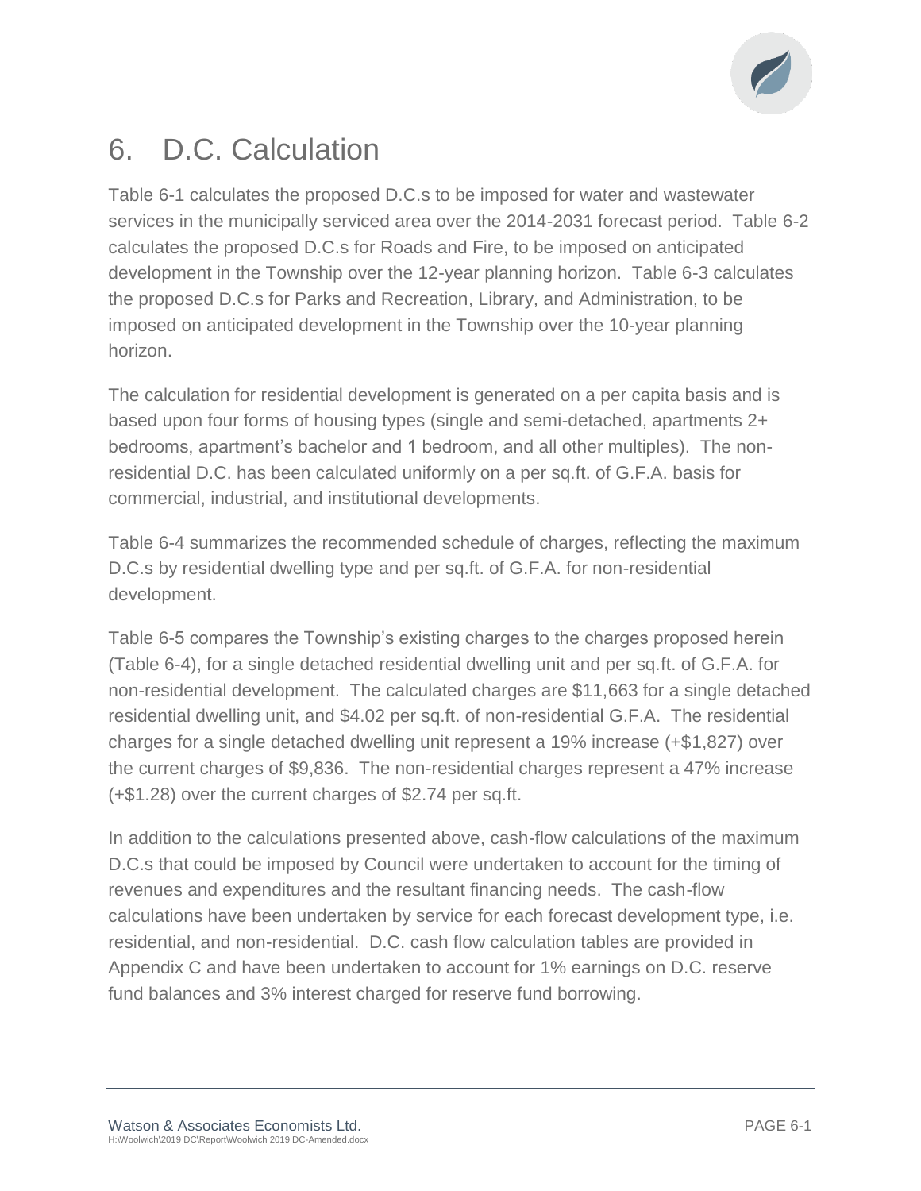# 6. D.C. Calculation

Table 6-1 calculates the proposed D.C.s to be imposed for water and wastewater services in the municipally serviced area over the 2014-2031 forecast period. Table 6-2 calculates the proposed D.C.s for Roads and Fire, to be imposed on anticipated development in the Township over the 12-year planning horizon. Table 6-3 calculates the proposed D.C.s for Parks and Recreation, Library, and Administration, to be imposed on anticipated development in the Township over the 10-year planning horizon.

The calculation for residential development is generated on a per capita basis and is based upon four forms of housing types (single and semi-detached, apartments 2+ bedrooms, apartment's bachelor and 1 bedroom, and all other multiples). The non-residential D.C. has been calculated uniformly on a per sq.ft. of G.F.A. basis for commercial, industrial, and institutional developments.

Table 6-4 summarizes the recommended schedule of charges, reflecting the maximum D.C.s by residential dwelling type and per sq.ft. of G.F.A. for non-residential development.

Table 6-5 compares the Township's existing charges to the charges proposed herein (Table 6-4), for a single detached residential dwelling unit and per sq.ft. of G.F.A. for non-residential development. The calculated charges are $11,663 for a single detached residential dwelling unit, and $4.02 per sq.ft. of non-residential G.F.A. The residential charges for a single detached dwelling unit represent a 19% increase (+$1,827) over the current charges of $9,836. The non-residential charges represent a 47% increase (+$1.28) over the current charges of $2.74 per sq.ft.

In addition to the calculations presented above, cash-flow calculations of the maximum D.C.s that could be imposed by Council were undertaken to account for the timing of revenues and expenditures and the resultant financing needs. The cash-flow calculations have been undertaken by service for each forecast development type, i.e. residential, and non-residential. D.C. cash flow calculation tables are provided in Appendix C and have been undertaken to account for 1% earnings on D.C. reserve fund balances and 3% interest charged for reserve fund borrowing.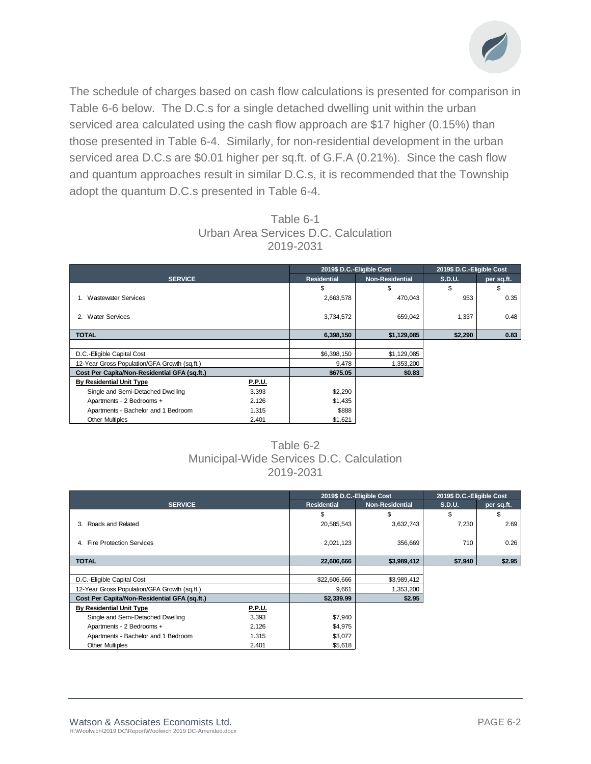The schedule of charges based on cash flow calculations is presented for comparison in Table 6-6 below. The D.C.s for a single detached dwelling unit within the urban serviced area calculated using the cash flow approach are $17 higher (0.15%) than those presented in Table 6-4. Similarly, for non-residential development in the urban serviced area D.C.s are $0.01 higher per sq.ft. of G.F.A (0.21%). Since the cash flow and quantum approaches result in similar D.C.s, it is recommended that the Township adopt the quantum D.C.s presented in Table 6-4.

Table 6-1
Urban Area Services D.C. Calculation
2019-2031

| SERVICE | | 2019$ D.C.-Eligible Cost | | 2019$ D.C.-Eligible Cost | |
|---|---|---|---|---|---|
| | | Residential | Non-Residential | S.D.U. | per sq.ft. |
| | | $ | $ | $ | $ |
| 1. Wastewater Services | | 2,663,578 | 470,043 | 953 | 0.35 |
| 2. Water Services | | 3,734,572 | 659,042 | 1,337 | 0.48 |
| **TOTAL** | | **6,398,150** | **$1,129,085** | **$2,290** | **0.83** |
| | | | | | |
| D.C.-Eligible Capital Cost | | $6,398,150 | $1,129,085 | | |
| 12-Year Gross Population/GFA Growth (sq,ft,) | | 9,478 | 1,353,200 | | |
| **Cost Per Capita/Non-Residential GFA (sq.ft.)** | | **$675.05** | **$0.83** | | |
| **By Residential Unit Type** | **P.P.U.** | | | | |
| Single and Semi-Detached Dwelling | 3.393 | $2,290 | | | |
| Apartments - 2 Bedrooms + | 2.126 | $1,435 | | | |
| Apartments - Bachelor and 1 Bedroom | 1.315 | $888 | | | |
| Other Multiples | 2.401 | $1,621 | | | |

Table 6-2
Municipal-Wide Services D.C. Calculation
2019-2031

| SERVICE | | 2019$ D.C.-Eligible Cost | | 2019$ D.C.-Eligible Cost | |
|---|---|---|---|---|---|
| | | Residential | Non-Residential | S.D.U. | per sq.ft. |
| | | $ | $ | $ | $ |
| 3. Roads and Related | | 20,585,543 | 3,632,743 | 7,230 | 2.69 |
| 4. Fire Protection Services | | 2,021,123 | 356,669 | 710 | 0.26 |
| **TOTAL** | | **22,606,666** | **$3,989,412** | **$7,940** | **$2.95** |
| | | | | | |
| D.C.-Eligible Capital Cost | | $22,606,666 | $3,989,412 | | |
| 12-Year Gross Population/GFA Growth (sq,ft,) | | 9,661 | 1,353,200 | | |
| **Cost Per Capita/Non-Residential GFA (sq.ft.)** | | **$2,339.99** | **$2.95** | | |
| **By Residential Unit Type** | **P.P.U.** | | | | |
| Single and Semi-Detached Dwelling | 3.393 | $7,940 | | | |
| Apartments - 2 Bedrooms + | 2.126 | $4,975 | | | |
| Apartments - Bachelor and 1 Bedroom | 1.315 | $3,077 | | | |
| Other Multiples | 2.401 | $5,618 | | | |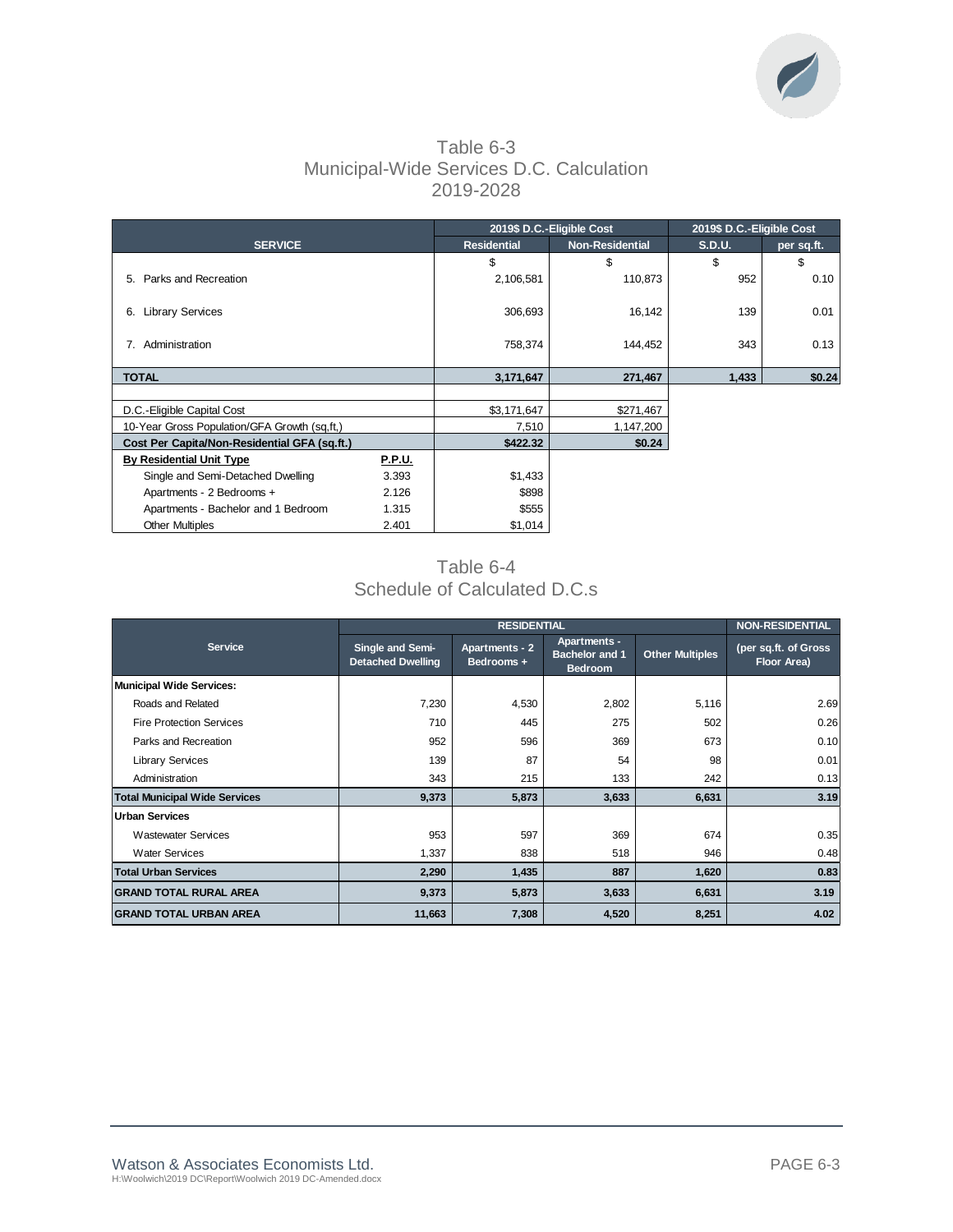## Table 6-3
## Municipal-Wide Services D.C. Calculation
## 2019-2028

| SERVICE | | 2019$ D.C.-Eligible Cost Residential | 2019$ D.C.-Eligible Cost Non-Residential | 2019$ D.C.-Eligible Cost S.D.U. | 2019$ D.C.-Eligible Cost per sq.ft. |
|---|---|---|---|---|---|
| | | $ | $ | $ | $ |
| 5. Parks and Recreation | | 2,106,581 | 110,873 | 952 | 0.10 |
| 6. Library Services | | 306,693 | 16,142 | 139 | 0.01 |
| 7. Administration | | 758,374 | 144,452 | 343 | 0.13 |
| **TOTAL** | | **3,171,647** | **271,467** | **1,433** | **$0.24** |
| D.C.-Eligible Capital Cost | | $3,171,647 | $271,467 | | |
| 10-Year Gross Population/GFA Growth (sq,ft,) | | 7,510 | 1,147,200 | | |
| **Cost Per Capita/Non-Residential GFA (sq.ft.)** | | **$422.32** | **$0.24** | | |
| **By Residential Unit Type** | **P.P.U.** | | | | |
| Single and Semi-Detached Dwelling | 3.393 | $1,433 | | | |
| Apartments - 2 Bedrooms + | 2.126 | $898 | | | |
| Apartments - Bachelor and 1 Bedroom | 1.315 | $555 | | | |
| Other Multiples | 2.401 | $1,014 | | | |

## Table 6-4
## Schedule of Calculated D.C.s

| Service | RESIDENTIAL Single and Semi-Detached Dwelling | RESIDENTIAL Apartments - 2 Bedrooms + | RESIDENTIAL Apartments - Bachelor and 1 Bedroom | RESIDENTIAL Other Multiples | NON-RESIDENTIAL (per sq.ft. of Gross Floor Area) |
|---|---|---|---|---|---|
| **Municipal Wide Services:** | | | | | |
| Roads and Related | 7,230 | 4,530 | 2,802 | 5,116 | 2.69 |
| Fire Protection Services | 710 | 445 | 275 | 502 | 0.26 |
| Parks and Recreation | 952 | 596 | 369 | 673 | 0.10 |
| Library Services | 139 | 87 | 54 | 98 | 0.01 |
| Administration | 343 | 215 | 133 | 242 | 0.13 |
| **Total Municipal Wide Services** | **9,373** | **5,873** | **3,633** | **6,631** | **3.19** |
| **Urban Services** | | | | | |
| Wastewater Services | 953 | 597 | 369 | 674 | 0.35 |
| Water Services | 1,337 | 838 | 518 | 946 | 0.48 |
| **Total Urban Services** | **2,290** | **1,435** | **887** | **1,620** | **0.83** |
| **GRAND TOTAL RURAL AREA** | **9,373** | **5,873** | **3,633** | **6,631** | **3.19** |
| **GRAND TOTAL URBAN AREA** | **11,663** | **7,308** | **4,520** | **8,251** | **4.02** |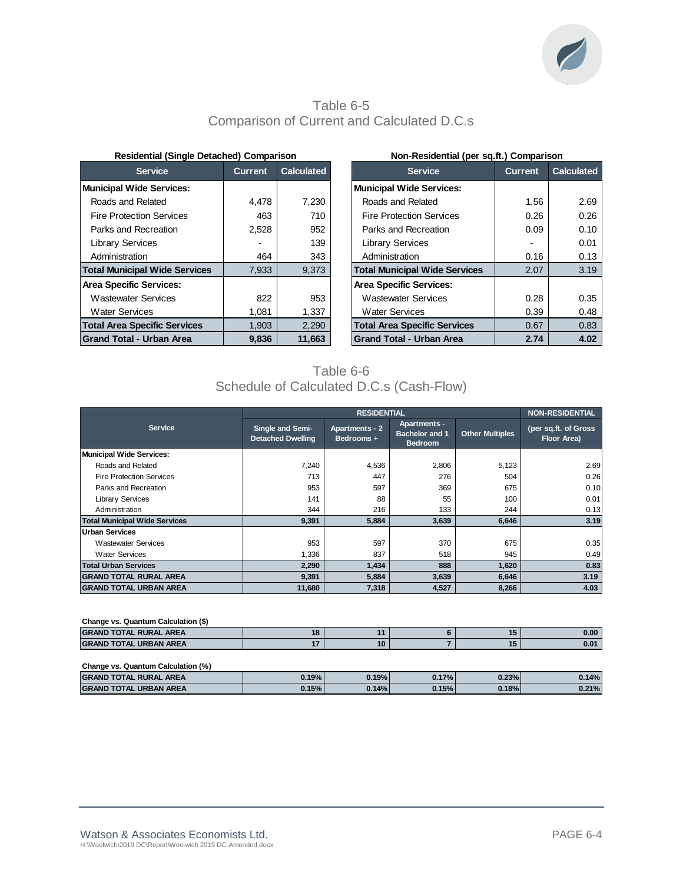## Table 6-5
## Comparison of Current and Calculated D.C.s

**Residential (Single Detached) Comparison**

| Service | Current | Calculated |
|---|---|---|
| **Municipal Wide Services:** | | |
| Roads and Related | 4,478 | 7,230 |
| Fire Protection Services | 463 | 710 |
| Parks and Recreation | 2,528 | 952 |
| Library Services | - | 139 |
| Administration | 464 | 343 |
| **Total Municipal Wide Services** | 7,933 | 9,373 |
| **Area Specific Services:** | | |
| Wastewater Services | 822 | 953 |
| Water Services | 1,081 | 1,337 |
| **Total Area Specific Services** | 1,903 | 2,290 |
| **Grand Total - Urban Area** | **9,836** | **11,663** |

**Non-Residential (per sq.ft.) Comparison**

| Service | Current | Calculated |
|---|---|---|
| **Municipal Wide Services:** | | |
| Roads and Related | 1.56 | 2.69 |
| Fire Protection Services | 0.26 | 0.26 |
| Parks and Recreation | 0.09 | 0.10 |
| Library Services | - | 0.01 |
| Administration | 0.16 | 0.13 |
| **Total Municipal Wide Services** | 2.07 | 3.19 |
| **Area Specific Services:** | | |
| Wastewater Services | 0.28 | 0.35 |
| Water Services | 0.39 | 0.48 |
| **Total Area Specific Services** | 0.67 | 0.83 |
| **Grand Total - Urban Area** | **2.74** | **4.02** |

## Table 6-6
## Schedule of Calculated D.C.s (Cash-Flow)

| Service | RESIDENTIAL | | | | NON-RESIDENTIAL |
|---|---|---|---|---|---|
| | Single and Semi-Detached Dwelling | Apartments - 2 Bedrooms + | Apartments - Bachelor and 1 Bedroom | Other Multiples | (per sq.ft. of Gross Floor Area) |
| **Municipal Wide Services:** | | | | | |
| Roads and Related | 7,240 | 4,536 | 2,806 | 5,123 | 2.69 |
| Fire Protection Services | 713 | 447 | 276 | 504 | 0.26 |
| Parks and Recreation | 953 | 597 | 369 | 675 | 0.10 |
| Library Services | 141 | 88 | 55 | 100 | 0.01 |
| Administration | 344 | 216 | 133 | 244 | 0.13 |
| **Total Municipal Wide Services** | **9,391** | **5,884** | **3,639** | **6,646** | **3.19** |
| **Urban Services** | | | | | |
| Wastewater Services | 953 | 597 | 370 | 675 | 0.35 |
| Water Services | 1,336 | 837 | 518 | 945 | 0.49 |
| **Total Urban Services** | **2,290** | **1,434** | **888** | **1,620** | **0.83** |
| **GRAND TOTAL RURAL AREA** | **9,391** | **5,884** | **3,639** | **6,646** | **3.19** |
| **GRAND TOTAL URBAN AREA** | **11,680** | **7,318** | **4,527** | **8,266** | **4.03** |

**Change vs. Quantum Calculation ($)**

| | | | | | |
|---|---|---|---|---|---|
| **GRAND TOTAL RURAL AREA** | **18** | **11** | **6** | **15** | **0.00** |
| **GRAND TOTAL URBAN AREA** | **17** | **10** | **7** | **15** | **0.01** |

**Change vs. Quantum Calculation (%)**

| | | | | | |
|---|---|---|---|---|---|
| **GRAND TOTAL RURAL AREA** | **0.19%** | **0.19%** | **0.17%** | **0.23%** | **0.14%** |
| **GRAND TOTAL URBAN AREA** | **0.15%** | **0.14%** | **0.15%** | **0.18%** | **0.21%** |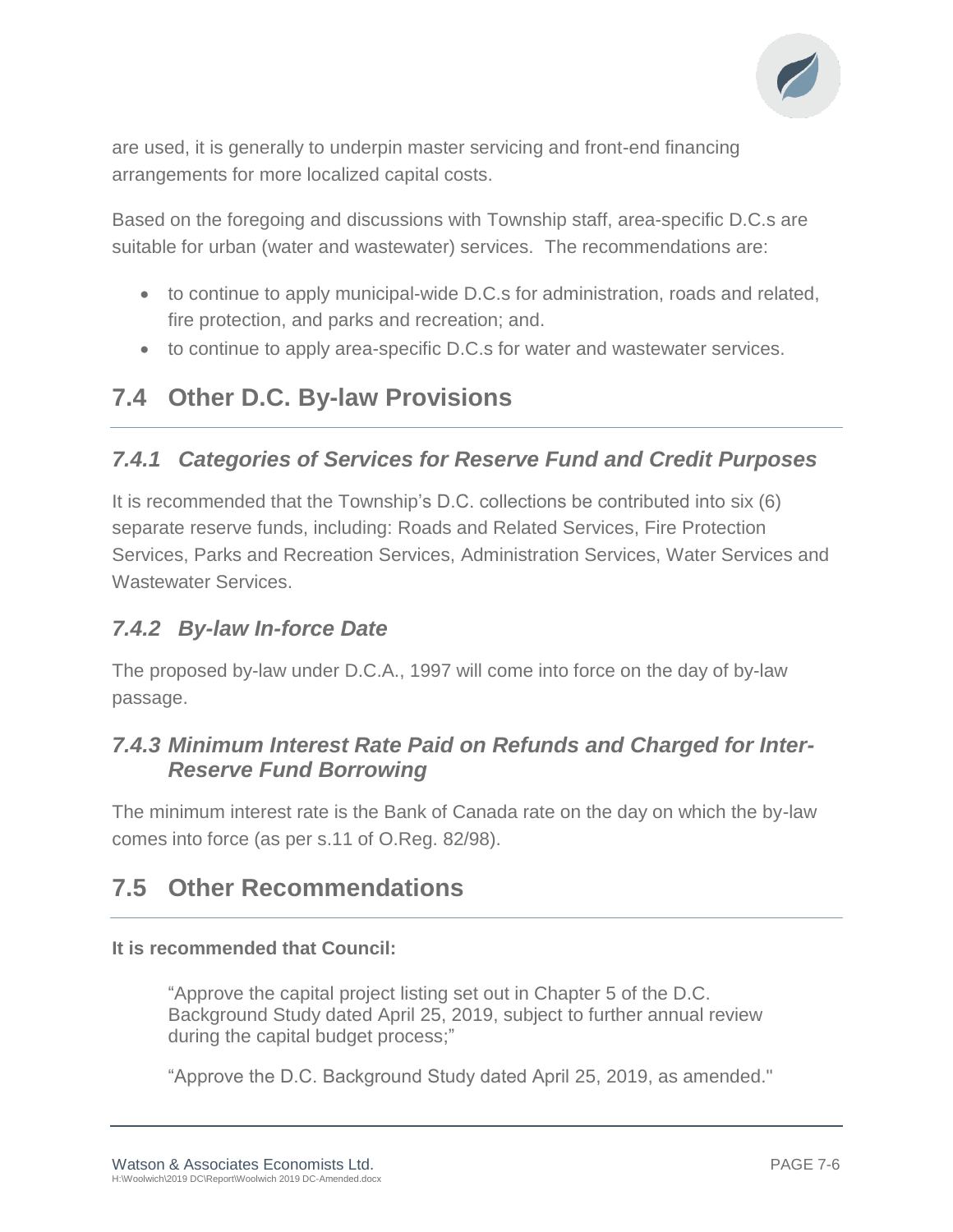are used, it is generally to underpin master servicing and front-end financing arrangements for more localized capital costs.

Based on the foregoing and discussions with Township staff, area-specific D.C.s are suitable for urban (water and wastewater) services. The recommendations are:

- to continue to apply municipal-wide D.C.s for administration, roads and related, fire protection, and parks and recreation; and.
- to continue to apply area-specific D.C.s for water and wastewater services.

## 7.4 Other D.C. By-law Provisions

### *7.4.1 Categories of Services for Reserve Fund and Credit Purposes*

It is recommended that the Township's D.C. collections be contributed into six (6) separate reserve funds, including: Roads and Related Services, Fire Protection Services, Parks and Recreation Services, Administration Services, Water Services and Wastewater Services.

### *7.4.2 By-law In-force Date*

The proposed by-law under D.C.A., 1997 will come into force on the day of by-law passage.

### *7.4.3 Minimum Interest Rate Paid on Refunds and Charged for Inter-Reserve Fund Borrowing*

The minimum interest rate is the Bank of Canada rate on the day on which the by-law comes into force (as per s.11 of O.Reg. 82/98).

## 7.5 Other Recommendations

**It is recommended that Council:**

> "Approve the capital project listing set out in Chapter 5 of the D.C. Background Study dated April 25, 2019, subject to further annual review during the capital budget process;"
>
> "Approve the D.C. Background Study dated April 25, 2019, as amended."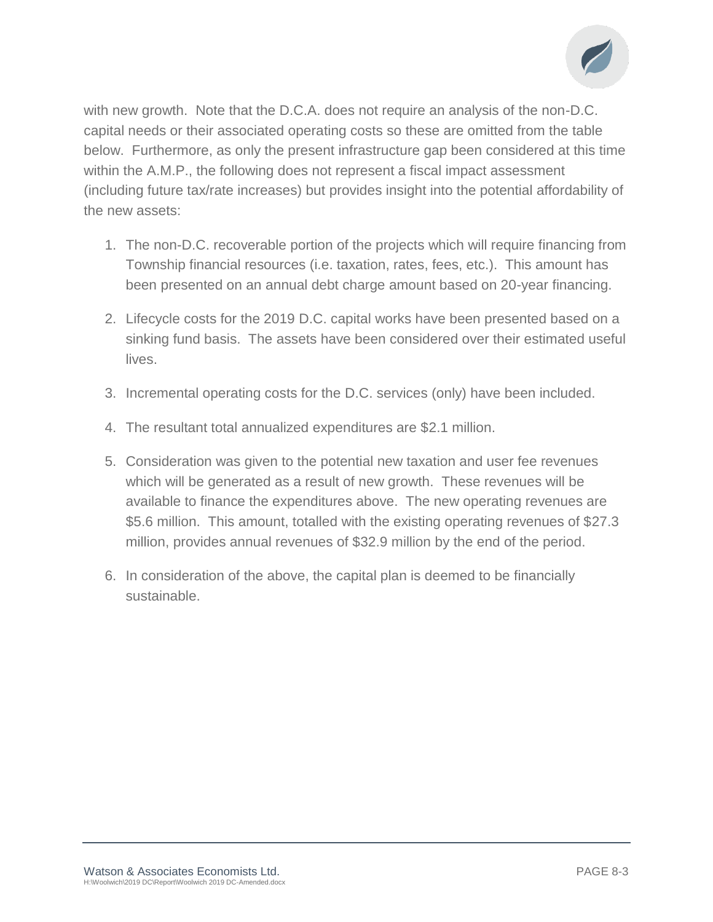with new growth. Note that the D.C.A. does not require an analysis of the non-D.C. capital needs or their associated operating costs so these are omitted from the table below. Furthermore, as only the present infrastructure gap been considered at this time within the A.M.P., the following does not represent a fiscal impact assessment (including future tax/rate increases) but provides insight into the potential affordability of the new assets:

1. The non-D.C. recoverable portion of the projects which will require financing from Township financial resources (i.e. taxation, rates, fees, etc.). This amount has been presented on an annual debt charge amount based on 20-year financing.
2. Lifecycle costs for the 2019 D.C. capital works have been presented based on a sinking fund basis. The assets have been considered over their estimated useful lives.
3. Incremental operating costs for the D.C. services (only) have been included.
4. The resultant total annualized expenditures are $2.1 million.
5. Consideration was given to the potential new taxation and user fee revenues which will be generated as a result of new growth. These revenues will be available to finance the expenditures above. The new operating revenues are $5.6 million. This amount, totalled with the existing operating revenues of $27.3 million, provides annual revenues of $32.9 million by the end of the period.
6. In consideration of the above, the capital plan is deemed to be financially sustainable.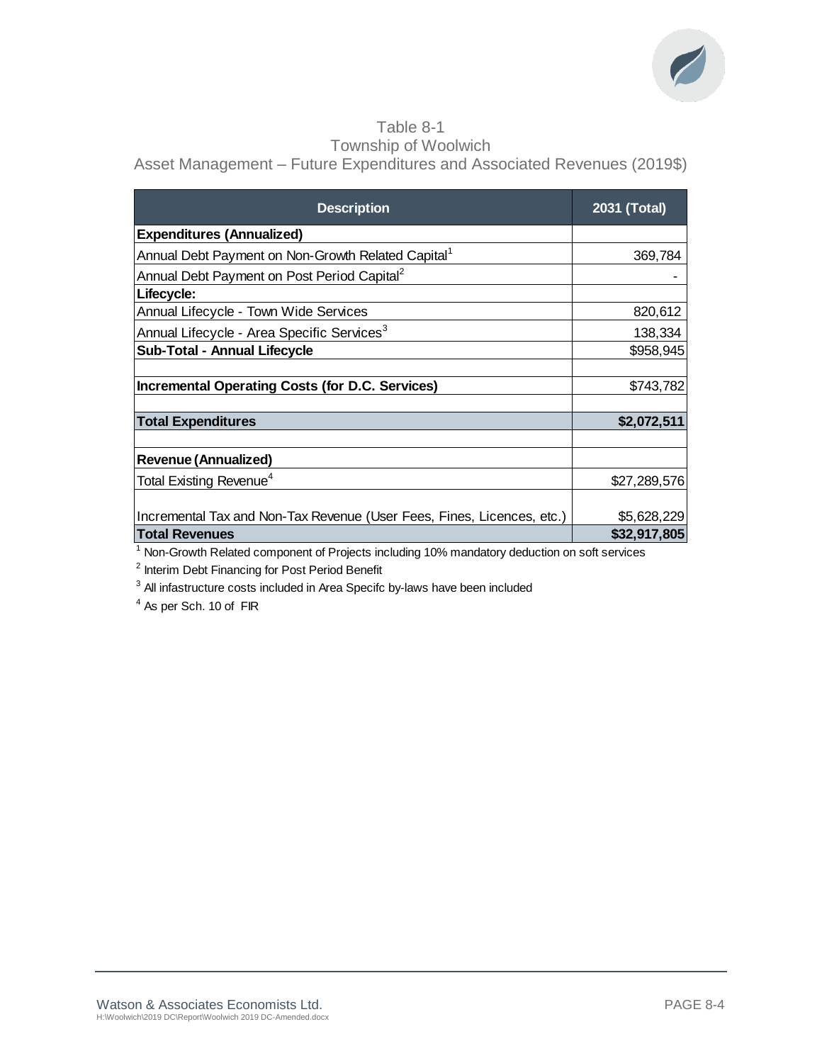Table 8-1
Township of Woolwich
Asset Management – Future Expenditures and Associated Revenues (2019$)

| Description | 2031 (Total) |
|---|---|
| **Expenditures (Annualized)** | |
| Annual Debt Payment on Non-Growth Related Capital[1] | 369,784 |
| Annual Debt Payment on Post Period Capital[2] | - |
| **Lifecycle:** | |
| Annual Lifecycle - Town Wide Services | 820,612 |
| Annual Lifecycle - Area Specific Services[3] | 138,334 |
| **Sub-Total - Annual Lifecycle** | $958,945 |
| | |
| **Incremental Operating Costs (for D.C. Services)** | $743,782 |
| | |
| **Total Expenditures** | **$2,072,511** |
| | |
| **Revenue (Annualized)** | |
| Total Existing Revenue[4] | $27,289,576 |
| Incremental Tax and Non-Tax Revenue (User Fees, Fines, Licences, etc.) | $5,628,229 |
| **Total Revenues** | **$32,917,805** |

[1] Non-Growth Related component of Projects including 10% mandatory deduction on soft services

[2] Interim Debt Financing for Post Period Benefit

[3] All infastructure costs included in Area Specifc by-laws have been included

[4] As per Sch. 10 of FIR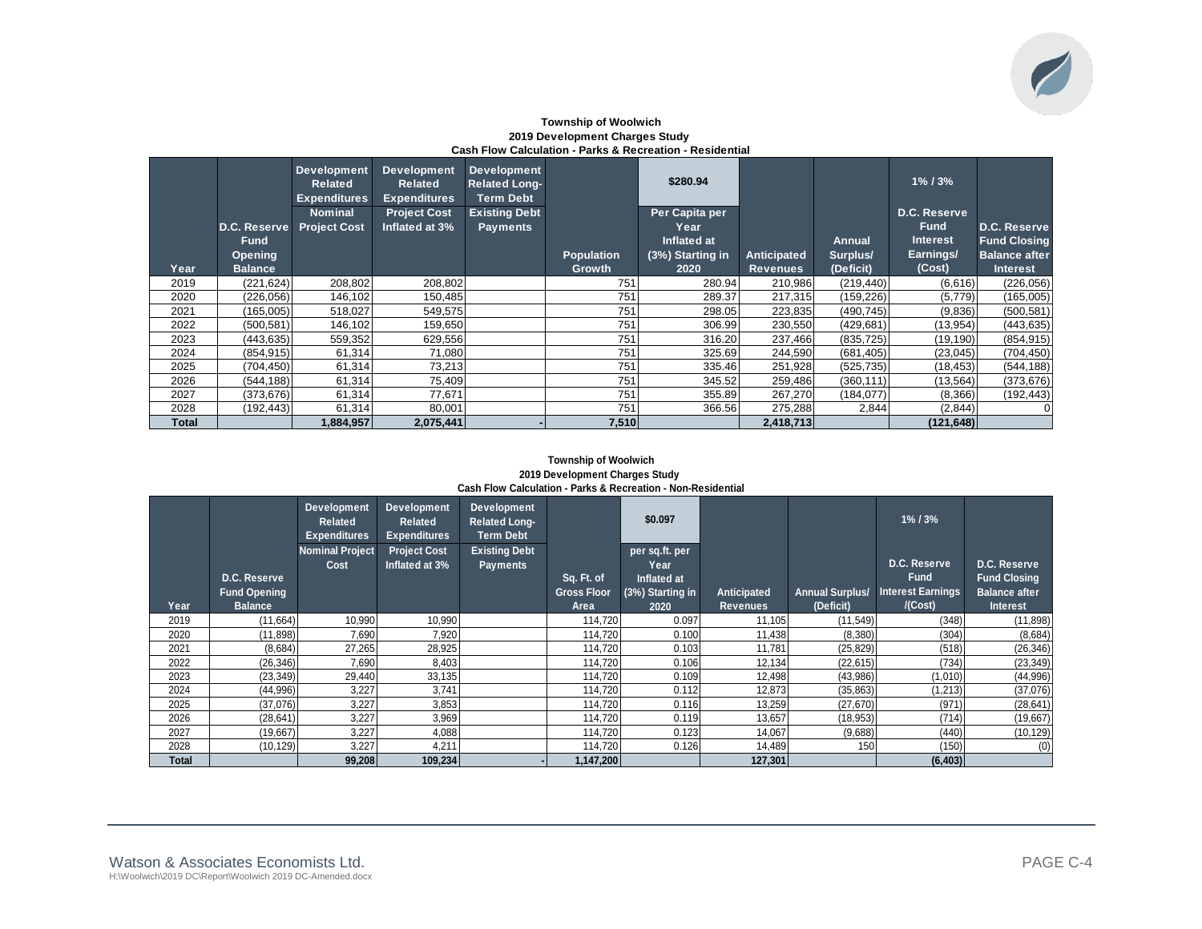**Township of Woolwich**
**2019 Development Charges Study**
**Cash Flow Calculation - Parks & Recreation - Residential**

| Year | D.C. Reserve Fund Opening Balance | Development Related Expenditures Nominal Project Cost | Development Related Expenditures Project Cost Inflated at 3% | Development Related Long-Term Debt Existing Debt Payments | Population Growth | $280.94 Per Capita per Year Inflated at (3%) Starting in 2020 | Anticipated Revenues | Annual Surplus/ (Deficit) | 1% / 3% D.C. Reserve Fund Interest Earnings/ (Cost) | D.C. Reserve Fund Closing Balance after Interest |
|---|---|---|---|---|---|---|---|---|---|---|
| 2019 | (221,624) | 208,802 | 208,802 | | 751 | 280.94 | 210,986 | (219,440) | (6,616) | (226,056) |
| 2020 | (226,056) | 146,102 | 150,485 | | 751 | 289.37 | 217,315 | (159,226) | (5,779) | (165,005) |
| 2021 | (165,005) | 518,027 | 549,575 | | 751 | 298.05 | 223,835 | (490,745) | (9,836) | (500,581) |
| 2022 | (500,581) | 146,102 | 159,650 | | 751 | 306.99 | 230,550 | (429,681) | (13,954) | (443,635) |
| 2023 | (443,635) | 559,352 | 629,556 | | 751 | 316.20 | 237,466 | (835,725) | (19,190) | (854,915) |
| 2024 | (854,915) | 61,314 | 71,080 | | 751 | 325.69 | 244,590 | (681,405) | (23,045) | (704,450) |
| 2025 | (704,450) | 61,314 | 73,213 | | 751 | 335.46 | 251,928 | (525,735) | (18,453) | (544,188) |
| 2026 | (544,188) | 61,314 | 75,409 | | 751 | 345.52 | 259,486 | (360,111) | (13,564) | (373,676) |
| 2027 | (373,676) | 61,314 | 77,671 | | 751 | 355.89 | 267,270 | (184,077) | (8,366) | (192,443) |
| 2028 | (192,443) | 61,314 | 80,001 | | 751 | 366.56 | 275,288 | 2,844 | (2,844) | 0 |
| **Total** | | **1,884,957** | **2,075,441** | **-** | **7,510** | | **2,418,713** | | **(121,648)** | |

**Township of Woolwich**
**2019 Development Charges Study**
**Cash Flow Calculation - Parks & Recreation - Non-Residential**

| Year | D.C. Reserve Fund Opening Balance | Development Related Expenditures Nominal Project Cost | Development Related Expenditures Project Cost Inflated at 3% | Development Related Long-Term Debt Existing Debt Payments | Sq. Ft. of Gross Floor Area | $0.097 per sq.ft. per Year Inflated at (3%) Starting in 2020 | Anticipated Revenues | Annual Surplus/ (Deficit) | 1% / 3% D.C. Reserve Fund Interest Earnings /(Cost) | D.C. Reserve Fund Closing Balance after Interest |
|---|---|---|---|---|---|---|---|---|---|---|
| 2019 | (11,664) | 10,990 | 10,990 | | 114,720 | 0.097 | 11,105 | (11,549) | (348) | (11,898) |
| 2020 | (11,898) | 7,690 | 7,920 | | 114,720 | 0.100 | 11,438 | (8,380) | (304) | (8,684) |
| 2021 | (8,684) | 27,265 | 28,925 | | 114,720 | 0.103 | 11,781 | (25,829) | (518) | (26,346) |
| 2022 | (26,346) | 7,690 | 8,403 | | 114,720 | 0.106 | 12,134 | (22,615) | (734) | (23,349) |
| 2023 | (23,349) | 29,440 | 33,135 | | 114,720 | 0.109 | 12,498 | (43,986) | (1,010) | (44,996) |
| 2024 | (44,996) | 3,227 | 3,741 | | 114,720 | 0.112 | 12,873 | (35,863) | (1,213) | (37,076) |
| 2025 | (37,076) | 3,227 | 3,853 | | 114,720 | 0.116 | 13,259 | (27,670) | (971) | (28,641) |
| 2026 | (28,641) | 3,227 | 3,969 | | 114,720 | 0.119 | 13,657 | (18,953) | (714) | (19,667) |
| 2027 | (19,667) | 3,227 | 4,088 | | 114,720 | 0.123 | 14,067 | (9,688) | (440) | (10,129) |
| 2028 | (10,129) | 3,227 | 4,211 | | 114,720 | 0.126 | 14,489 | 150 | (150) | (0) |
| **Total** | | **99,208** | **109,234** | **-** | **1,147,200** | | **127,301** | | **(6,403)** | |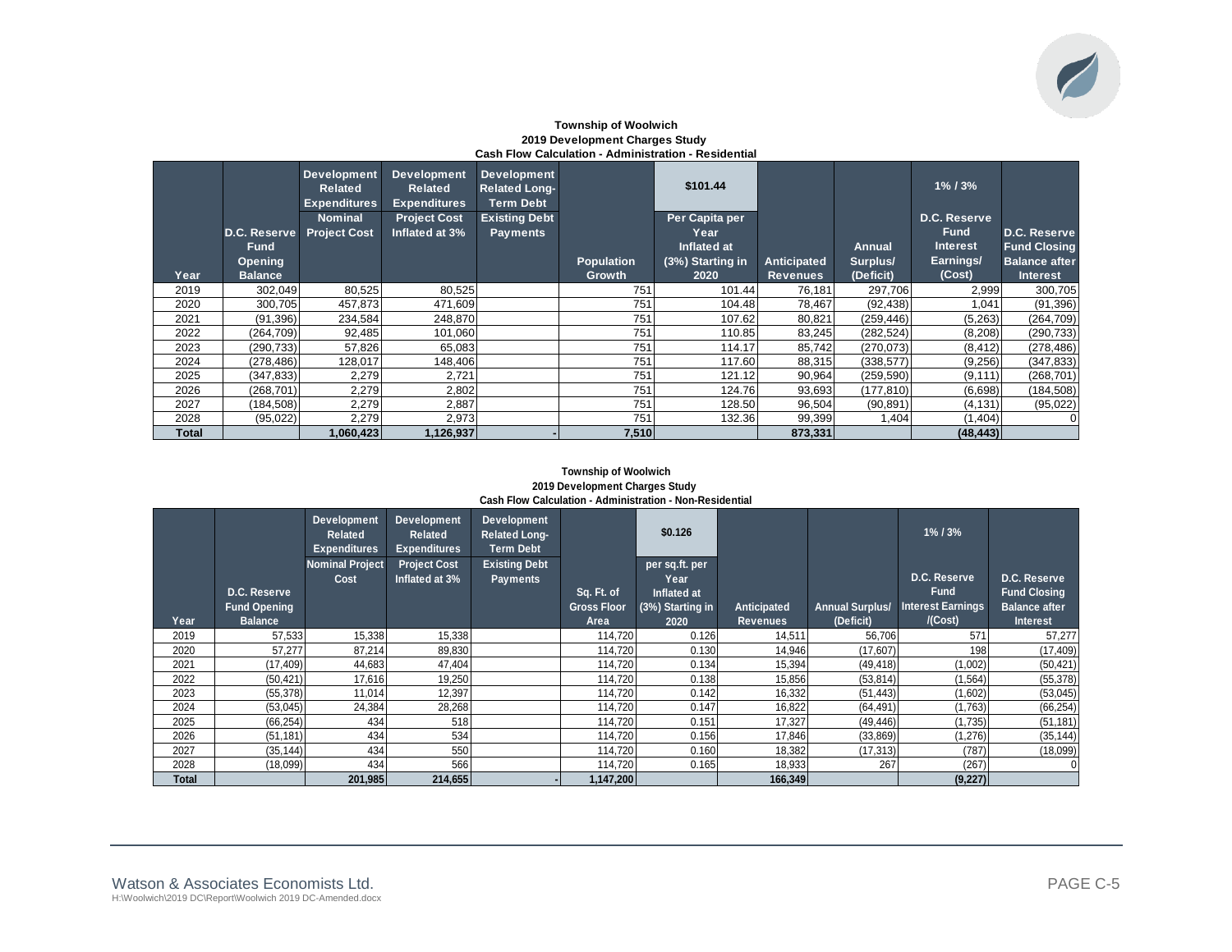**Township of Woolwich**
**2019 Development Charges Study**
**Cash Flow Calculation - Administration - Residential**

| Year | D.C. Reserve Fund Opening Balance | Development Related Expenditures Nominal Project Cost | Development Related Expenditures Project Cost Inflated at 3% | Development Related Long-Term Debt Existing Debt Payments | Population Growth | $101.44 Per Capita per Year Inflated at (3%) Starting in 2020 | Anticipated Revenues | Annual Surplus/ (Deficit) | 1% / 3% D.C. Reserve Fund Interest Earnings/ (Cost) | D.C. Reserve Fund Closing Balance after Interest |
|---|---|---|---|---|---|---|---|---|---|---|
| 2019 | 302,049 | 80,525 | 80,525 | | 751 | 101.44 | 76,181 | 297,706 | 2,999 | 300,705 |
| 2020 | 300,705 | 457,873 | 471,609 | | 751 | 104.48 | 78,467 | (92,438) | 1,041 | (91,396) |
| 2021 | (91,396) | 234,584 | 248,870 | | 751 | 107.62 | 80,821 | (259,446) | (5,263) | (264,709) |
| 2022 | (264,709) | 92,485 | 101,060 | | 751 | 110.85 | 83,245 | (282,524) | (8,208) | (290,733) |
| 2023 | (290,733) | 57,826 | 65,083 | | 751 | 114.17 | 85,742 | (270,073) | (8,412) | (278,486) |
| 2024 | (278,486) | 128,017 | 148,406 | | 751 | 117.60 | 88,315 | (338,577) | (9,256) | (347,833) |
| 2025 | (347,833) | 2,279 | 2,721 | | 751 | 121.12 | 90,964 | (259,590) | (9,111) | (268,701) |
| 2026 | (268,701) | 2,279 | 2,802 | | 751 | 124.76 | 93,693 | (177,810) | (6,698) | (184,508) |
| 2027 | (184,508) | 2,279 | 2,887 | | 751 | 128.50 | 96,504 | (90,891) | (4,131) | (95,022) |
| 2028 | (95,022) | 2,279 | 2,973 | | 751 | 132.36 | 99,399 | 1,404 | (1,404) | 0 |
| **Total** | | **1,060,423** | **1,126,937** | **-** | **7,510** | | **873,331** | | **(48,443)** | |

**Township of Woolwich**
**2019 Development Charges Study**
**Cash Flow Calculation - Administration - Non-Residential**

| Year | D.C. Reserve Fund Opening Balance | Development Related Expenditures Nominal Project Cost | Development Related Expenditures Project Cost Inflated at 3% | Development Related Long-Term Debt Existing Debt Payments | Sq. Ft. of Gross Floor Area | $0.126 per sq.ft. per Year Inflated at (3%) Starting in 2020 | Anticipated Revenues | Annual Surplus/ (Deficit) | 1% / 3% D.C. Reserve Fund Interest Earnings /(Cost) | D.C. Reserve Fund Closing Balance after Interest |
|---|---|---|---|---|---|---|---|---|---|---|
| 2019 | 57,533 | 15,338 | 15,338 | | 114,720 | 0.126 | 14,511 | 56,706 | 571 | 57,277 |
| 2020 | 57,277 | 87,214 | 89,830 | | 114,720 | 0.130 | 14,946 | (17,607) | 198 | (17,409) |
| 2021 | (17,409) | 44,683 | 47,404 | | 114,720 | 0.134 | 15,394 | (49,418) | (1,002) | (50,421) |
| 2022 | (50,421) | 17,616 | 19,250 | | 114,720 | 0.138 | 15,856 | (53,814) | (1,564) | (55,378) |
| 2023 | (55,378) | 11,014 | 12,397 | | 114,720 | 0.142 | 16,332 | (51,443) | (1,602) | (53,045) |
| 2024 | (53,045) | 24,384 | 28,268 | | 114,720 | 0.147 | 16,822 | (64,491) | (1,763) | (66,254) |
| 2025 | (66,254) | 434 | 518 | | 114,720 | 0.151 | 17,327 | (49,446) | (1,735) | (51,181) |
| 2026 | (51,181) | 434 | 534 | | 114,720 | 0.156 | 17,846 | (33,869) | (1,276) | (35,144) |
| 2027 | (35,144) | 434 | 550 | | 114,720 | 0.160 | 18,382 | (17,313) | (787) | (18,099) |
| 2028 | (18,099) | 434 | 566 | | 114,720 | 0.165 | 18,933 | 267 | (267) | 0 |
| **Total** | | **201,985** | **214,655** | **-** | **1,147,200** | | **166,349** | | **(9,227)** | |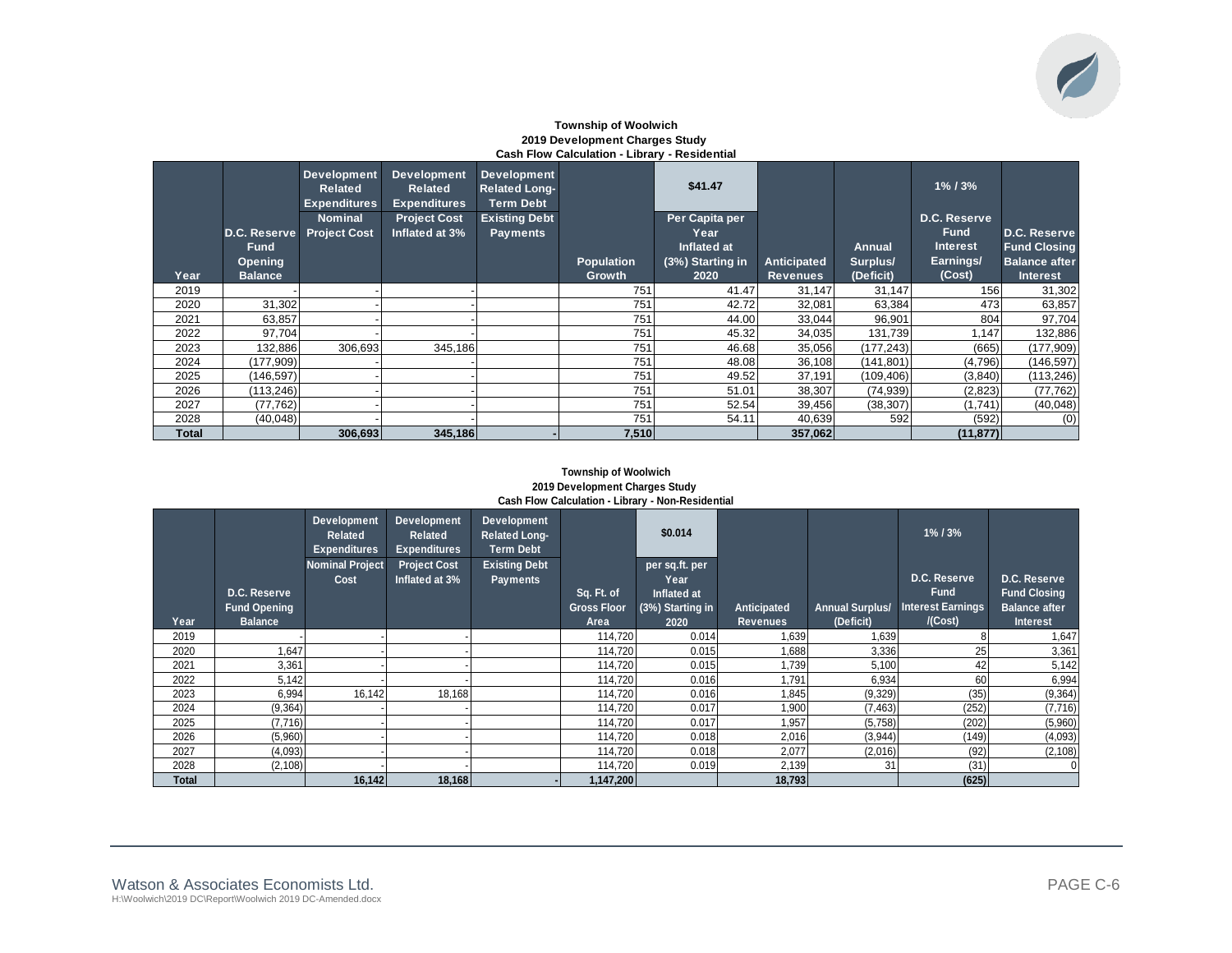**Township of Woolwich**
**2019 Development Charges Study**
**Cash Flow Calculation - Library - Residential**

| Year | D.C. Reserve Fund Opening Balance | Development Related Expenditures Nominal Project Cost | Development Related Expenditures Project Cost Inflated at 3% | Development Related Long-Term Debt Existing Debt Payments | Population Growth | $41.47 Per Capita per Year Inflated at (3%) Starting in 2020 | Anticipated Revenues | Annual Surplus/ (Deficit) | 1% / 3% D.C. Reserve Fund Interest Earnings/ (Cost) | D.C. Reserve Fund Closing Balance after Interest |
|---|---|---|---|---|---|---|---|---|---|---|
| 2019 | - | - | - | | 751 | 41.47 | 31,147 | 31,147 | 156 | 31,302 |
| 2020 | 31,302 | - | - | | 751 | 42.72 | 32,081 | 63,384 | 473 | 63,857 |
| 2021 | 63,857 | - | - | | 751 | 44.00 | 33,044 | 96,901 | 804 | 97,704 |
| 2022 | 97,704 | - | - | | 751 | 45.32 | 34,035 | 131,739 | 1,147 | 132,886 |
| 2023 | 132,886 | 306,693 | 345,186 | | 751 | 46.68 | 35,056 | (177,243) | (665) | (177,909) |
| 2024 | (177,909) | - | - | | 751 | 48.08 | 36,108 | (141,801) | (4,796) | (146,597) |
| 2025 | (146,597) | - | - | | 751 | 49.52 | 37,191 | (109,406) | (3,840) | (113,246) |
| 2026 | (113,246) | - | - | | 751 | 51.01 | 38,307 | (74,939) | (2,823) | (77,762) |
| 2027 | (77,762) | - | - | | 751 | 52.54 | 39,456 | (38,307) | (1,741) | (40,048) |
| 2028 | (40,048) | - | - | | 751 | 54.11 | 40,639 | 592 | (592) | (0) |
| **Total** | | **306,693** | **345,186** | **-** | **7,510** | | **357,062** | | **(11,877)** | |

**Township of Woolwich**
**2019 Development Charges Study**
**Cash Flow Calculation - Library - Non-Residential**

| Year | D.C. Reserve Fund Opening Balance | Development Related Expenditures Nominal Project Cost | Development Related Expenditures Project Cost Inflated at 3% | Development Related Long-Term Debt Existing Debt Payments | Sq. Ft. of Gross Floor Area | $0.014 per sq.ft. per Year Inflated at (3%) Starting in 2020 | Anticipated Revenues | Annual Surplus/ (Deficit) | 1% / 3% D.C. Reserve Fund Interest Earnings /(Cost) | D.C. Reserve Fund Closing Balance after Interest |
|---|---|---|---|---|---|---|---|---|---|---|
| 2019 | - | - | - | | 114,720 | 0.014 | 1,639 | 1,639 | 8 | 1,647 |
| 2020 | 1,647 | - | - | | 114,720 | 0.015 | 1,688 | 3,336 | 25 | 3,361 |
| 2021 | 3,361 | - | - | | 114,720 | 0.015 | 1,739 | 5,100 | 42 | 5,142 |
| 2022 | 5,142 | - | - | | 114,720 | 0.016 | 1,791 | 6,934 | 60 | 6,994 |
| 2023 | 6,994 | 16,142 | 18,168 | | 114,720 | 0.016 | 1,845 | (9,329) | (35) | (9,364) |
| 2024 | (9,364) | - | - | | 114,720 | 0.017 | 1,900 | (7,463) | (252) | (7,716) |
| 2025 | (7,716) | - | - | | 114,720 | 0.017 | 1,957 | (5,758) | (202) | (5,960) |
| 2026 | (5,960) | - | - | | 114,720 | 0.018 | 2,016 | (3,944) | (149) | (4,093) |
| 2027 | (4,093) | - | - | | 114,720 | 0.018 | 2,077 | (2,016) | (92) | (2,108) |
| 2028 | (2,108) | - | - | | 114,720 | 0.019 | 2,139 | 31 | (31) | 0 |
| **Total** | | **16,142** | **18,168** | **-** | **1,147,200** | | **18,793** | | **(625)** | |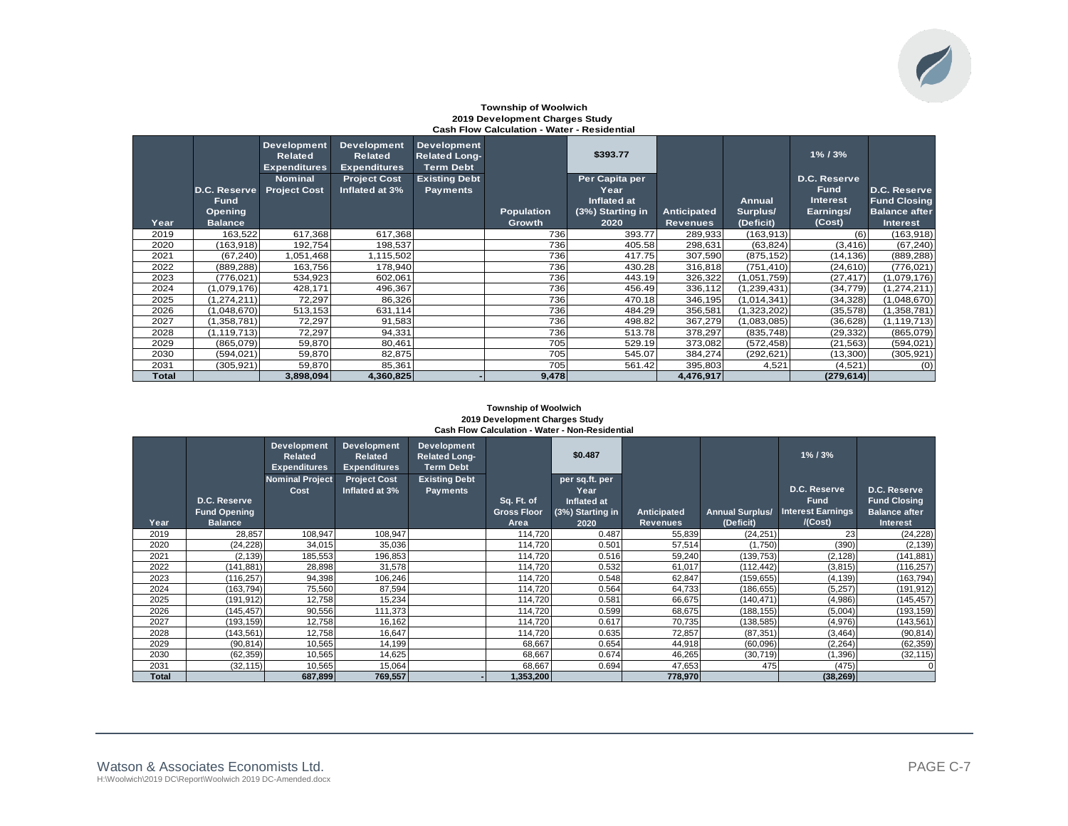**Township of Woolwich**
**2019 Development Charges Study**
**Cash Flow Calculation - Water - Residential**

| Year | D.C. Reserve Fund Opening Balance | Development Related Expenditures Nominal Project Cost | Development Related Expenditures Project Cost Inflated at 3% | Development Related Long-Term Debt Existing Debt Payments | Population Growth | $393.77 Per Capita per Year Inflated at (3%) Starting in 2020 | Anticipated Revenues | Annual Surplus/ (Deficit) | 1% / 3% D.C. Reserve Fund Interest Earnings/ (Cost) | D.C. Reserve Fund Closing Balance after Interest |
|---|---|---|---|---|---|---|---|---|---|---|
| 2019 | 163,522 | 617,368 | 617,368 | | 736 | 393.77 | 289,933 | (163,913) | (6) | (163,918) |
| 2020 | (163,918) | 192,754 | 198,537 | | 736 | 405.58 | 298,631 | (63,824) | (3,416) | (67,240) |
| 2021 | (67,240) | 1,051,468 | 1,115,502 | | 736 | 417.75 | 307,590 | (875,152) | (14,136) | (889,288) |
| 2022 | (889,288) | 163,756 | 178,940 | | 736 | 430.28 | 316,818 | (751,410) | (24,610) | (776,021) |
| 2023 | (776,021) | 534,923 | 602,061 | | 736 | 443.19 | 326,322 | (1,051,759) | (27,417) | (1,079,176) |
| 2024 | (1,079,176) | 428,171 | 496,367 | | 736 | 456.49 | 336,112 | (1,239,431) | (34,779) | (1,274,211) |
| 2025 | (1,274,211) | 72,297 | 86,326 | | 736 | 470.18 | 346,195 | (1,014,341) | (34,328) | (1,048,670) |
| 2026 | (1,048,670) | 513,153 | 631,114 | | 736 | 484.29 | 356,581 | (1,323,202) | (35,578) | (1,358,781) |
| 2027 | (1,358,781) | 72,297 | 91,583 | | 736 | 498.82 | 367,279 | (1,083,085) | (36,628) | (1,119,713) |
| 2028 | (1,119,713) | 72,297 | 94,331 | | 736 | 513.78 | 378,297 | (835,748) | (29,332) | (865,079) |
| 2029 | (865,079) | 59,870 | 80,461 | | 705 | 529.19 | 373,082 | (572,458) | (21,563) | (594,021) |
| 2030 | (594,021) | 59,870 | 82,875 | | 705 | 545.07 | 384,274 | (292,621) | (13,300) | (305,921) |
| 2031 | (305,921) | 59,870 | 85,361 | | 705 | 561.42 | 395,803 | 4,521 | (4,521) | (0) |
| **Total** | | **3,898,094** | **4,360,825** | **-** | **9,478** | | **4,476,917** | | **(279,614)** | |

**Township of Woolwich**
**2019 Development Charges Study**
**Cash Flow Calculation - Water - Non-Residential**

| Year | D.C. Reserve Fund Opening Balance | Development Related Expenditures Nominal Project Cost | Development Related Expenditures Project Cost Inflated at 3% | Development Related Long-Term Debt Existing Debt Payments | Sq. Ft. of Gross Floor Area | $0.487 per sq.ft. per Year Inflated at (3%) Starting in 2020 | Anticipated Revenues | Annual Surplus/ (Deficit) | 1% / 3% D.C. Reserve Fund Interest Earnings /(Cost) | D.C. Reserve Fund Closing Balance after Interest |
|---|---|---|---|---|---|---|---|---|---|---|
| 2019 | 28,857 | 108,947 | 108,947 | | 114,720 | 0.487 | 55,839 | (24,251) | 23 | (24,228) |
| 2020 | (24,228) | 34,015 | 35,036 | | 114,720 | 0.501 | 57,514 | (1,750) | (390) | (2,139) |
| 2021 | (2,139) | 185,553 | 196,853 | | 114,720 | 0.516 | 59,240 | (139,753) | (2,128) | (141,881) |
| 2022 | (141,881) | 28,898 | 31,578 | | 114,720 | 0.532 | 61,017 | (112,442) | (3,815) | (116,257) |
| 2023 | (116,257) | 94,398 | 106,246 | | 114,720 | 0.548 | 62,847 | (159,655) | (4,139) | (163,794) |
| 2024 | (163,794) | 75,560 | 87,594 | | 114,720 | 0.564 | 64,733 | (186,655) | (5,257) | (191,912) |
| 2025 | (191,912) | 12,758 | 15,234 | | 114,720 | 0.581 | 66,675 | (140,471) | (4,986) | (145,457) |
| 2026 | (145,457) | 90,556 | 111,373 | | 114,720 | 0.599 | 68,675 | (188,155) | (5,004) | (193,159) |
| 2027 | (193,159) | 12,758 | 16,162 | | 114,720 | 0.617 | 70,735 | (138,585) | (4,976) | (143,561) |
| 2028 | (143,561) | 12,758 | 16,647 | | 114,720 | 0.635 | 72,857 | (87,351) | (3,464) | (90,814) |
| 2029 | (90,814) | 10,565 | 14,199 | | 68,667 | 0.654 | 44,918 | (60,096) | (2,264) | (62,359) |
| 2030 | (62,359) | 10,565 | 14,625 | | 68,667 | 0.674 | 46,265 | (30,719) | (1,396) | (32,115) |
| 2031 | (32,115) | 10,565 | 15,064 | | 68,667 | 0.694 | 47,653 | 475 | (475) | 0 |
| **Total** | | **687,899** | **769,557** | **-** | **1,353,200** | | **778,970** | | **(38,269)** | |

Watson & Associates Economists Ltd.
H:\Woolwich\2019 DC\Report\Woolwich 2019 DC-Amended.docx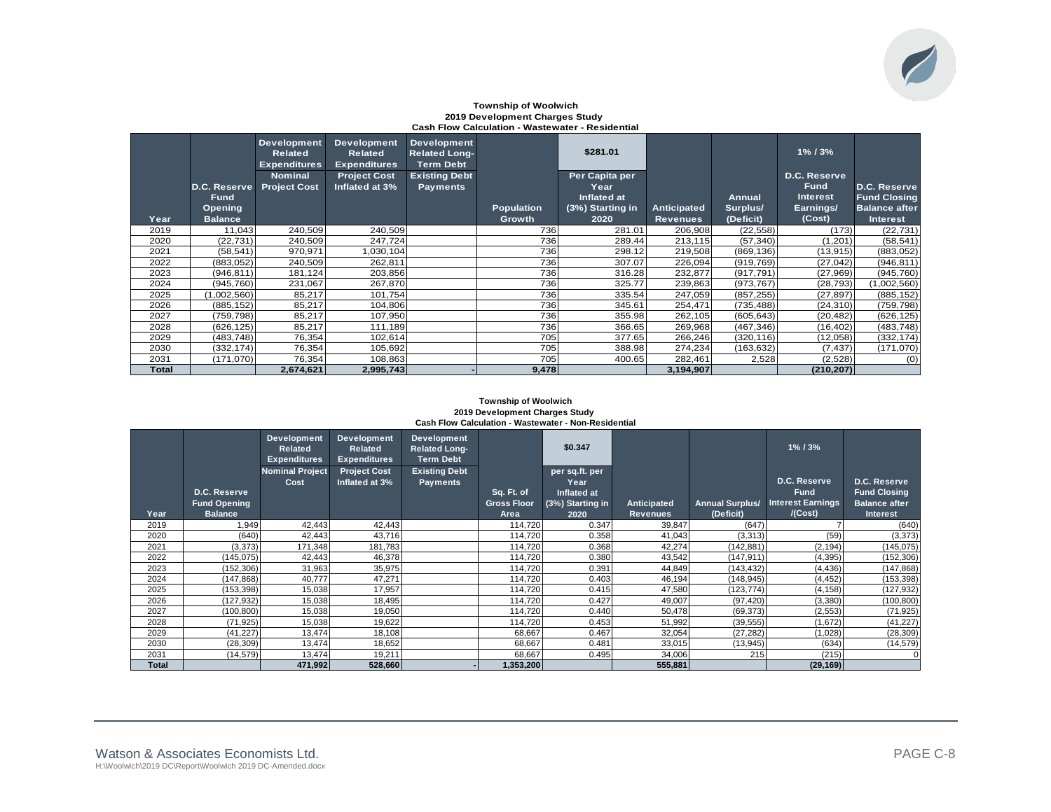**Township of Woolwich**
**2019 Development Charges Study**
**Cash Flow Calculation - Wastewater - Residential**

| Year | D.C. Reserve Fund Opening Balance | Development Related Expenditures Nominal Project Cost | Development Related Expenditures Project Cost Inflated at 3% | Development Related Long-Term Debt Existing Debt Payments | Population Growth | $281.01 Per Capita per Year Inflated at (3%) Starting in 2020 | Anticipated Revenues | Annual Surplus/ (Deficit) | 1% / 3% D.C. Reserve Fund Interest Earnings/ (Cost) | D.C. Reserve Fund Closing Balance after Interest |
|---|---|---|---|---|---|---|---|---|---|---|
| 2019 | 11,043 | 240,509 | 240,509 | | 736 | 281.01 | 206,908 | (22,558) | (173) | (22,731) |
| 2020 | (22,731) | 240,509 | 247,724 | | 736 | 289.44 | 213,115 | (57,340) | (1,201) | (58,541) |
| 2021 | (58,541) | 970,971 | 1,030,104 | | 736 | 298.12 | 219,508 | (869,136) | (13,915) | (883,052) |
| 2022 | (883,052) | 240,509 | 262,811 | | 736 | 307.07 | 226,094 | (919,769) | (27,042) | (946,811) |
| 2023 | (946,811) | 181,124 | 203,856 | | 736 | 316.28 | 232,877 | (917,791) | (27,969) | (945,760) |
| 2024 | (945,760) | 231,067 | 267,870 | | 736 | 325.77 | 239,863 | (973,767) | (28,793) | (1,002,560) |
| 2025 | (1,002,560) | 85,217 | 101,754 | | 736 | 335.54 | 247,059 | (857,255) | (27,897) | (885,152) |
| 2026 | (885,152) | 85,217 | 104,806 | | 736 | 345.61 | 254,471 | (735,488) | (24,310) | (759,798) |
| 2027 | (759,798) | 85,217 | 107,950 | | 736 | 355.98 | 262,105 | (605,643) | (20,482) | (626,125) |
| 2028 | (626,125) | 85,217 | 111,189 | | 736 | 366.65 | 269,968 | (467,346) | (16,402) | (483,748) |
| 2029 | (483,748) | 76,354 | 102,614 | | 705 | 377.65 | 266,246 | (320,116) | (12,058) | (332,174) |
| 2030 | (332,174) | 76,354 | 105,692 | | 705 | 388.98 | 274,234 | (163,632) | (7,437) | (171,070) |
| 2031 | (171,070) | 76,354 | 108,863 | | 705 | 400.65 | 282,461 | 2,528 | (2,528) | (0) |
| **Total** | | **2,674,621** | **2,995,743** | **-** | **9,478** | | **3,194,907** | | **(210,207)** | |

**Township of Woolwich**
**2019 Development Charges Study**
**Cash Flow Calculation - Wastewater - Non-Residential**

| Year | D.C. Reserve Fund Opening Balance | Development Related Expenditures Nominal Project Cost | Development Related Expenditures Project Cost Inflated at 3% | Development Related Long-Term Debt Existing Debt Payments | Sq. Ft. of Gross Floor Area | $0.347 per sq.ft. per Year Inflated at (3%) Starting in 2020 | Anticipated Revenues | Annual Surplus/ (Deficit) | 1% / 3% D.C. Reserve Fund Interest Earnings /(Cost) | D.C. Reserve Fund Closing Balance after Interest |
|---|---|---|---|---|---|---|---|---|---|---|
| 2019 | 1,949 | 42,443 | 42,443 | | 114,720 | 0.347 | 39,847 | (647) | 7 | (640) |
| 2020 | (640) | 42,443 | 43,716 | | 114,720 | 0.358 | 41,043 | (3,313) | (59) | (3,373) |
| 2021 | (3,373) | 171,348 | 181,783 | | 114,720 | 0.368 | 42,274 | (142,881) | (2,194) | (145,075) |
| 2022 | (145,075) | 42,443 | 46,378 | | 114,720 | 0.380 | 43,542 | (147,911) | (4,395) | (152,306) |
| 2023 | (152,306) | 31,963 | 35,975 | | 114,720 | 0.391 | 44,849 | (143,432) | (4,436) | (147,868) |
| 2024 | (147,868) | 40,777 | 47,271 | | 114,720 | 0.403 | 46,194 | (148,945) | (4,452) | (153,398) |
| 2025 | (153,398) | 15,038 | 17,957 | | 114,720 | 0.415 | 47,580 | (123,774) | (4,158) | (127,932) |
| 2026 | (127,932) | 15,038 | 18,495 | | 114,720 | 0.427 | 49,007 | (97,420) | (3,380) | (100,800) |
| 2027 | (100,800) | 15,038 | 19,050 | | 114,720 | 0.440 | 50,478 | (69,373) | (2,553) | (71,925) |
| 2028 | (71,925) | 15,038 | 19,622 | | 114,720 | 0.453 | 51,992 | (39,555) | (1,672) | (41,227) |
| 2029 | (41,227) | 13,474 | 18,108 | | 68,667 | 0.467 | 32,054 | (27,282) | (1,028) | (28,309) |
| 2030 | (28,309) | 13,474 | 18,652 | | 68,667 | 0.481 | 33,015 | (13,945) | (634) | (14,579) |
| 2031 | (14,579) | 13,474 | 19,211 | | 68,667 | 0.495 | 34,006 | 215 | (215) | 0 |
| **Total** | | **471,992** | **528,660** | **-** | **1,353,200** | | **555,881** | | **(29,169)** | |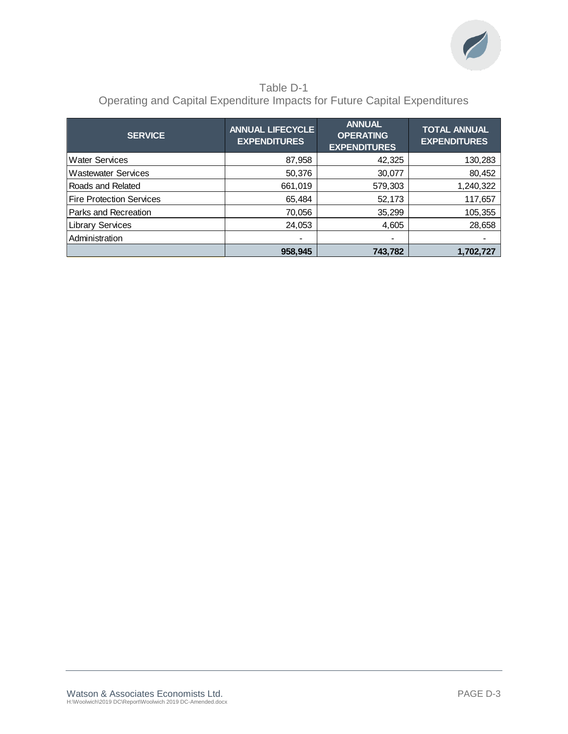Table D-1
Operating and Capital Expenditure Impacts for Future Capital Expenditures

| SERVICE | ANNUAL LIFECYCLE EXPENDITURES | ANNUAL OPERATING EXPENDITURES | TOTAL ANNUAL EXPENDITURES |
| --- | --- | --- | --- |
| Water Services | 87,958 | 42,325 | 130,283 |
| Wastewater Services | 50,376 | 30,077 | 80,452 |
| Roads and Related | 661,019 | 579,303 | 1,240,322 |
| Fire Protection Services | 65,484 | 52,173 | 117,657 |
| Parks and Recreation | 70,056 | 35,299 | 105,355 |
| Library Services | 24,053 | 4,605 | 28,658 |
| Administration | - | - | - |
| | **958,945** | **743,782** | **1,702,727** |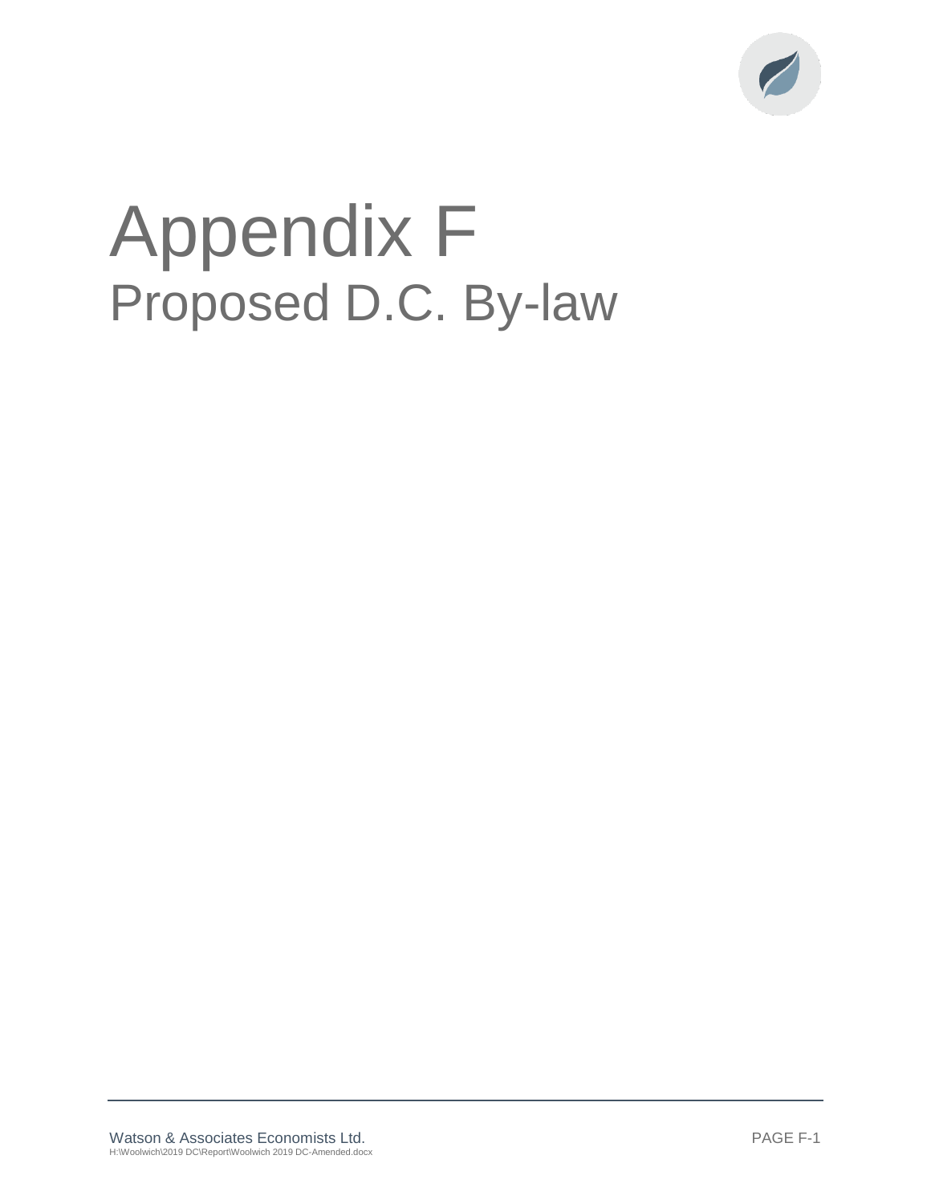# Appendix F
## Proposed D.C. By-law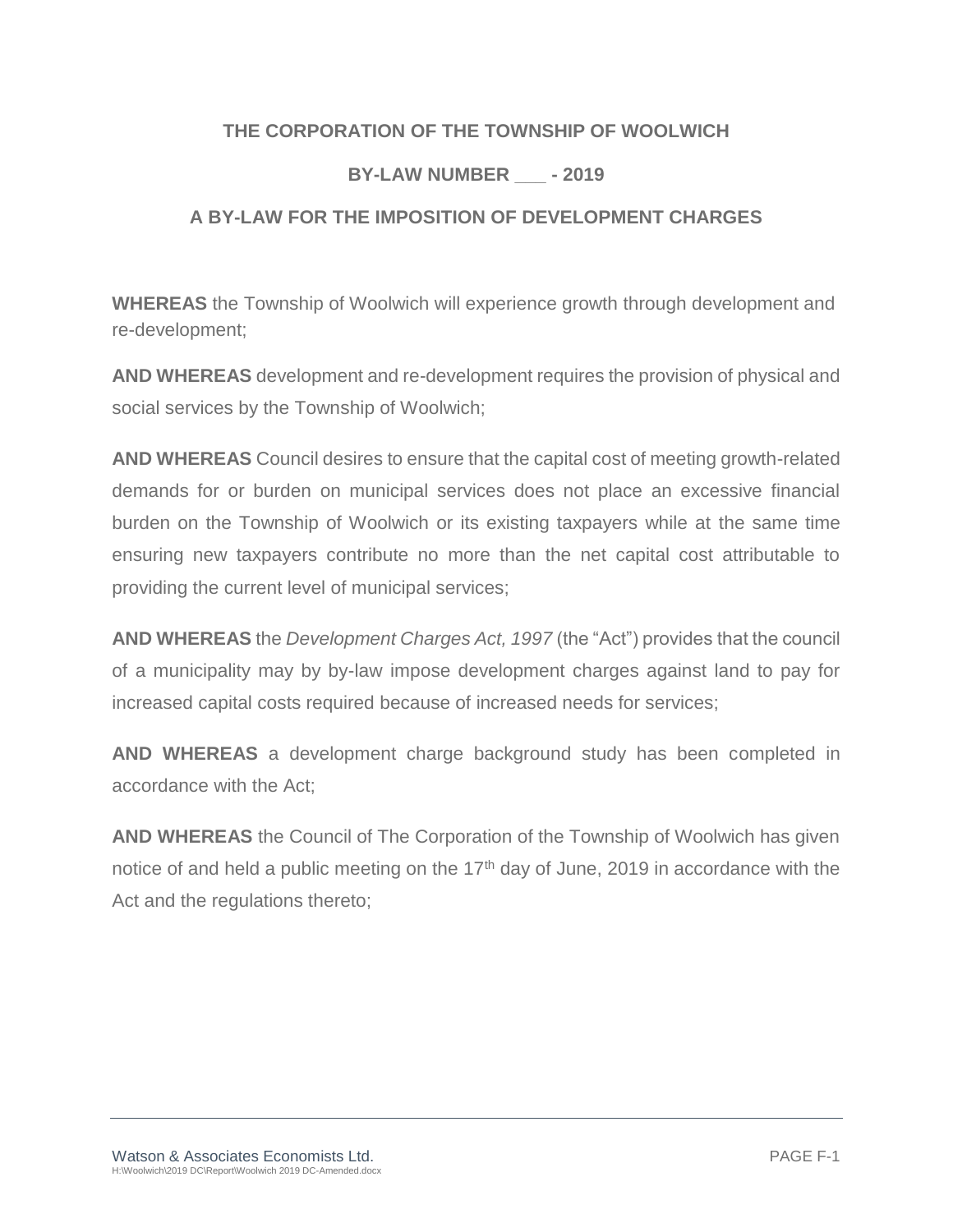**THE CORPORATION OF THE TOWNSHIP OF WOOLWICH**

**BY-LAW NUMBER ___ - 2019**

**A BY-LAW FOR THE IMPOSITION OF DEVELOPMENT CHARGES**

**WHEREAS** the Township of Woolwich will experience growth through development and re-development;

**AND WHEREAS** development and re-development requires the provision of physical and social services by the Township of Woolwich;

**AND WHEREAS** Council desires to ensure that the capital cost of meeting growth-related demands for or burden on municipal services does not place an excessive financial burden on the Township of Woolwich or its existing taxpayers while at the same time ensuring new taxpayers contribute no more than the net capital cost attributable to providing the current level of municipal services;

**AND WHEREAS** the *Development Charges Act, 1997* (the "Act") provides that the council of a municipality may by by-law impose development charges against land to pay for increased capital costs required because of increased needs for services;

**AND WHEREAS** a development charge background study has been completed in accordance with the Act;

**AND WHEREAS** the Council of The Corporation of the Township of Woolwich has given notice of and held a public meeting on the 17th day of June, 2019 in accordance with the Act and the regulations thereto;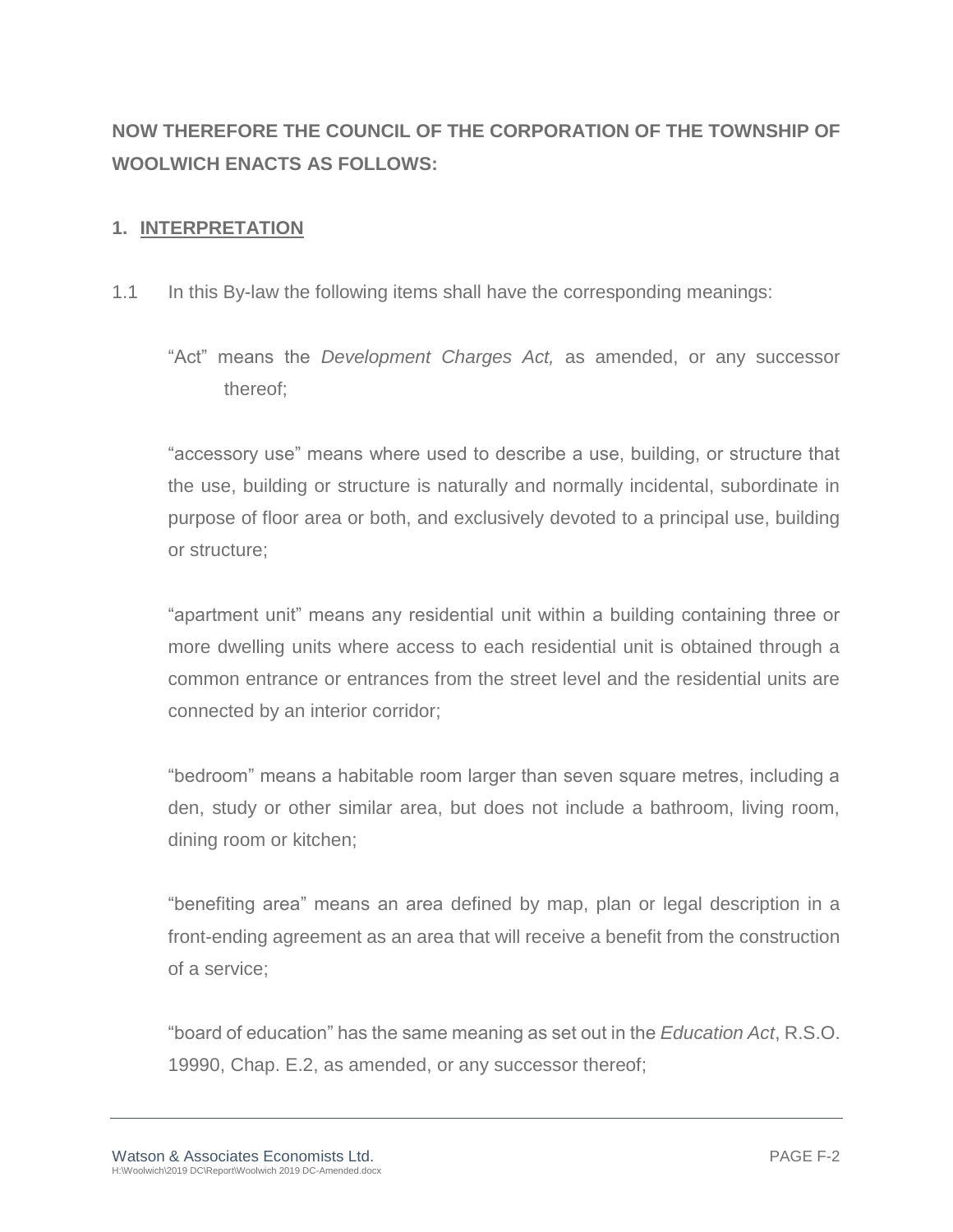**NOW THEREFORE THE COUNCIL OF THE CORPORATION OF THE TOWNSHIP OF WOOLWICH ENACTS AS FOLLOWS:**

## 1. INTERPRETATION

1.1 In this By-law the following items shall have the corresponding meanings:

"Act" means the *Development Charges Act,* as amended, or any successor thereof;

"accessory use" means where used to describe a use, building, or structure that the use, building or structure is naturally and normally incidental, subordinate in purpose of floor area or both, and exclusively devoted to a principal use, building or structure;

"apartment unit" means any residential unit within a building containing three or more dwelling units where access to each residential unit is obtained through a common entrance or entrances from the street level and the residential units are connected by an interior corridor;

"bedroom" means a habitable room larger than seven square metres, including a den, study or other similar area, but does not include a bathroom, living room, dining room or kitchen;

"benefiting area" means an area defined by map, plan or legal description in a front-ending agreement as an area that will receive a benefit from the construction of a service;

"board of education" has the same meaning as set out in the *Education Act*, R.S.O. 19990, Chap. E.2, as amended, or any successor thereof;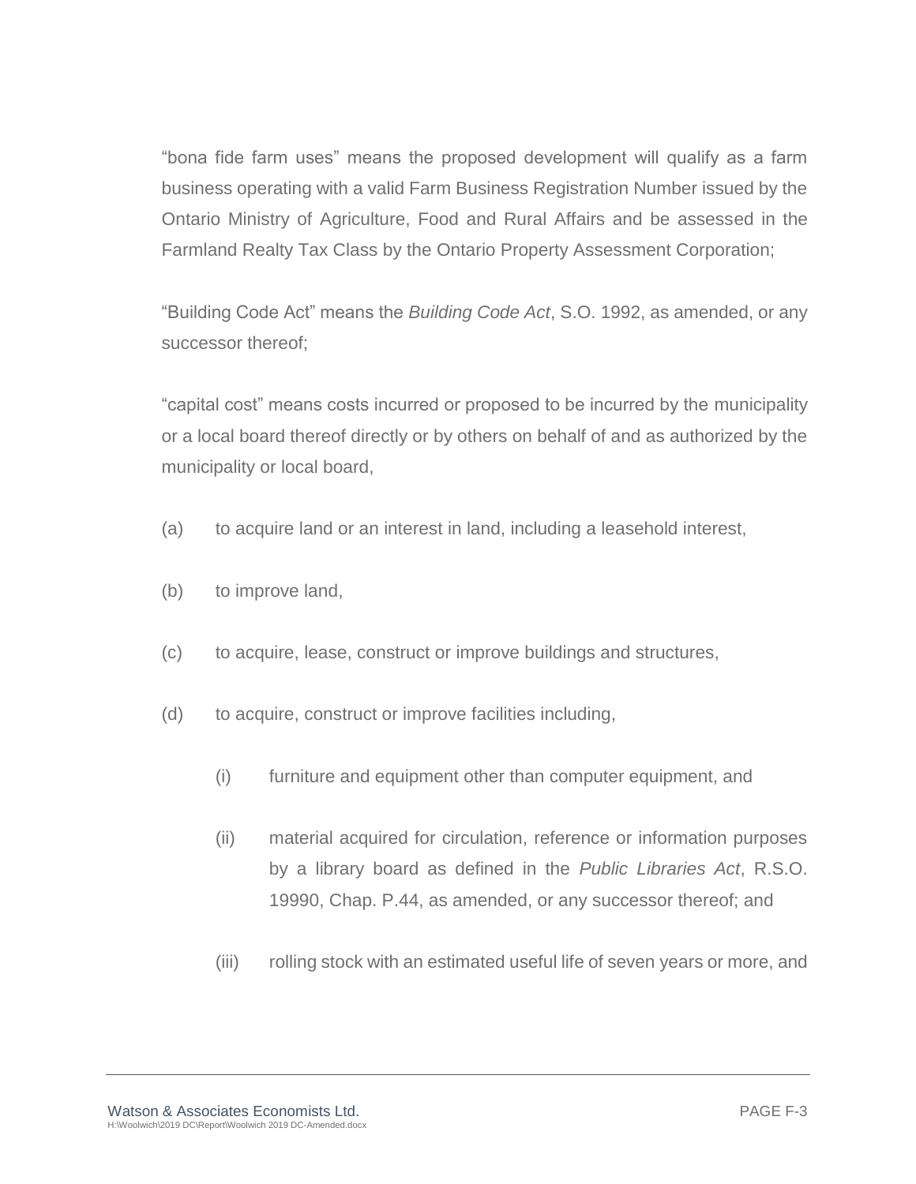"bona fide farm uses" means the proposed development will qualify as a farm business operating with a valid Farm Business Registration Number issued by the Ontario Ministry of Agriculture, Food and Rural Affairs and be assessed in the Farmland Realty Tax Class by the Ontario Property Assessment Corporation;

"Building Code Act" means the *Building Code Act*, S.O. 1992, as amended, or any successor thereof;

"capital cost" means costs incurred or proposed to be incurred by the municipality or a local board thereof directly or by others on behalf of and as authorized by the municipality or local board,

(a) to acquire land or an interest in land, including a leasehold interest,

(b) to improve land,

(c) to acquire, lease, construct or improve buildings and structures,

(d) to acquire, construct or improve facilities including,

  (i) furniture and equipment other than computer equipment, and

  (ii) material acquired for circulation, reference or information purposes by a library board as defined in the *Public Libraries Act*, R.S.O. 19990, Chap. P.44, as amended, or any successor thereof; and

  (iii) rolling stock with an estimated useful life of seven years or more, and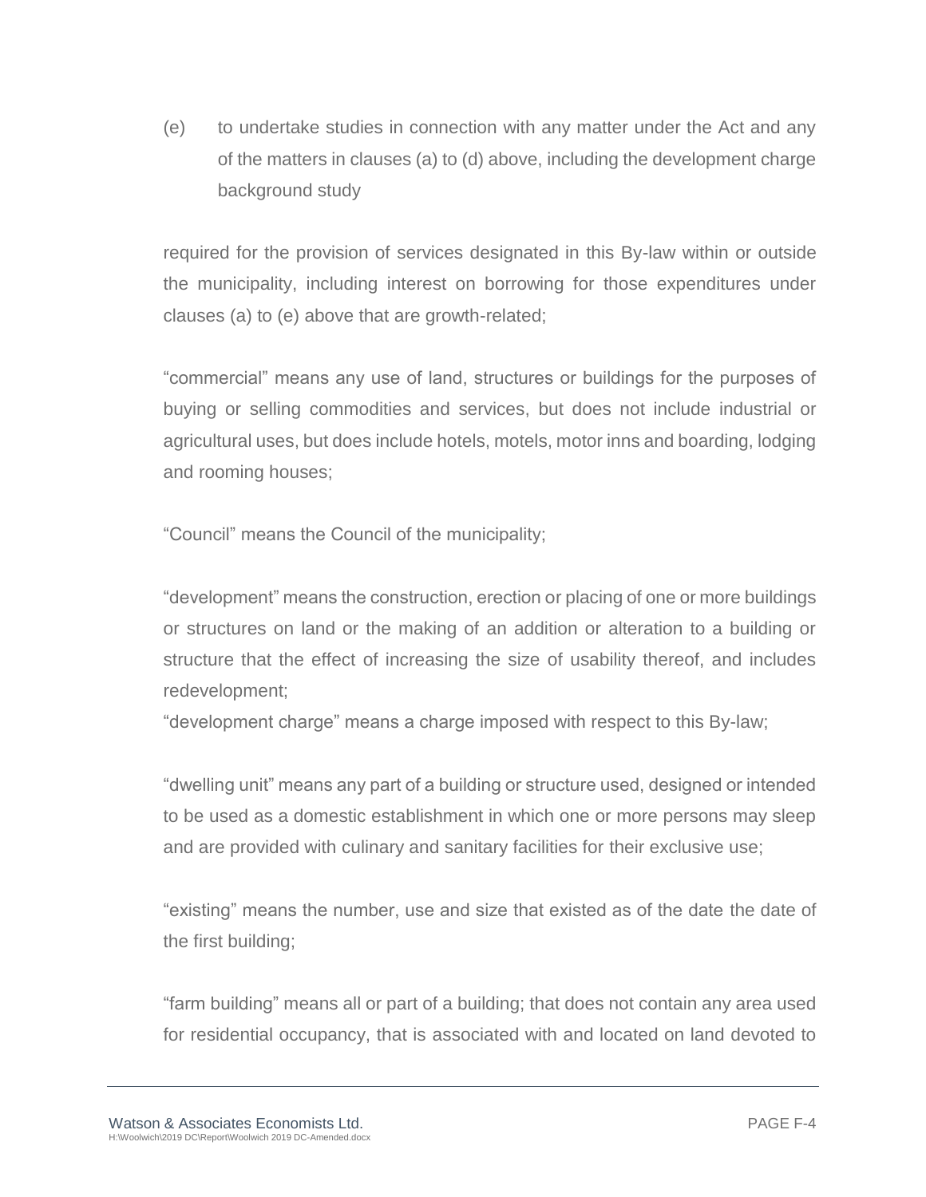(e) to undertake studies in connection with any matter under the Act and any of the matters in clauses (a) to (d) above, including the development charge background study

required for the provision of services designated in this By-law within or outside the municipality, including interest on borrowing for those expenditures under clauses (a) to (e) above that are growth-related;

"commercial" means any use of land, structures or buildings for the purposes of buying or selling commodities and services, but does not include industrial or agricultural uses, but does include hotels, motels, motor inns and boarding, lodging and rooming houses;

"Council" means the Council of the municipality;

"development" means the construction, erection or placing of one or more buildings or structures on land or the making of an addition or alteration to a building or structure that the effect of increasing the size of usability thereof, and includes redevelopment;

"development charge" means a charge imposed with respect to this By-law;

"dwelling unit" means any part of a building or structure used, designed or intended to be used as a domestic establishment in which one or more persons may sleep and are provided with culinary and sanitary facilities for their exclusive use;

"existing" means the number, use and size that existed as of the date the date of the first building;

"farm building" means all or part of a building; that does not contain any area used for residential occupancy, that is associated with and located on land devoted to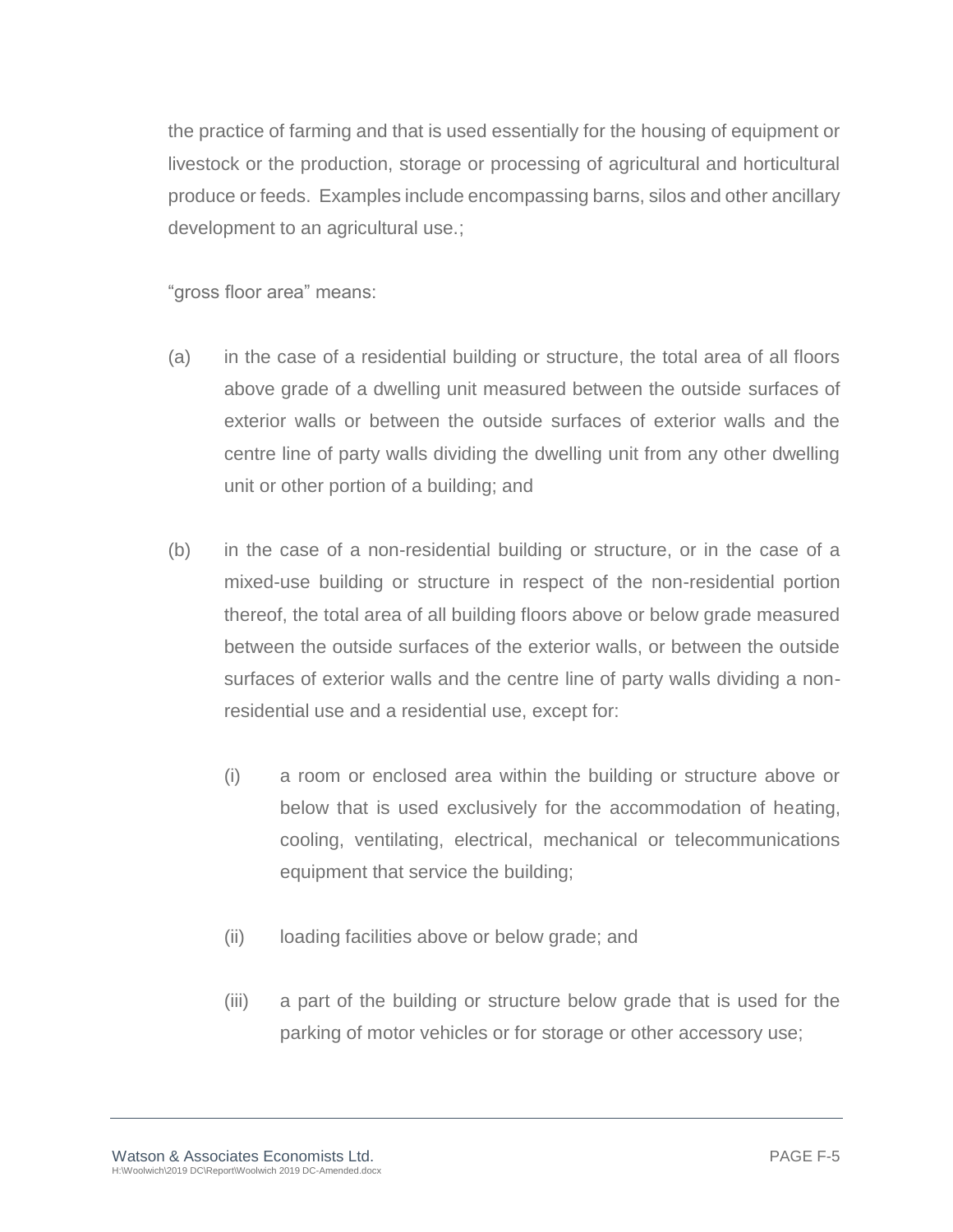the practice of farming and that is used essentially for the housing of equipment or livestock or the production, storage or processing of agricultural and horticultural produce or feeds. Examples include encompassing barns, silos and other ancillary development to an agricultural use.;

“gross floor area” means:

(a) in the case of a residential building or structure, the total area of all floors above grade of a dwelling unit measured between the outside surfaces of exterior walls or between the outside surfaces of exterior walls and the centre line of party walls dividing the dwelling unit from any other dwelling unit or other portion of a building; and

(b) in the case of a non-residential building or structure, or in the case of a mixed-use building or structure in respect of the non-residential portion thereof, the total area of all building floors above or below grade measured between the outside surfaces of the exterior walls, or between the outside surfaces of exterior walls and the centre line of party walls dividing a non-residential use and a residential use, except for:

  (i) a room or enclosed area within the building or structure above or below that is used exclusively for the accommodation of heating, cooling, ventilating, electrical, mechanical or telecommunications equipment that service the building;

  (ii) loading facilities above or below grade; and

  (iii) a part of the building or structure below grade that is used for the parking of motor vehicles or for storage or other accessory use;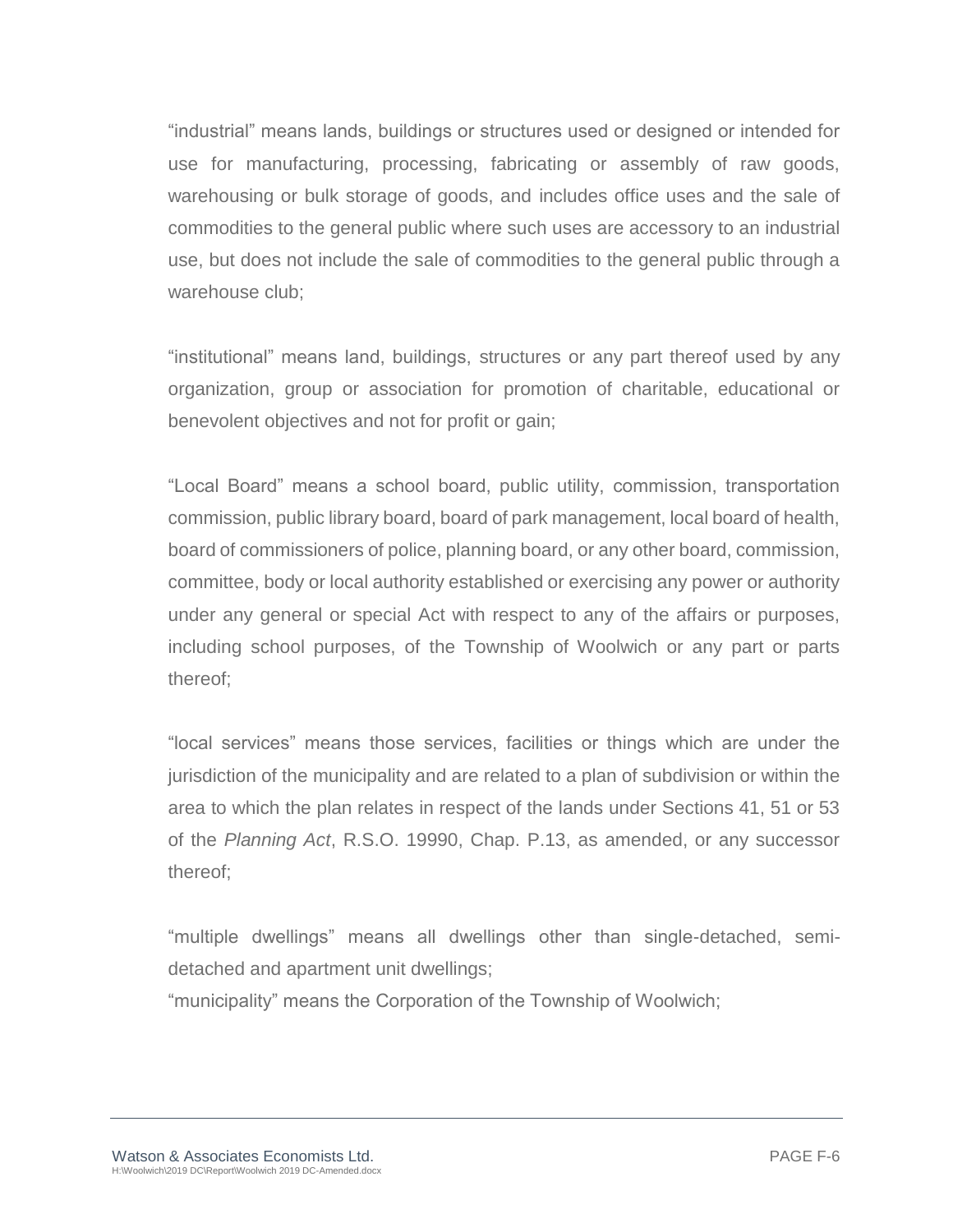"industrial" means lands, buildings or structures used or designed or intended for use for manufacturing, processing, fabricating or assembly of raw goods, warehousing or bulk storage of goods, and includes office uses and the sale of commodities to the general public where such uses are accessory to an industrial use, but does not include the sale of commodities to the general public through a warehouse club;

"institutional" means land, buildings, structures or any part thereof used by any organization, group or association for promotion of charitable, educational or benevolent objectives and not for profit or gain;

"Local Board" means a school board, public utility, commission, transportation commission, public library board, board of park management, local board of health, board of commissioners of police, planning board, or any other board, commission, committee, body or local authority established or exercising any power or authority under any general or special Act with respect to any of the affairs or purposes, including school purposes, of the Township of Woolwich or any part or parts thereof;

"local services" means those services, facilities or things which are under the jurisdiction of the municipality and are related to a plan of subdivision or within the area to which the plan relates in respect of the lands under Sections 41, 51 or 53 of the *Planning Act*, R.S.O. 19990, Chap. P.13, as amended, or any successor thereof;

"multiple dwellings" means all dwellings other than single-detached, semi-detached and apartment unit dwellings;

"municipality" means the Corporation of the Township of Woolwich;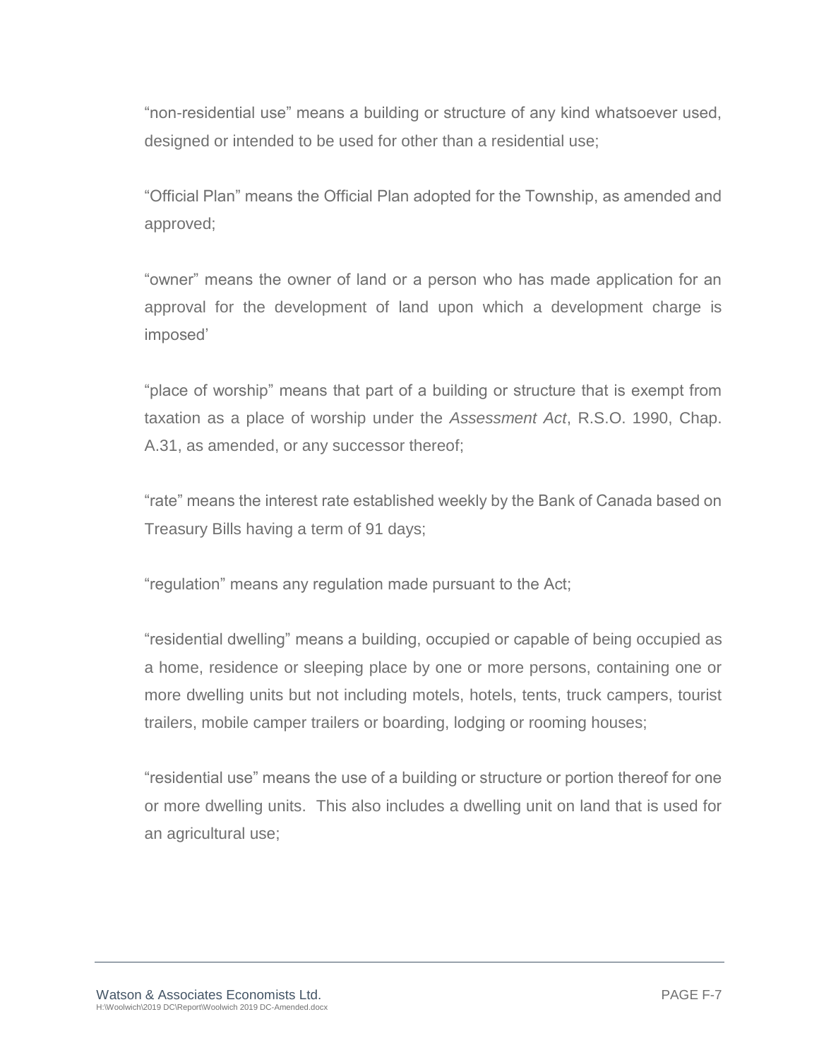"non-residential use" means a building or structure of any kind whatsoever used, designed or intended to be used for other than a residential use;

"Official Plan" means the Official Plan adopted for the Township, as amended and approved;

"owner" means the owner of land or a person who has made application for an approval for the development of land upon which a development charge is imposed'

"place of worship" means that part of a building or structure that is exempt from taxation as a place of worship under the *Assessment Act*, R.S.O. 1990, Chap. A.31, as amended, or any successor thereof;

"rate" means the interest rate established weekly by the Bank of Canada based on Treasury Bills having a term of 91 days;

"regulation" means any regulation made pursuant to the Act;

"residential dwelling" means a building, occupied or capable of being occupied as a home, residence or sleeping place by one or more persons, containing one or more dwelling units but not including motels, hotels, tents, truck campers, tourist trailers, mobile camper trailers or boarding, lodging or rooming houses;

"residential use" means the use of a building or structure or portion thereof for one or more dwelling units. This also includes a dwelling unit on land that is used for an agricultural use;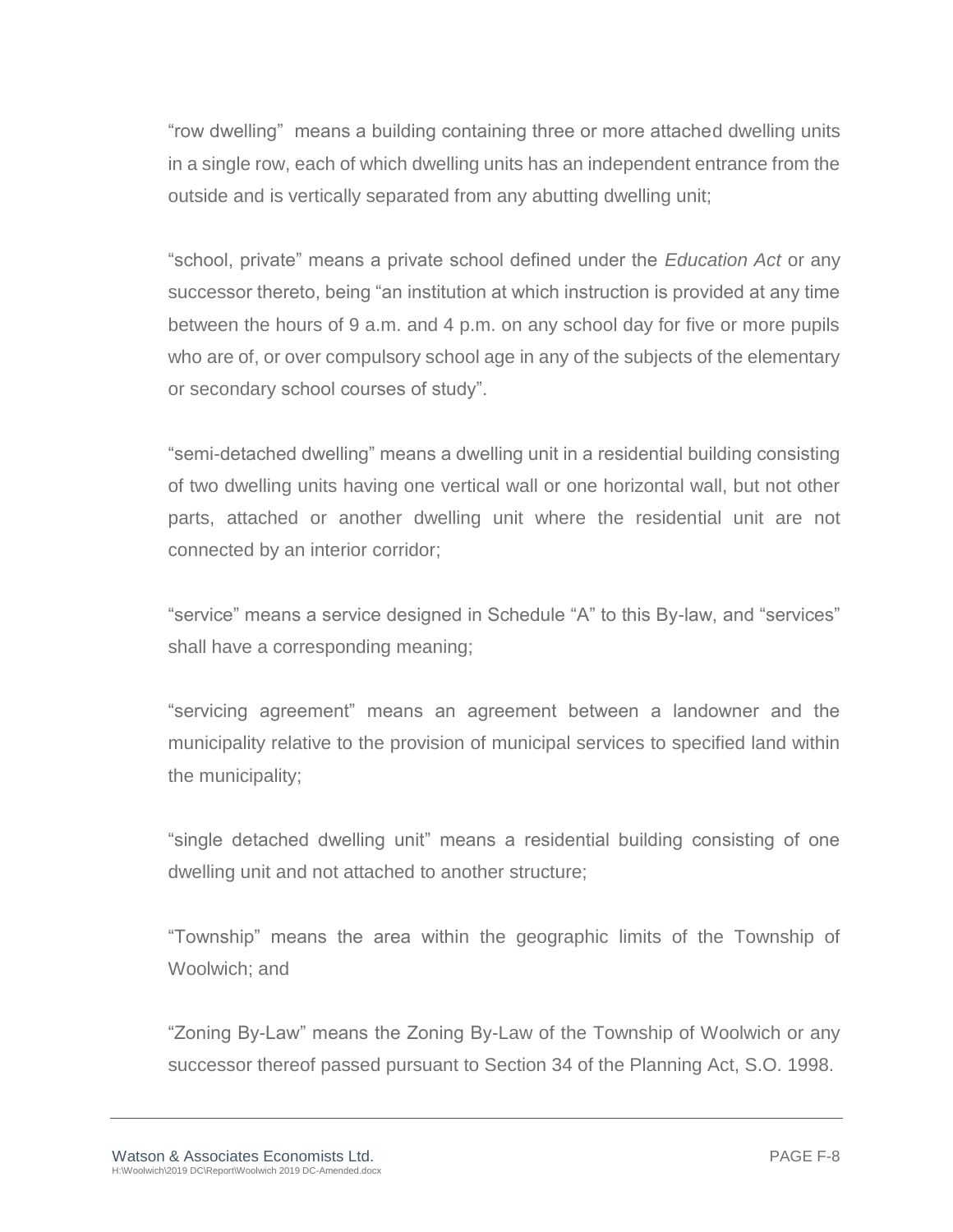"row dwelling" means a building containing three or more attached dwelling units in a single row, each of which dwelling units has an independent entrance from the outside and is vertically separated from any abutting dwelling unit;

"school, private" means a private school defined under the *Education Act* or any successor thereto, being "an institution at which instruction is provided at any time between the hours of 9 a.m. and 4 p.m. on any school day for five or more pupils who are of, or over compulsory school age in any of the subjects of the elementary or secondary school courses of study".

"semi-detached dwelling" means a dwelling unit in a residential building consisting of two dwelling units having one vertical wall or one horizontal wall, but not other parts, attached or another dwelling unit where the residential unit are not connected by an interior corridor;

"service" means a service designed in Schedule "A" to this By-law, and "services" shall have a corresponding meaning;

"servicing agreement" means an agreement between a landowner and the municipality relative to the provision of municipal services to specified land within the municipality;

"single detached dwelling unit" means a residential building consisting of one dwelling unit and not attached to another structure;

"Township" means the area within the geographic limits of the Township of Woolwich; and

"Zoning By-Law" means the Zoning By-Law of the Township of Woolwich or any successor thereof passed pursuant to Section 34 of the Planning Act, S.O. 1998.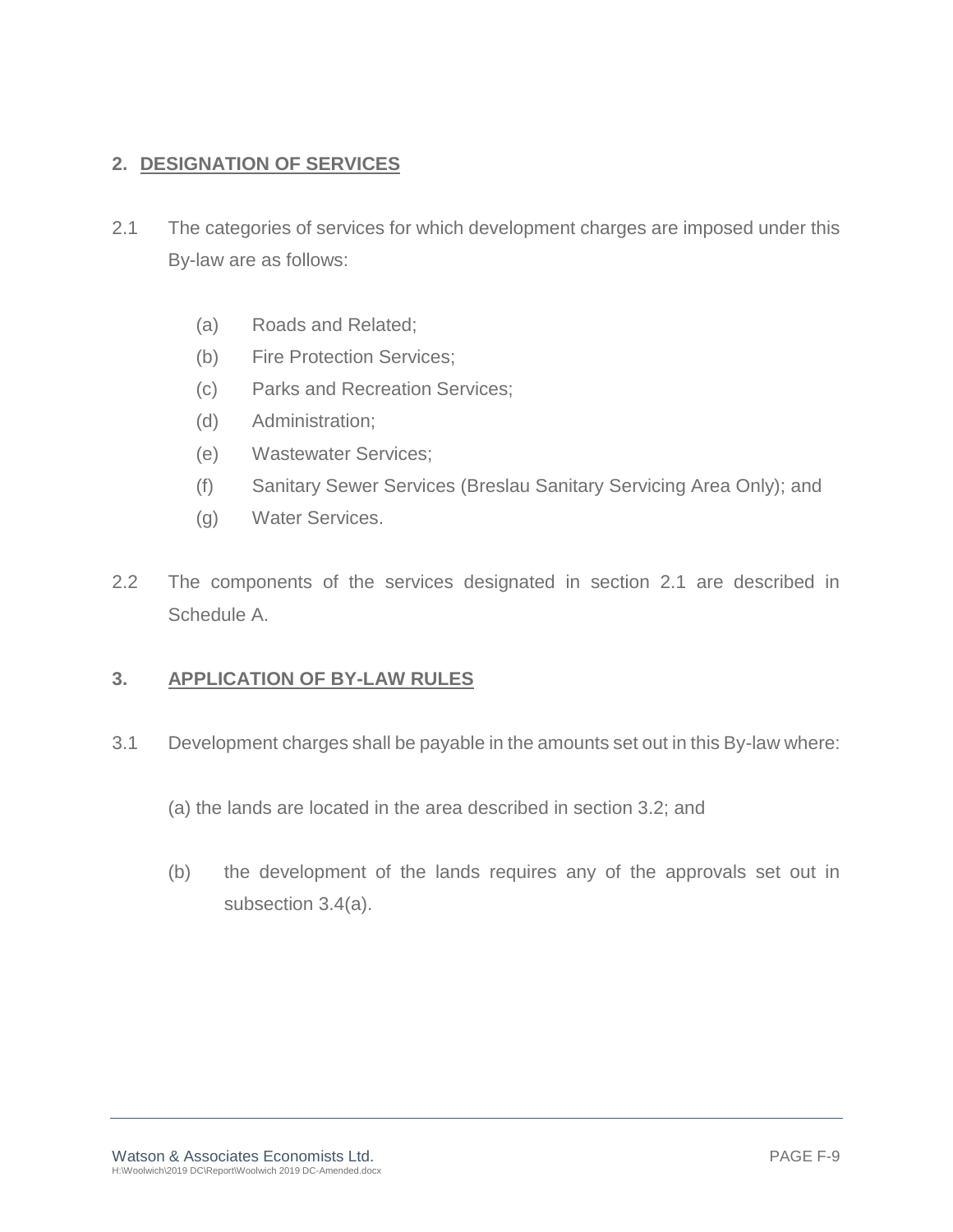## 2. DESIGNATION OF SERVICES

2.1 The categories of services for which development charges are imposed under this By-law are as follows:

(a) Roads and Related;
(b) Fire Protection Services;
(c) Parks and Recreation Services;
(d) Administration;
(e) Wastewater Services;
(f) Sanitary Sewer Services (Breslau Sanitary Servicing Area Only); and
(g) Water Services.

2.2 The components of the services designated in section 2.1 are described in Schedule A.

## 3. APPLICATION OF BY-LAW RULES

3.1 Development charges shall be payable in the amounts set out in this By-law where:

(a) the lands are located in the area described in section 3.2; and

(b) the development of the lands requires any of the approvals set out in subsection 3.4(a).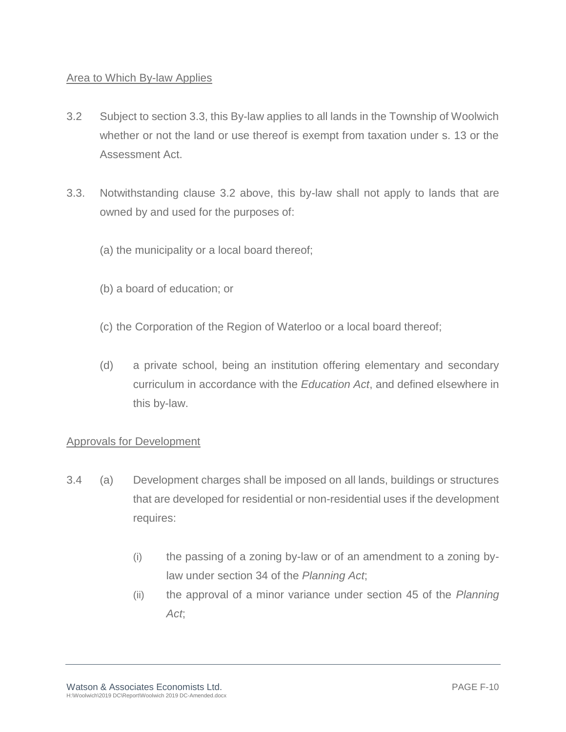Area to Which By-law Applies

3.2 Subject to section 3.3, this By-law applies to all lands in the Township of Woolwich whether or not the land or use thereof is exempt from taxation under s. 13 or the Assessment Act.

3.3. Notwithstanding clause 3.2 above, this by-law shall not apply to lands that are owned by and used for the purposes of:

(a) the municipality or a local board thereof;

(b) a board of education; or

(c) the Corporation of the Region of Waterloo or a local board thereof;

(d) a private school, being an institution offering elementary and secondary curriculum in accordance with the *Education Act*, and defined elsewhere in this by-law.

Approvals for Development

3.4 (a) Development charges shall be imposed on all lands, buildings or structures that are developed for residential or non-residential uses if the development requires:

(i) the passing of a zoning by-law or of an amendment to a zoning by-law under section 34 of the *Planning Act*;

(ii) the approval of a minor variance under section 45 of the *Planning Act*;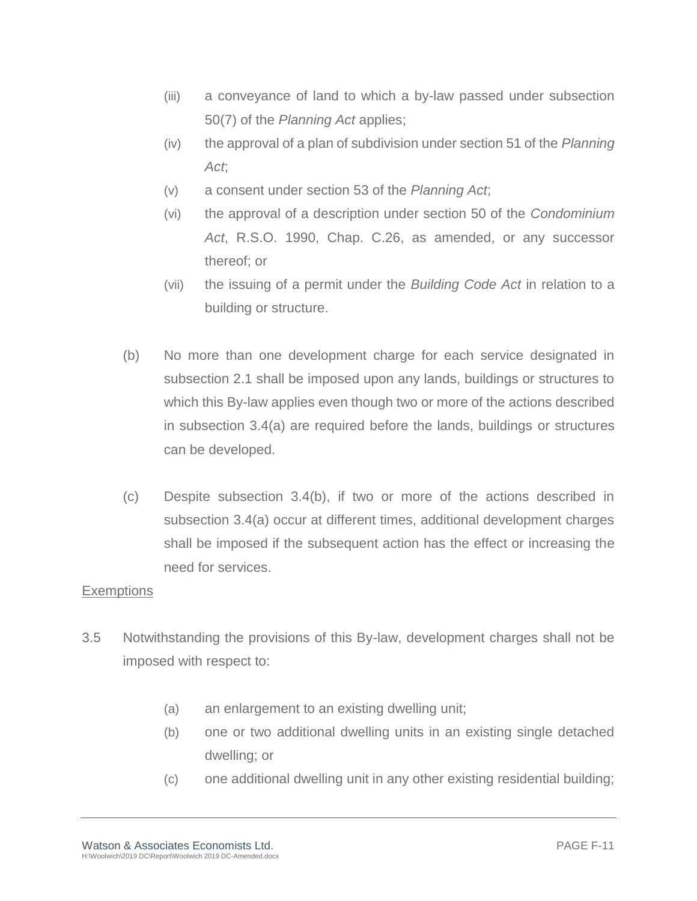- (iii) a conveyance of land to which a by-law passed under subsection 50(7) of the *Planning Act* applies;
- (iv) the approval of a plan of subdivision under section 51 of the *Planning Act*;
- (v) a consent under section 53 of the *Planning Act*;
- (vi) the approval of a description under section 50 of the *Condominium Act*, R.S.O. 1990, Chap. C.26, as amended, or any successor thereof; or
- (vii) the issuing of a permit under the *Building Code Act* in relation to a building or structure.

(b) No more than one development charge for each service designated in subsection 2.1 shall be imposed upon any lands, buildings or structures to which this By-law applies even though two or more of the actions described in subsection 3.4(a) are required before the lands, buildings or structures can be developed.

(c) Despite subsection 3.4(b), if two or more of the actions described in subsection 3.4(a) occur at different times, additional development charges shall be imposed if the subsequent action has the effect or increasing the need for services.

Exemptions

3.5 Notwithstanding the provisions of this By-law, development charges shall not be imposed with respect to:

- (a) an enlargement to an existing dwelling unit;
- (b) one or two additional dwelling units in an existing single detached dwelling; or
- (c) one additional dwelling unit in any other existing residential building;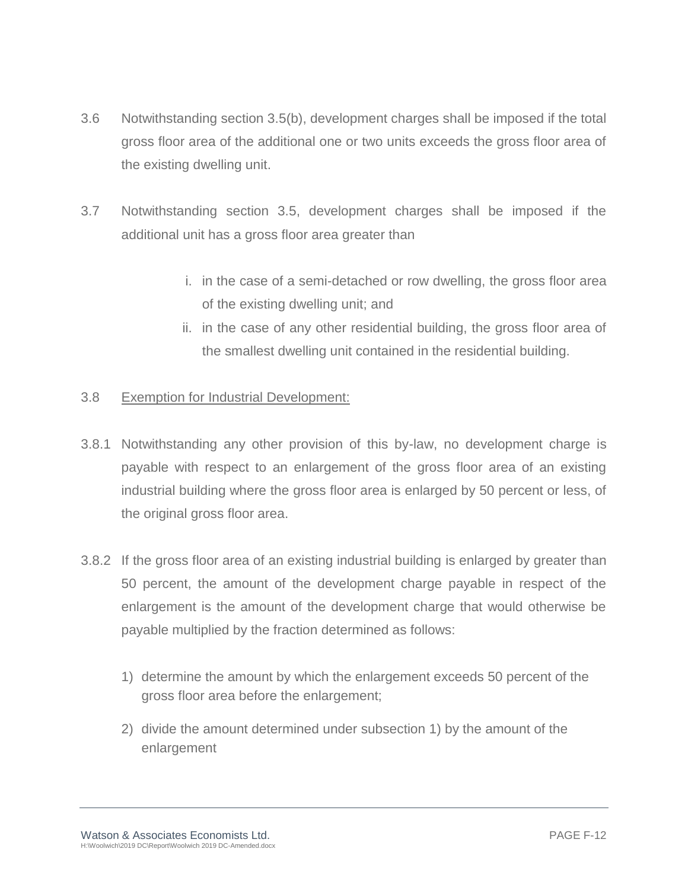3.6 Notwithstanding section 3.5(b), development charges shall be imposed if the total gross floor area of the additional one or two units exceeds the gross floor area of the existing dwelling unit.

3.7 Notwithstanding section 3.5, development charges shall be imposed if the additional unit has a gross floor area greater than

i. in the case of a semi-detached or row dwelling, the gross floor area of the existing dwelling unit; and
ii. in the case of any other residential building, the gross floor area of the smallest dwelling unit contained in the residential building.

3.8 Exemption for Industrial Development:

3.8.1 Notwithstanding any other provision of this by-law, no development charge is payable with respect to an enlargement of the gross floor area of an existing industrial building where the gross floor area is enlarged by 50 percent or less, of the original gross floor area.

3.8.2 If the gross floor area of an existing industrial building is enlarged by greater than 50 percent, the amount of the development charge payable in respect of the enlargement is the amount of the development charge that would otherwise be payable multiplied by the fraction determined as follows:

1) determine the amount by which the enlargement exceeds 50 percent of the gross floor area before the enlargement;

2) divide the amount determined under subsection 1) by the amount of the enlargement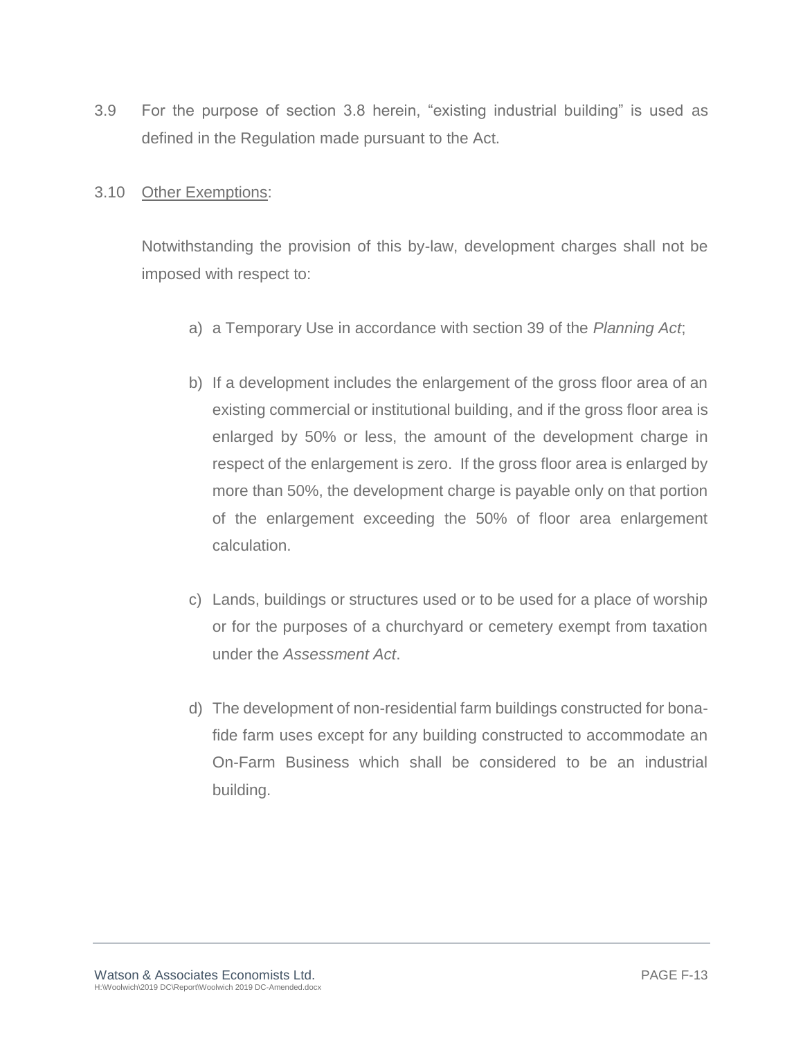3.9 For the purpose of section 3.8 herein, "existing industrial building" is used as defined in the Regulation made pursuant to the Act.

3.10 <u>Other Exemptions</u>:

Notwithstanding the provision of this by-law, development charges shall not be imposed with respect to:

a) a Temporary Use in accordance with section 39 of the *Planning Act*;

b) If a development includes the enlargement of the gross floor area of an existing commercial or institutional building, and if the gross floor area is enlarged by 50% or less, the amount of the development charge in respect of the enlargement is zero. If the gross floor area is enlarged by more than 50%, the development charge is payable only on that portion of the enlargement exceeding the 50% of floor area enlargement calculation.

c) Lands, buildings or structures used or to be used for a place of worship or for the purposes of a churchyard or cemetery exempt from taxation under the *Assessment Act*.

d) The development of non-residential farm buildings constructed for bona-fide farm uses except for any building constructed to accommodate an On-Farm Business which shall be considered to be an industrial building.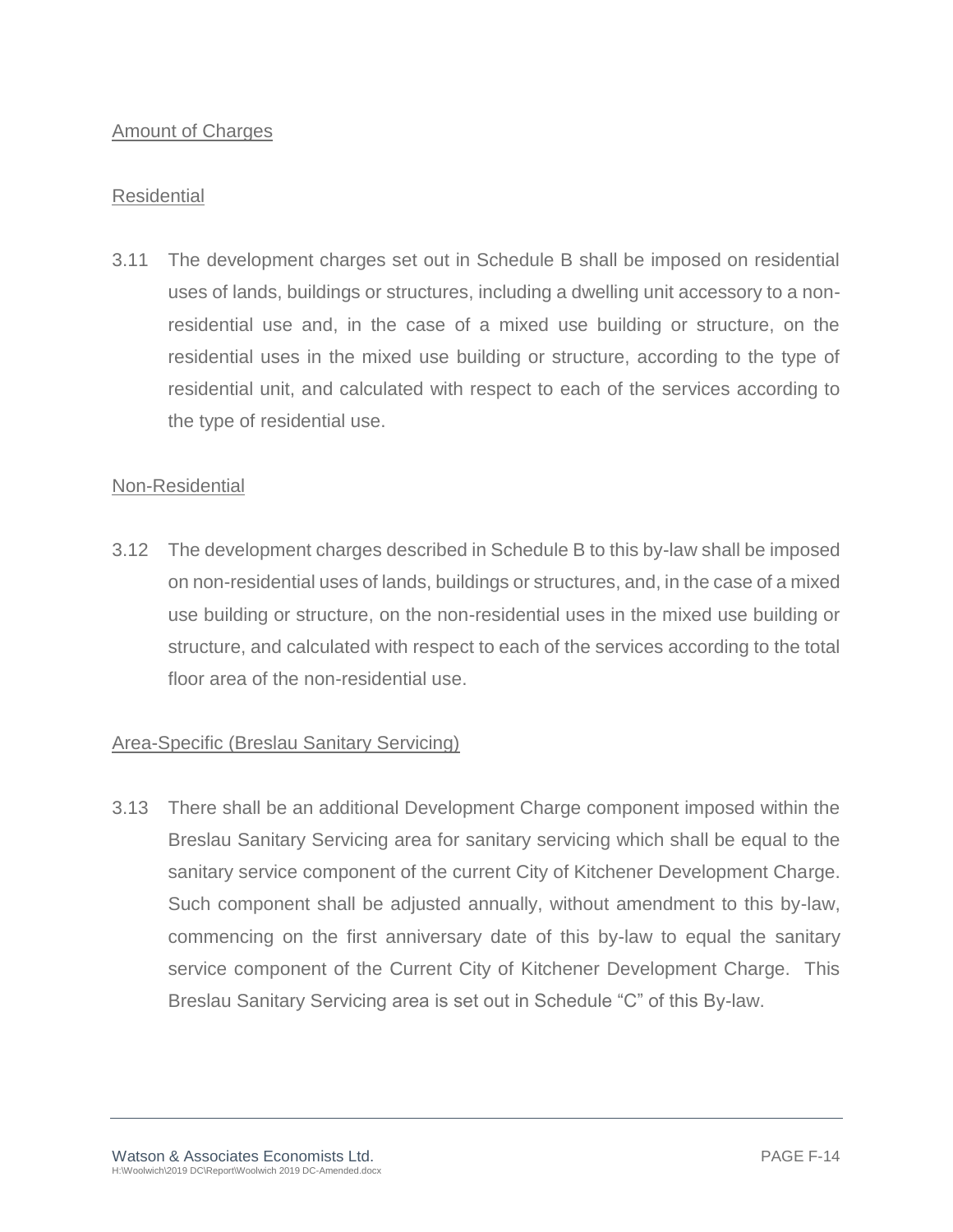Amount of Charges

Residential

3.11 The development charges set out in Schedule B shall be imposed on residential uses of lands, buildings or structures, including a dwelling unit accessory to a non-residential use and, in the case of a mixed use building or structure, on the residential uses in the mixed use building or structure, according to the type of residential unit, and calculated with respect to each of the services according to the type of residential use.

Non-Residential

3.12 The development charges described in Schedule B to this by-law shall be imposed on non-residential uses of lands, buildings or structures, and, in the case of a mixed use building or structure, on the non-residential uses in the mixed use building or structure, and calculated with respect to each of the services according to the total floor area of the non-residential use.

Area-Specific (Breslau Sanitary Servicing)

3.13 There shall be an additional Development Charge component imposed within the Breslau Sanitary Servicing area for sanitary servicing which shall be equal to the sanitary service component of the current City of Kitchener Development Charge. Such component shall be adjusted annually, without amendment to this by-law, commencing on the first anniversary date of this by-law to equal the sanitary service component of the Current City of Kitchener Development Charge. This Breslau Sanitary Servicing area is set out in Schedule "C" of this By-law.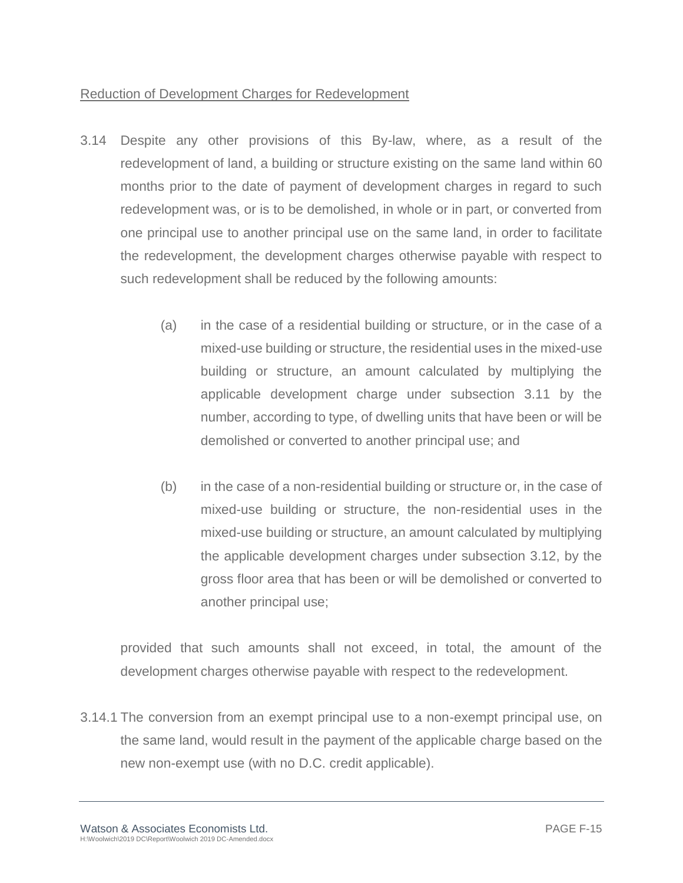<u>Reduction of Development Charges for Redevelopment</u>

3.14 Despite any other provisions of this By-law, where, as a result of the redevelopment of land, a building or structure existing on the same land within 60 months prior to the date of payment of development charges in regard to such redevelopment was, or is to be demolished, in whole or in part, or converted from one principal use to another principal use on the same land, in order to facilitate the redevelopment, the development charges otherwise payable with respect to such redevelopment shall be reduced by the following amounts:

(a) in the case of a residential building or structure, or in the case of a mixed-use building or structure, the residential uses in the mixed-use building or structure, an amount calculated by multiplying the applicable development charge under subsection 3.11 by the number, according to type, of dwelling units that have been or will be demolished or converted to another principal use; and

(b) in the case of a non-residential building or structure or, in the case of mixed-use building or structure, the non-residential uses in the mixed-use building or structure, an amount calculated by multiplying the applicable development charges under subsection 3.12, by the gross floor area that has been or will be demolished or converted to another principal use;

provided that such amounts shall not exceed, in total, the amount of the development charges otherwise payable with respect to the redevelopment.

3.14.1 The conversion from an exempt principal use to a non-exempt principal use, on the same land, would result in the payment of the applicable charge based on the new non-exempt use (with no D.C. credit applicable).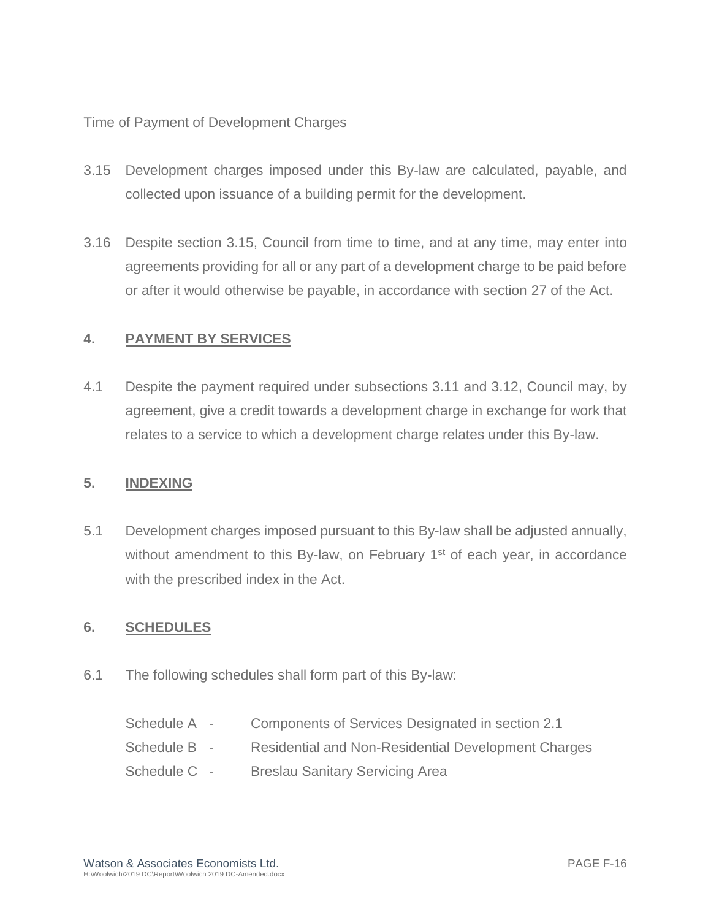Time of Payment of Development Charges

3.15 Development charges imposed under this By-law are calculated, payable, and collected upon issuance of a building permit for the development.

3.16 Despite section 3.15, Council from time to time, and at any time, may enter into agreements providing for all or any part of a development charge to be paid before or after it would otherwise be payable, in accordance with section 27 of the Act.

## 4. PAYMENT BY SERVICES

4.1 Despite the payment required under subsections 3.11 and 3.12, Council may, by agreement, give a credit towards a development charge in exchange for work that relates to a service to which a development charge relates under this By-law.

## 5. INDEXING

5.1 Development charges imposed pursuant to this By-law shall be adjusted annually, without amendment to this By-law, on February 1st of each year, in accordance with the prescribed index in the Act.

## 6. SCHEDULES

6.1 The following schedules shall form part of this By-law:

Schedule A - Components of Services Designated in section 2.1
Schedule B - Residential and Non-Residential Development Charges
Schedule C - Breslau Sanitary Servicing Area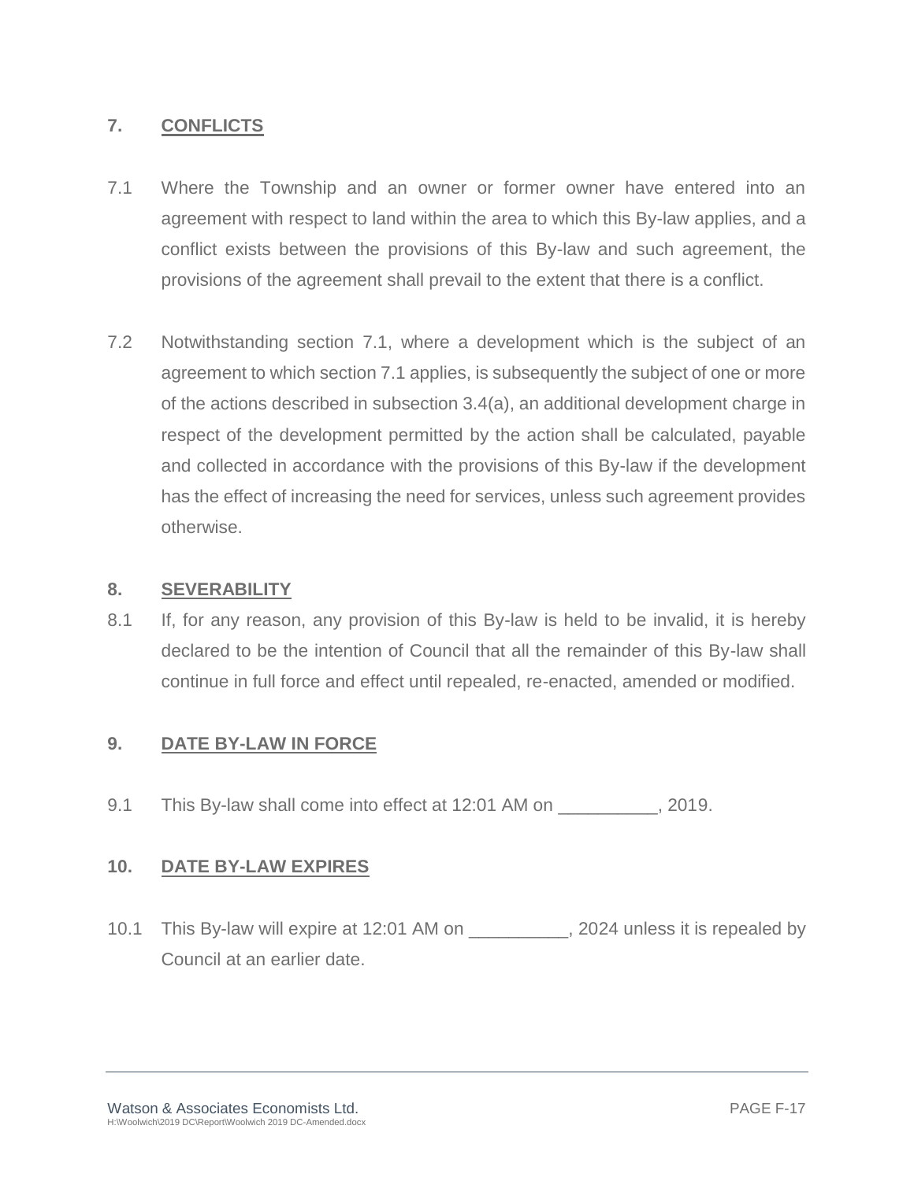## 7. CONFLICTS

7.1 Where the Township and an owner or former owner have entered into an agreement with respect to land within the area to which this By-law applies, and a conflict exists between the provisions of this By-law and such agreement, the provisions of the agreement shall prevail to the extent that there is a conflict.

7.2 Notwithstanding section 7.1, where a development which is the subject of an agreement to which section 7.1 applies, is subsequently the subject of one or more of the actions described in subsection 3.4(a), an additional development charge in respect of the development permitted by the action shall be calculated, payable and collected in accordance with the provisions of this By-law if the development has the effect of increasing the need for services, unless such agreement provides otherwise.

## 8. SEVERABILITY

8.1 If, for any reason, any provision of this By-law is held to be invalid, it is hereby declared to be the intention of Council that all the remainder of this By-law shall continue in full force and effect until repealed, re-enacted, amended or modified.

## 9. DATE BY-LAW IN FORCE

9.1 This By-law shall come into effect at 12:01 AM on __________, 2019.

## 10. DATE BY-LAW EXPIRES

10.1 This By-law will expire at 12:01 AM on __________, 2024 unless it is repealed by Council at an earlier date.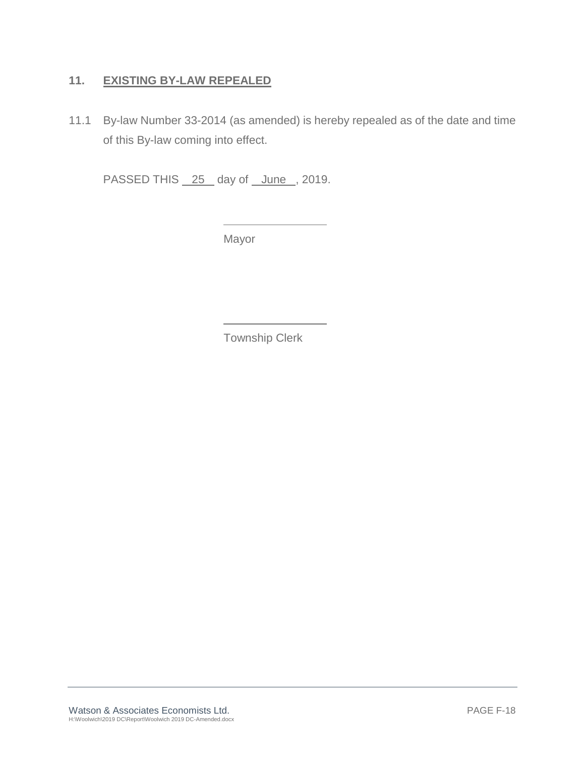## 11. EXISTING BY-LAW REPEALED

11.1 By-law Number 33-2014 (as amended) is hereby repealed as of the date and time of this By-law coming into effect.

PASSED THIS 25 day of June, 2019.

_______________
Mayor

_______________
Township Clerk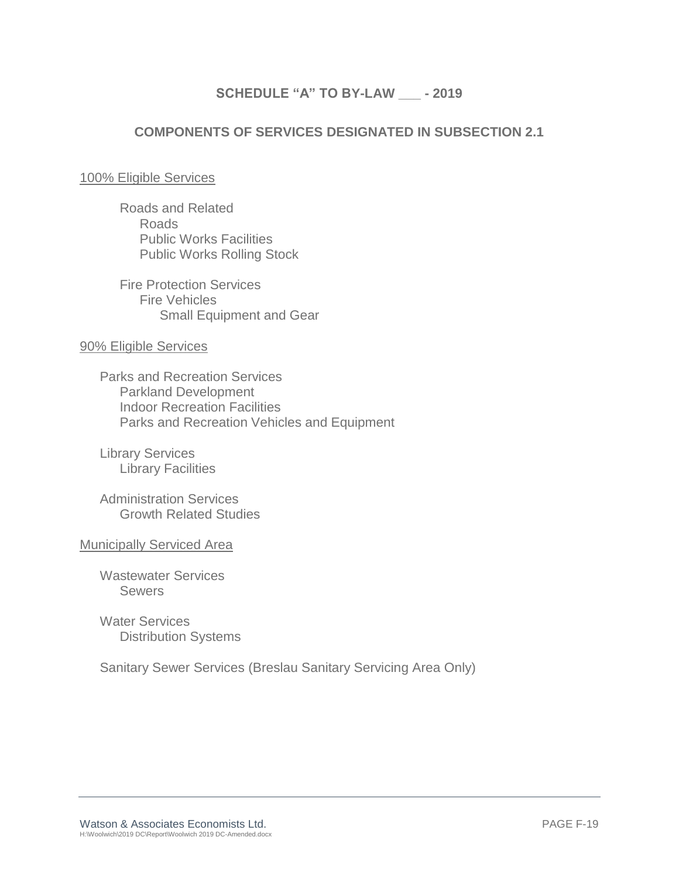## SCHEDULE "A" TO BY-LAW ___ - 2019

## COMPONENTS OF SERVICES DESIGNATED IN SUBSECTION 2.1

<u>100% Eligible Services</u>

- Roads and Related
  - Roads
  - Public Works Facilities
  - Public Works Rolling Stock

- Fire Protection Services
  - Fire Vehicles
    - Small Equipment and Gear

<u>90% Eligible Services</u>

- Parks and Recreation Services
  - Parkland Development
  - Indoor Recreation Facilities
  - Parks and Recreation Vehicles and Equipment

- Library Services
  - Library Facilities

- Administration Services
  - Growth Related Studies

<u>Municipally Serviced Area</u>

- Wastewater Services
  - Sewers

- Water Services
  - Distribution Systems

- Sanitary Sewer Services (Breslau Sanitary Servicing Area Only)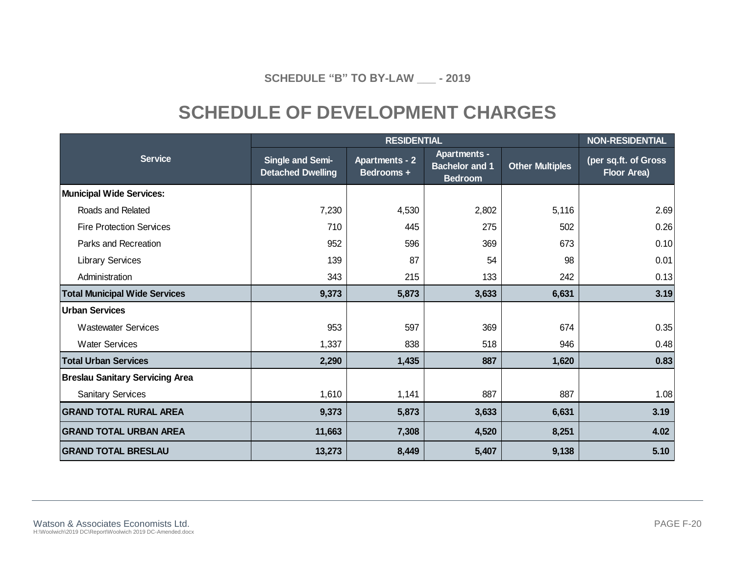SCHEDULE "B" TO BY-LAW ___ - 2019

# SCHEDULE OF DEVELOPMENT CHARGES

| Service | RESIDENTIAL | | | | NON-RESIDENTIAL |
|---|---|---|---|---|---|
| | Single and Semi-Detached Dwelling | Apartments - 2 Bedrooms + | Apartments - Bachelor and 1 Bedroom | Other Multiples | (per sq.ft. of Gross Floor Area) |
| **Municipal Wide Services:** | | | | | |
| Roads and Related | 7,230 | 4,530 | 2,802 | 5,116 | 2.69 |
| Fire Protection Services | 710 | 445 | 275 | 502 | 0.26 |
| Parks and Recreation | 952 | 596 | 369 | 673 | 0.10 |
| Library Services | 139 | 87 | 54 | 98 | 0.01 |
| Administration | 343 | 215 | 133 | 242 | 0.13 |
| **Total Municipal Wide Services** | **9,373** | **5,873** | **3,633** | **6,631** | **3.19** |
| **Urban Services** | | | | | |
| Wastewater Services | 953 | 597 | 369 | 674 | 0.35 |
| Water Services | 1,337 | 838 | 518 | 946 | 0.48 |
| **Total Urban Services** | **2,290** | **1,435** | **887** | **1,620** | **0.83** |
| **Breslau Sanitary Servicing Area** | | | | | |
| Sanitary Services | 1,610 | 1,141 | 887 | 887 | 1.08 |
| **GRAND TOTAL RURAL AREA** | **9,373** | **5,873** | **3,633** | **6,631** | **3.19** |
| **GRAND TOTAL URBAN AREA** | **11,663** | **7,308** | **4,520** | **8,251** | **4.02** |
| **GRAND TOTAL BRESLAU** | **13,273** | **8,449** | **5,407** | **9,138** | **5.10** |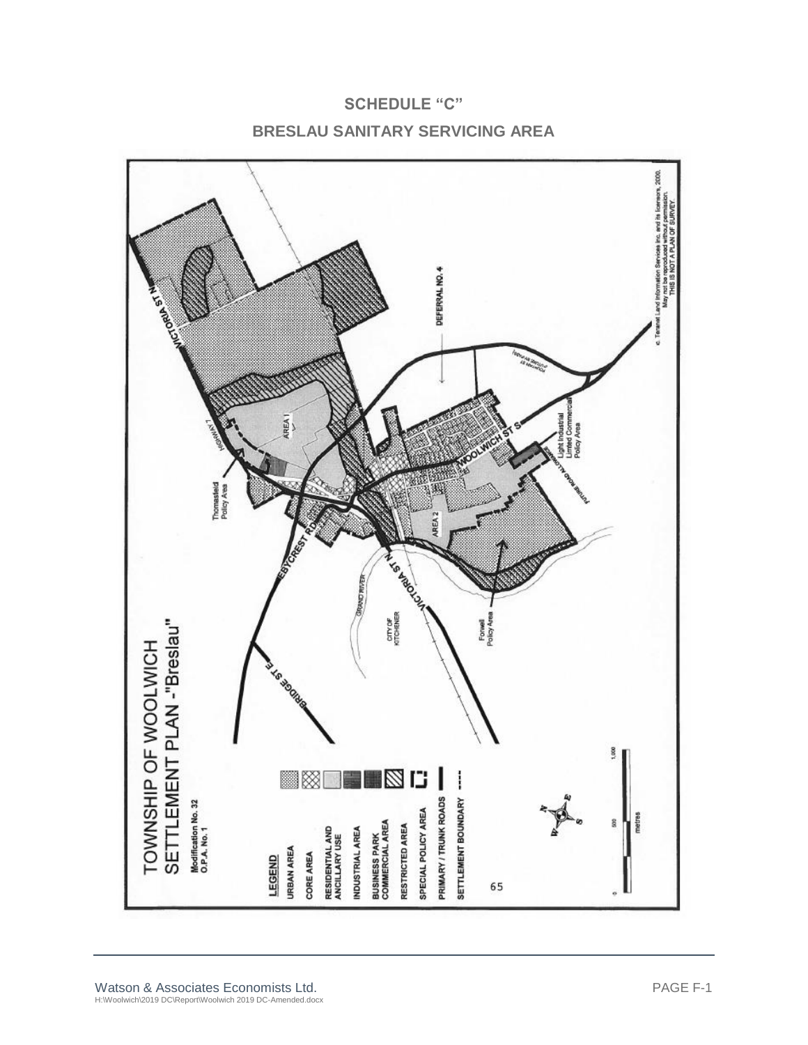# SCHEDULE "C"

## BRESLAU SANITARY SERVICING AREA

TOWNSHIP OF WOOLWICH
SETTLEMENT PLAN - "Breslau"

Modification No. 32
O.P.A. No. 1

LEGEND
URBAN AREA
CORE AREA
RESIDENTIAL AND ANCILLARY USE
INDUSTRIAL AREA
BUSINESS PARK COMMERCIAL AREA
RESTRICTED AREA
SPECIAL POLICY AREA
PRIMARY / TRUNK ROADS
SETTLEMENT BOUNDARY

65

0 500 1,000
metres

VICTORIA ST N
DEFERRAL NO. 4
HIGHWAY 7
AREA 1
Thomasfield Policy Area
WOOLWICH ST S
Light Industrial Limited Commercial Policy Area
FUTURE ROAD ALLOWANCE
AREA 2
KRAUSE RD
FOUNTAIN ST
EBYCREST RD
VICTORIA ST N
GRAND RIVER
CITY OF KITCHENER
Forwell Policy Area
BRIDGE ST E

c. Teranet Land Information Services Inc. and its licensors, 2000.
May not be reproduced without permission.
THIS IS NOT A PLAN OF SURVEY.